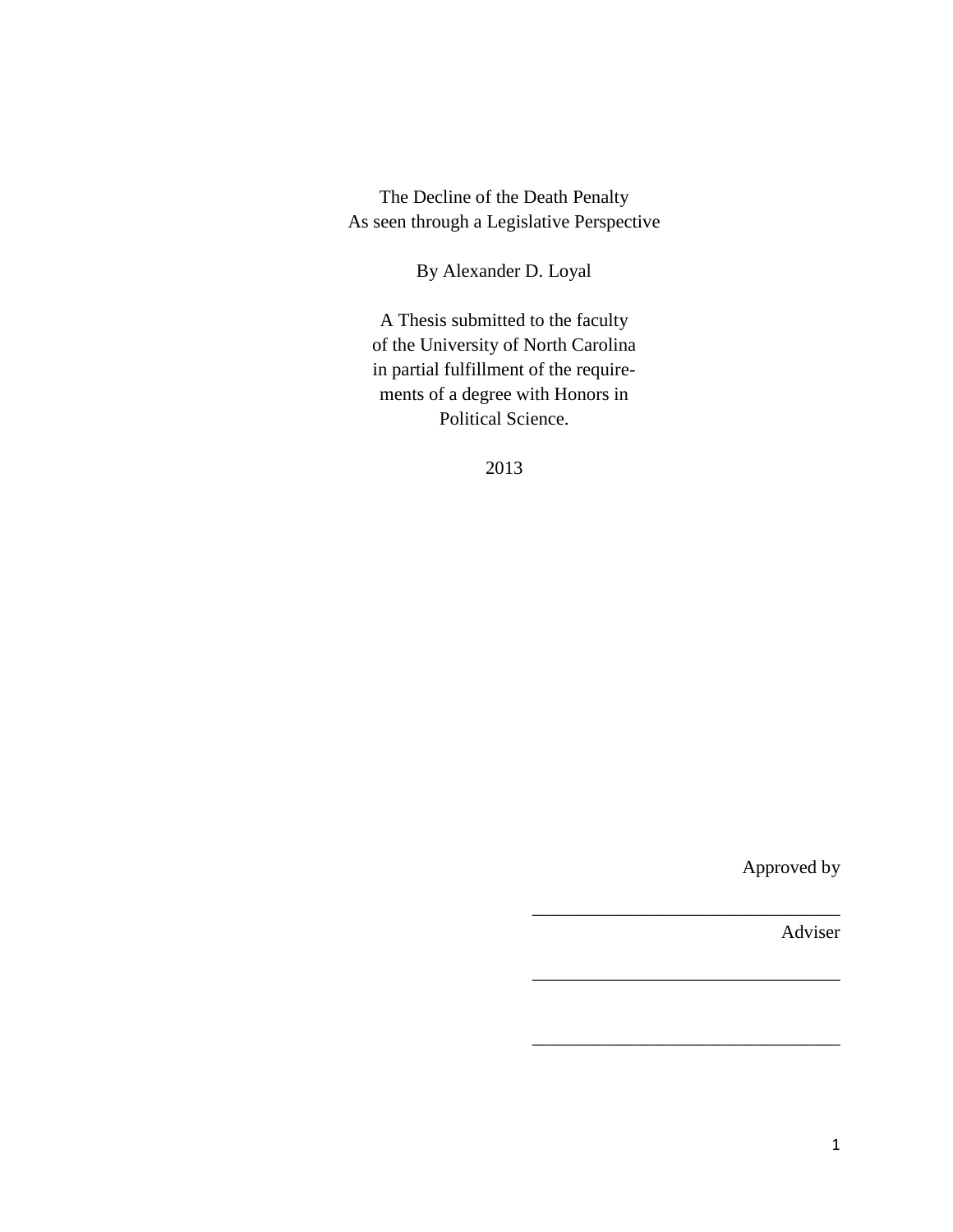# The Decline of the Death Penalty
## As seen through a Legislative Perspective

By Alexander D. Loyal

A Thesis submitted to the faculty
of the University of North Carolina
in partial fulfillment of the require-
ments of a degree with Honors in
Political Science.

2013

Approved by

_________________________________

Adviser

_________________________________

_________________________________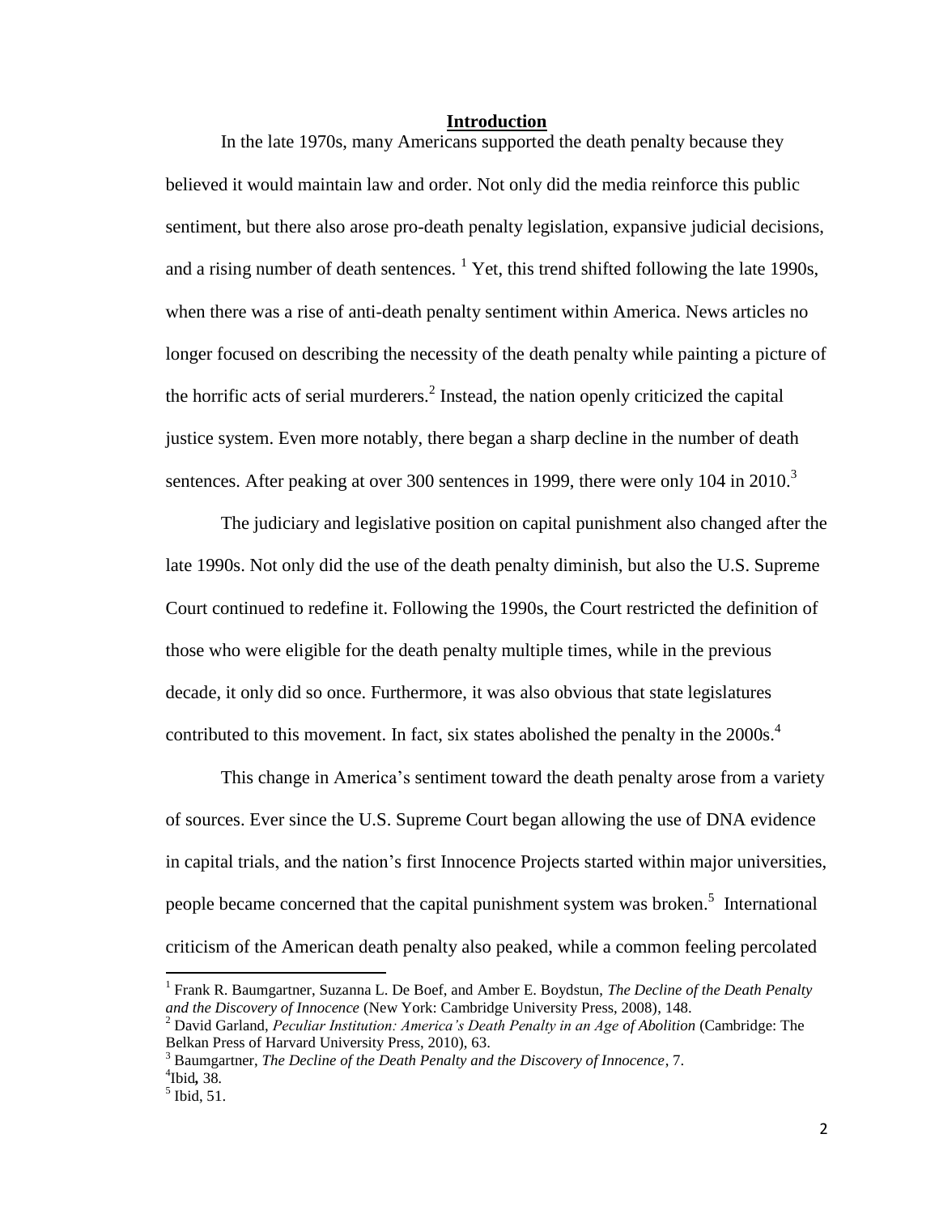## Introduction

In the late 1970s, many Americans supported the death penalty because they believed it would maintain law and order. Not only did the media reinforce this public sentiment, but there also arose pro-death penalty legislation, expansive judicial decisions, and a rising number of death sentences. [1] Yet, this trend shifted following the late 1990s, when there was a rise of anti-death penalty sentiment within America. News articles no longer focused on describing the necessity of the death penalty while painting a picture of the horrific acts of serial murderers.[2] Instead, the nation openly criticized the capital justice system. Even more notably, there began a sharp decline in the number of death sentences. After peaking at over 300 sentences in 1999, there were only 104 in 2010.[3]

The judiciary and legislative position on capital punishment also changed after the late 1990s. Not only did the use of the death penalty diminish, but also the U.S. Supreme Court continued to redefine it. Following the 1990s, the Court restricted the definition of those who were eligible for the death penalty multiple times, while in the previous decade, it only did so once. Furthermore, it was also obvious that state legislatures contributed to this movement. In fact, six states abolished the penalty in the 2000s.[4]

This change in America's sentiment toward the death penalty arose from a variety of sources. Ever since the U.S. Supreme Court began allowing the use of DNA evidence in capital trials, and the nation's first Innocence Projects started within major universities, people became concerned that the capital punishment system was broken.[5] International criticism of the American death penalty also peaked, while a common feeling percolated

---

[1] Frank R. Baumgartner, Suzanna L. De Boef, and Amber E. Boydstun, *The Decline of the Death Penalty and the Discovery of Innocence* (New York: Cambridge University Press, 2008), 148.

[2] David Garland, *Peculiar Institution: America's Death Penalty in an Age of Abolition* (Cambridge: The Belkan Press of Harvard University Press, 2010), 63.

[3] Baumgartner, *The Decline of the Death Penalty and the Discovery of Innocence*, 7.

[4] Ibid*,* 38*.*

[5] Ibid, 51.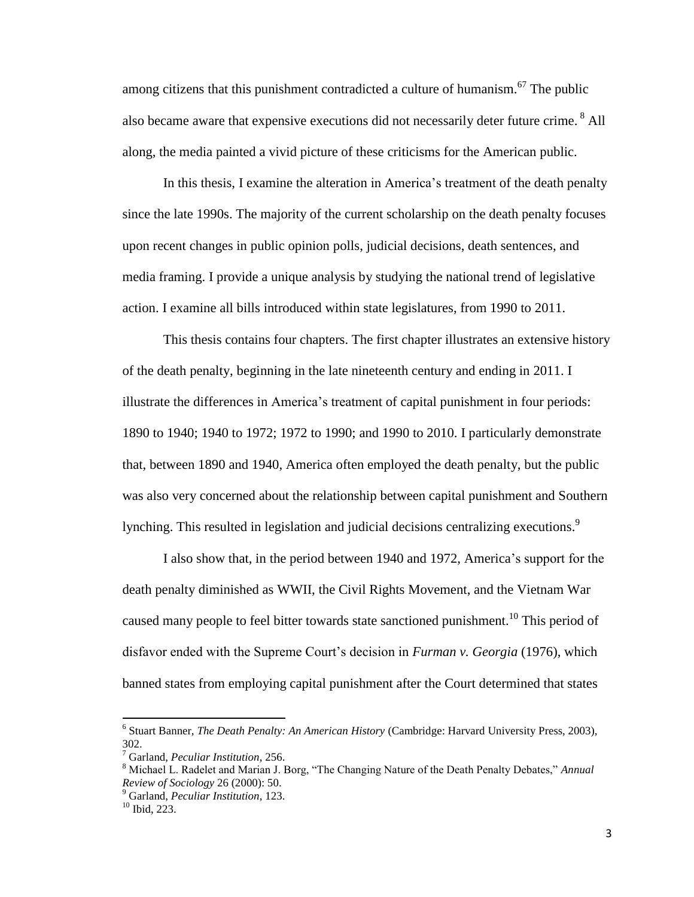among citizens that this punishment contradicted a culture of humanism.[67] The public also became aware that expensive executions did not necessarily deter future crime. [8] All along, the media painted a vivid picture of these criticisms for the American public.

In this thesis, I examine the alteration in America's treatment of the death penalty since the late 1990s. The majority of the current scholarship on the death penalty focuses upon recent changes in public opinion polls, judicial decisions, death sentences, and media framing. I provide a unique analysis by studying the national trend of legislative action. I examine all bills introduced within state legislatures, from 1990 to 2011.

This thesis contains four chapters. The first chapter illustrates an extensive history of the death penalty, beginning in the late nineteenth century and ending in 2011. I illustrate the differences in America's treatment of capital punishment in four periods: 1890 to 1940; 1940 to 1972; 1972 to 1990; and 1990 to 2010. I particularly demonstrate that, between 1890 and 1940, America often employed the death penalty, but the public was also very concerned about the relationship between capital punishment and Southern lynching. This resulted in legislation and judicial decisions centralizing executions.[9]

I also show that, in the period between 1940 and 1972, America's support for the death penalty diminished as WWII, the Civil Rights Movement, and the Vietnam War caused many people to feel bitter towards state sanctioned punishment.[10] This period of disfavor ended with the Supreme Court's decision in *Furman v. Georgia* (1976), which banned states from employing capital punishment after the Court determined that states

---

[6] Stuart Banner, *The Death Penalty: An American History* (Cambridge: Harvard University Press, 2003), 302.

[7] Garland, *Peculiar Institution*, 256.

[8] Michael L. Radelet and Marian J. Borg, "The Changing Nature of the Death Penalty Debates," *Annual Review of Sociology* 26 (2000): 50.

[9] Garland, *Peculiar Institution*, 123.

[10] Ibid, 223.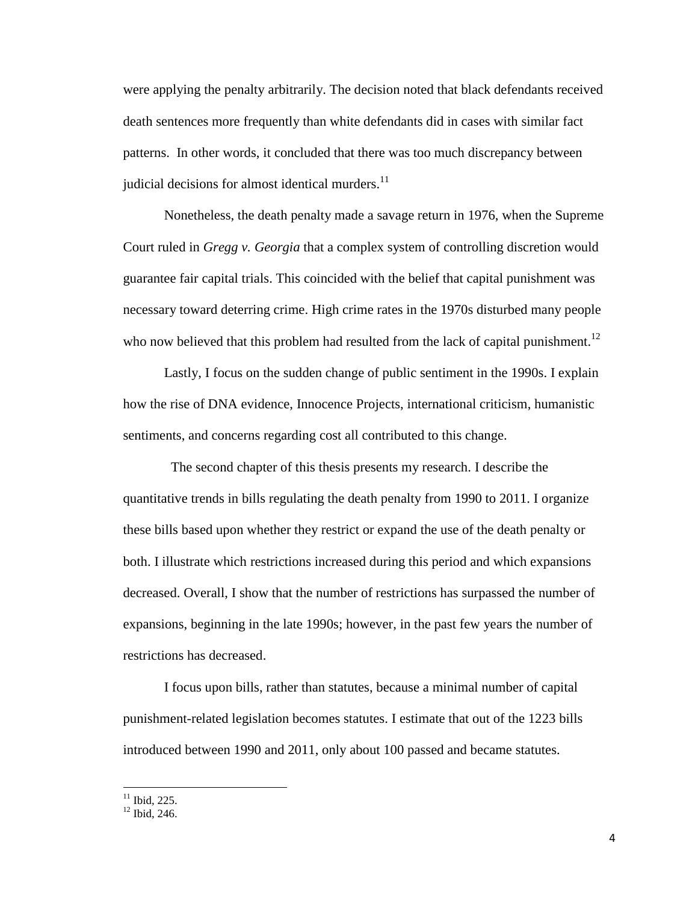were applying the penalty arbitrarily. The decision noted that black defendants received death sentences more frequently than white defendants did in cases with similar fact patterns. In other words, it concluded that there was too much discrepancy between judicial decisions for almost identical murders.[11]

Nonetheless, the death penalty made a savage return in 1976, when the Supreme Court ruled in *Gregg v. Georgia* that a complex system of controlling discretion would guarantee fair capital trials. This coincided with the belief that capital punishment was necessary toward deterring crime. High crime rates in the 1970s disturbed many people who now believed that this problem had resulted from the lack of capital punishment.[12]

Lastly, I focus on the sudden change of public sentiment in the 1990s. I explain how the rise of DNA evidence, Innocence Projects, international criticism, humanistic sentiments, and concerns regarding cost all contributed to this change.

The second chapter of this thesis presents my research. I describe the quantitative trends in bills regulating the death penalty from 1990 to 2011. I organize these bills based upon whether they restrict or expand the use of the death penalty or both. I illustrate which restrictions increased during this period and which expansions decreased. Overall, I show that the number of restrictions has surpassed the number of expansions, beginning in the late 1990s; however, in the past few years the number of restrictions has decreased.

I focus upon bills, rather than statutes, because a minimal number of capital punishment-related legislation becomes statutes. I estimate that out of the 1223 bills introduced between 1990 and 2011, only about 100 passed and became statutes.

---

[11] Ibid, 225.

[12] Ibid, 246.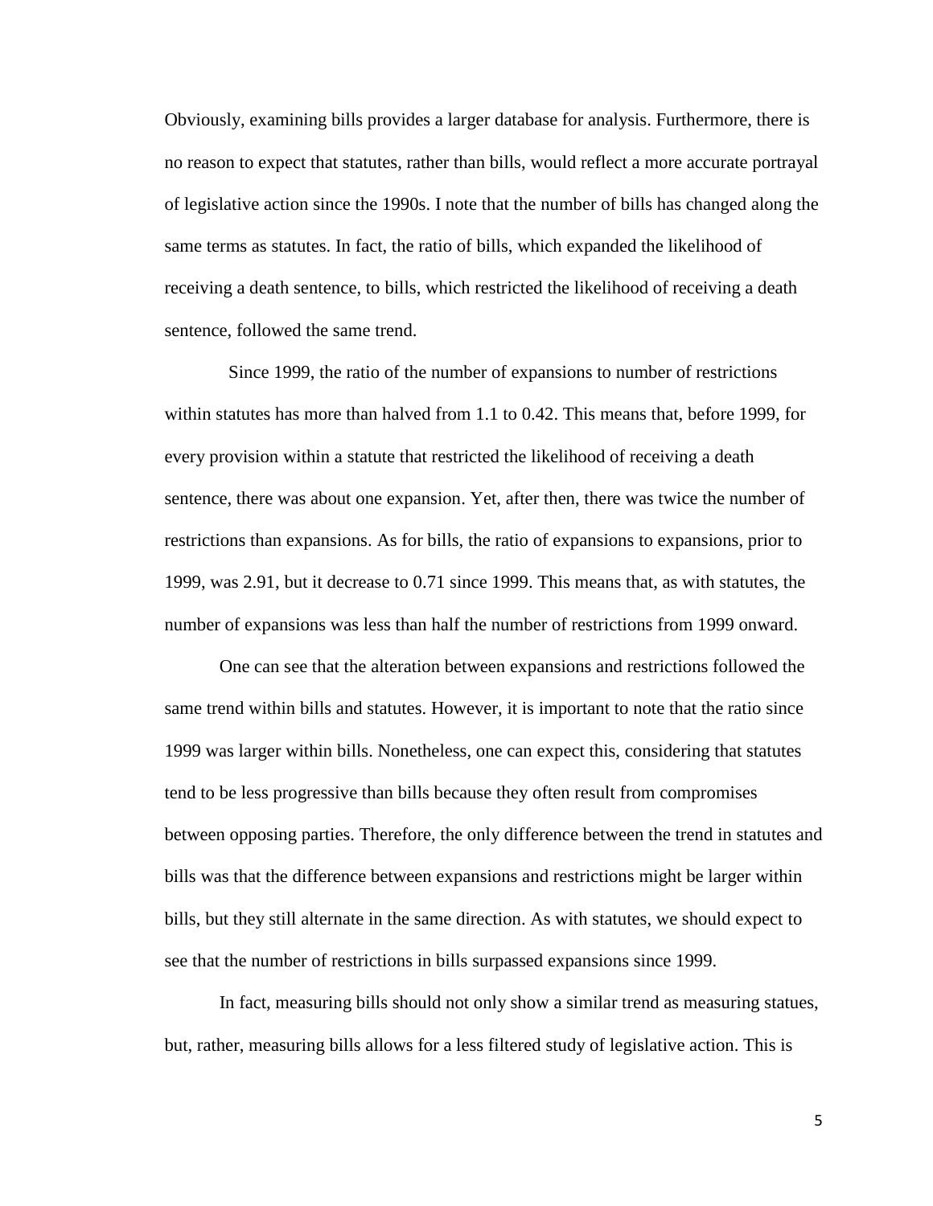Obviously, examining bills provides a larger database for analysis. Furthermore, there is no reason to expect that statutes, rather than bills, would reflect a more accurate portrayal of legislative action since the 1990s. I note that the number of bills has changed along the same terms as statutes. In fact, the ratio of bills, which expanded the likelihood of receiving a death sentence, to bills, which restricted the likelihood of receiving a death sentence, followed the same trend.

Since 1999, the ratio of the number of expansions to number of restrictions within statutes has more than halved from 1.1 to 0.42. This means that, before 1999, for every provision within a statute that restricted the likelihood of receiving a death sentence, there was about one expansion. Yet, after then, there was twice the number of restrictions than expansions. As for bills, the ratio of expansions to expansions, prior to 1999, was 2.91, but it decrease to 0.71 since 1999. This means that, as with statutes, the number of expansions was less than half the number of restrictions from 1999 onward.

One can see that the alteration between expansions and restrictions followed the same trend within bills and statutes. However, it is important to note that the ratio since 1999 was larger within bills. Nonetheless, one can expect this, considering that statutes tend to be less progressive than bills because they often result from compromises between opposing parties. Therefore, the only difference between the trend in statutes and bills was that the difference between expansions and restrictions might be larger within bills, but they still alternate in the same direction. As with statutes, we should expect to see that the number of restrictions in bills surpassed expansions since 1999.

In fact, measuring bills should not only show a similar trend as measuring statues, but, rather, measuring bills allows for a less filtered study of legislative action. This is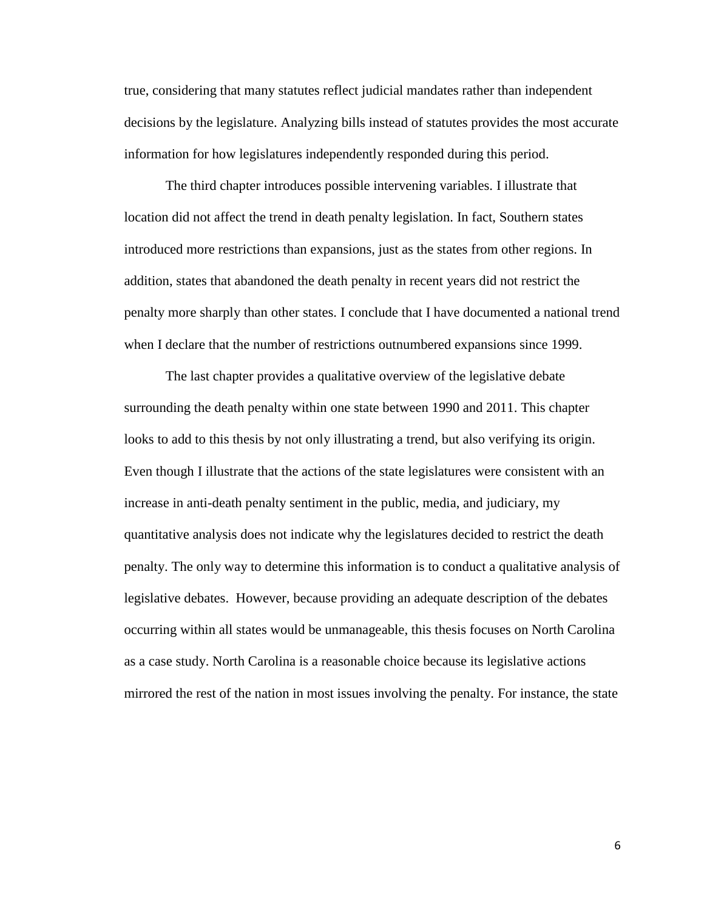true, considering that many statutes reflect judicial mandates rather than independent decisions by the legislature. Analyzing bills instead of statutes provides the most accurate information for how legislatures independently responded during this period.

The third chapter introduces possible intervening variables. I illustrate that location did not affect the trend in death penalty legislation. In fact, Southern states introduced more restrictions than expansions, just as the states from other regions. In addition, states that abandoned the death penalty in recent years did not restrict the penalty more sharply than other states. I conclude that I have documented a national trend when I declare that the number of restrictions outnumbered expansions since 1999.

The last chapter provides a qualitative overview of the legislative debate surrounding the death penalty within one state between 1990 and 2011. This chapter looks to add to this thesis by not only illustrating a trend, but also verifying its origin. Even though I illustrate that the actions of the state legislatures were consistent with an increase in anti-death penalty sentiment in the public, media, and judiciary, my quantitative analysis does not indicate why the legislatures decided to restrict the death penalty. The only way to determine this information is to conduct a qualitative analysis of legislative debates. However, because providing an adequate description of the debates occurring within all states would be unmanageable, this thesis focuses on North Carolina as a case study. North Carolina is a reasonable choice because its legislative actions mirrored the rest of the nation in most issues involving the penalty. For instance, the state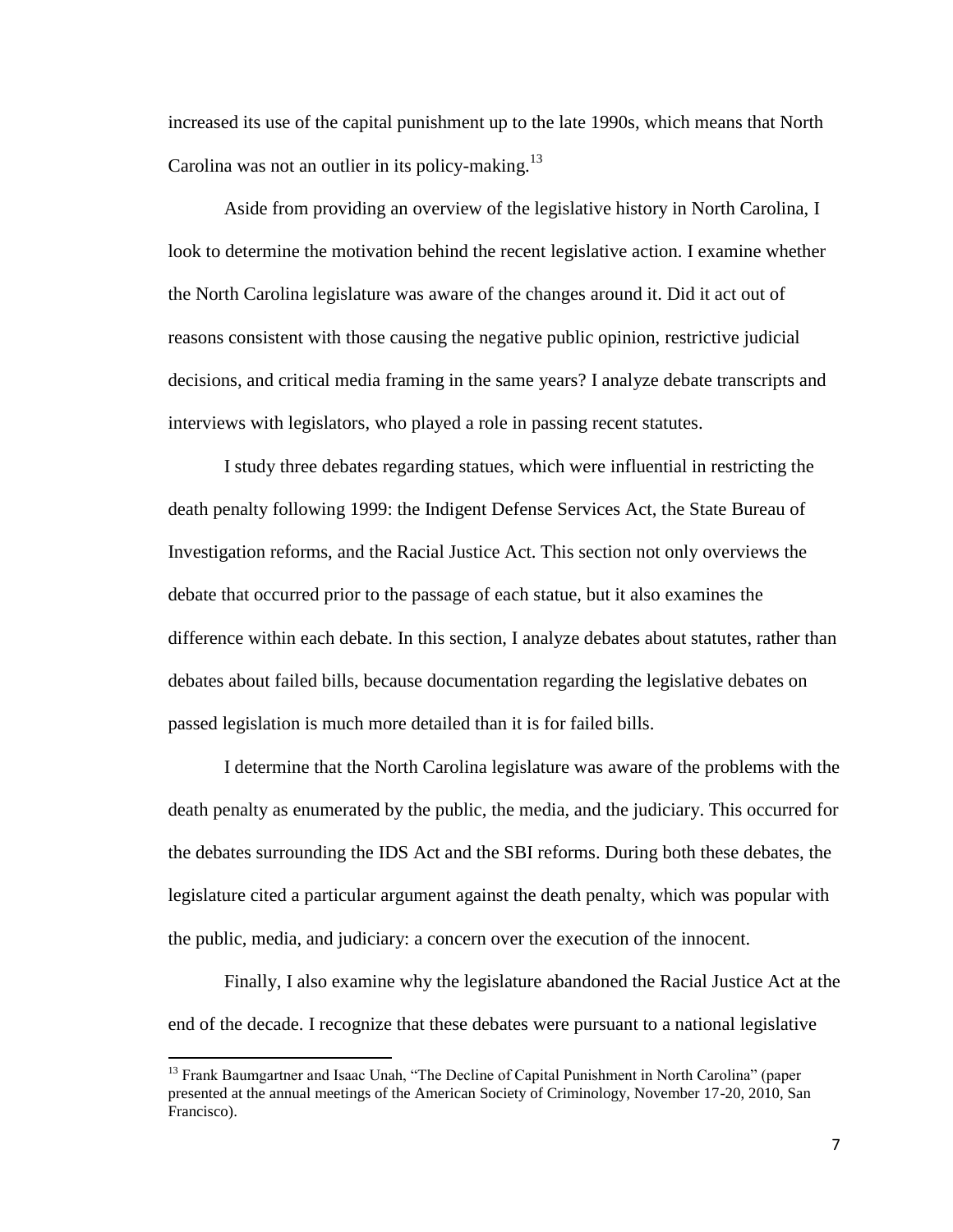increased its use of the capital punishment up to the late 1990s, which means that North Carolina was not an outlier in its policy-making.[13]

Aside from providing an overview of the legislative history in North Carolina, I look to determine the motivation behind the recent legislative action. I examine whether the North Carolina legislature was aware of the changes around it. Did it act out of reasons consistent with those causing the negative public opinion, restrictive judicial decisions, and critical media framing in the same years? I analyze debate transcripts and interviews with legislators, who played a role in passing recent statutes.

I study three debates regarding statues, which were influential in restricting the death penalty following 1999: the Indigent Defense Services Act, the State Bureau of Investigation reforms, and the Racial Justice Act. This section not only overviews the debate that occurred prior to the passage of each statue, but it also examines the difference within each debate. In this section, I analyze debates about statutes, rather than debates about failed bills, because documentation regarding the legislative debates on passed legislation is much more detailed than it is for failed bills.

I determine that the North Carolina legislature was aware of the problems with the death penalty as enumerated by the public, the media, and the judiciary. This occurred for the debates surrounding the IDS Act and the SBI reforms. During both these debates, the legislature cited a particular argument against the death penalty, which was popular with the public, media, and judiciary: a concern over the execution of the innocent.

Finally, I also examine why the legislature abandoned the Racial Justice Act at the end of the decade. I recognize that these debates were pursuant to a national legislative

[13] Frank Baumgartner and Isaac Unah, "The Decline of Capital Punishment in North Carolina" (paper presented at the annual meetings of the American Society of Criminology, November 17-20, 2010, San Francisco).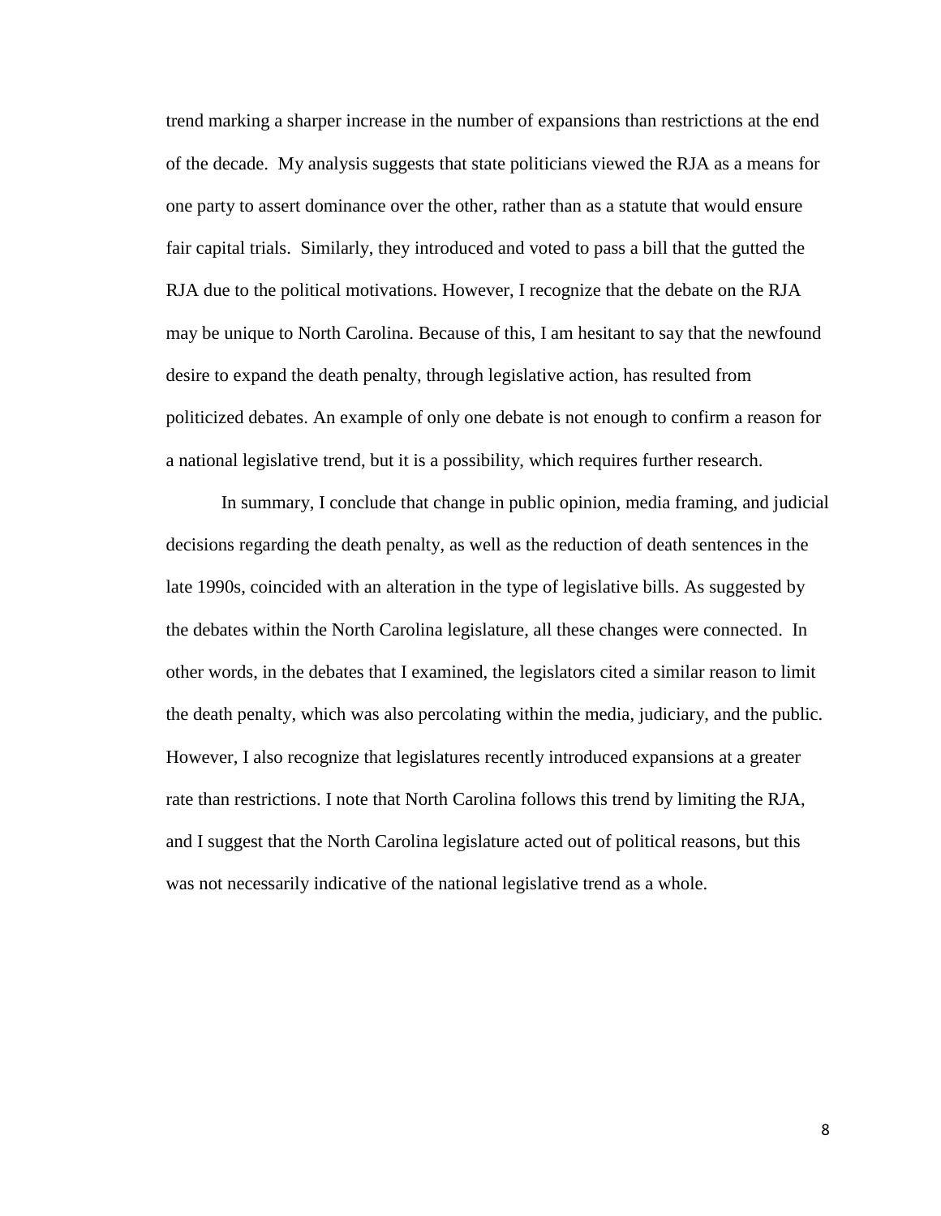trend marking a sharper increase in the number of expansions than restrictions at the end of the decade. My analysis suggests that state politicians viewed the RJA as a means for one party to assert dominance over the other, rather than as a statute that would ensure fair capital trials. Similarly, they introduced and voted to pass a bill that the gutted the RJA due to the political motivations. However, I recognize that the debate on the RJA may be unique to North Carolina. Because of this, I am hesitant to say that the newfound desire to expand the death penalty, through legislative action, has resulted from politicized debates. An example of only one debate is not enough to confirm a reason for a national legislative trend, but it is a possibility, which requires further research.

In summary, I conclude that change in public opinion, media framing, and judicial decisions regarding the death penalty, as well as the reduction of death sentences in the late 1990s, coincided with an alteration in the type of legislative bills. As suggested by the debates within the North Carolina legislature, all these changes were connected. In other words, in the debates that I examined, the legislators cited a similar reason to limit the death penalty, which was also percolating within the media, judiciary, and the public. However, I also recognize that legislatures recently introduced expansions at a greater rate than restrictions. I note that North Carolina follows this trend by limiting the RJA, and I suggest that the North Carolina legislature acted out of political reasons, but this was not necessarily indicative of the national legislative trend as a whole.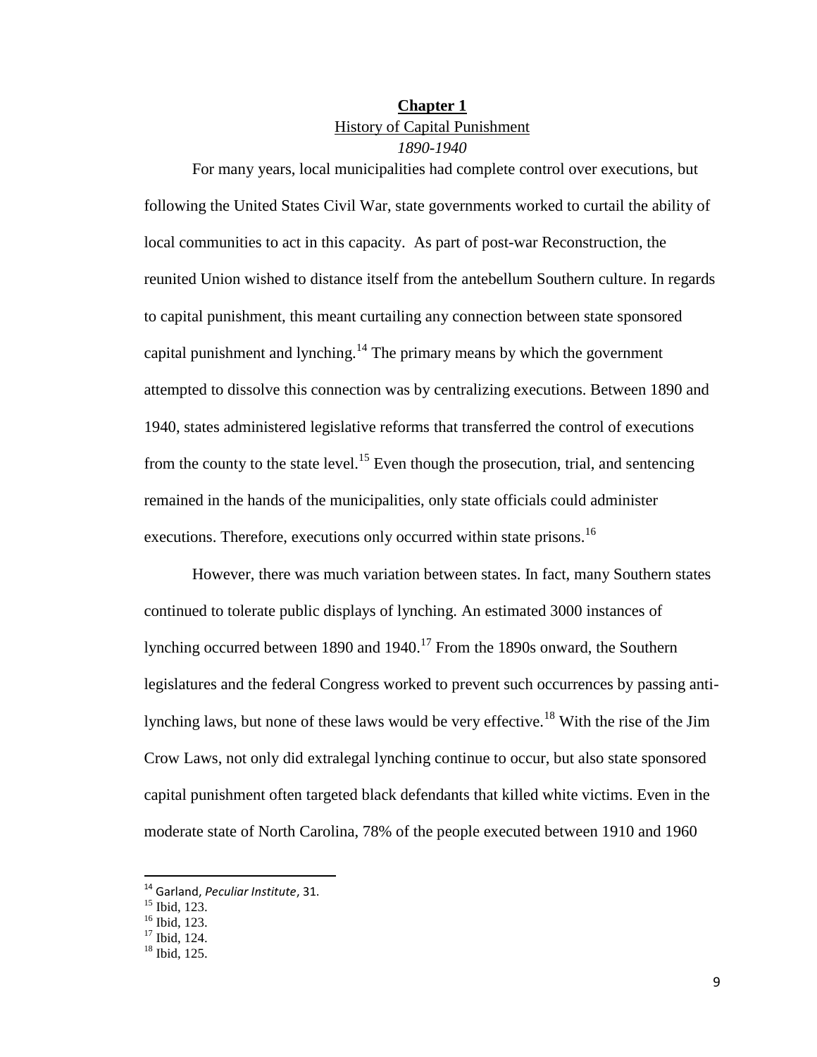# Chapter 1

## History of Capital Punishment

### *1890-1940*

For many years, local municipalities had complete control over executions, but following the United States Civil War, state governments worked to curtail the ability of local communities to act in this capacity. As part of post-war Reconstruction, the reunited Union wished to distance itself from the antebellum Southern culture. In regards to capital punishment, this meant curtailing any connection between state sponsored capital punishment and lynching.[14] The primary means by which the government attempted to dissolve this connection was by centralizing executions. Between 1890 and 1940, states administered legislative reforms that transferred the control of executions from the county to the state level.[15] Even though the prosecution, trial, and sentencing remained in the hands of the municipalities, only state officials could administer executions. Therefore, executions only occurred within state prisons.[16]

However, there was much variation between states. In fact, many Southern states continued to tolerate public displays of lynching. An estimated 3000 instances of lynching occurred between 1890 and 1940.[17] From the 1890s onward, the Southern legislatures and the federal Congress worked to prevent such occurrences by passing anti-lynching laws, but none of these laws would be very effective.[18] With the rise of the Jim Crow Laws, not only did extralegal lynching continue to occur, but also state sponsored capital punishment often targeted black defendants that killed white victims. Even in the moderate state of North Carolina, 78% of the people executed between 1910 and 1960

---

[14] Garland, *Peculiar Institute*, 31.

[15] Ibid, 123.

[16] Ibid, 123.

[17] Ibid, 124.

[18] Ibid, 125.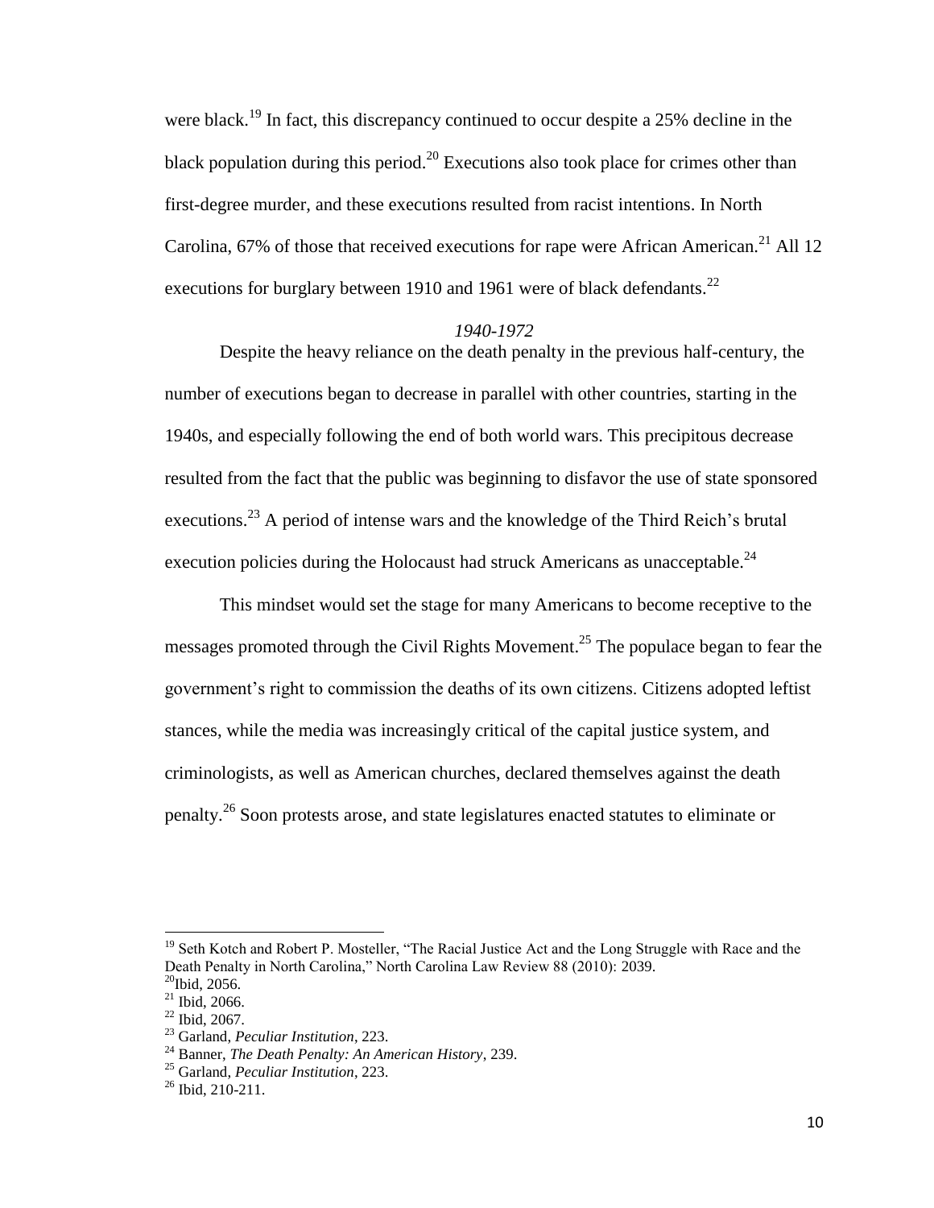were black.[19] In fact, this discrepancy continued to occur despite a 25% decline in the black population during this period.[20] Executions also took place for crimes other than first-degree murder, and these executions resulted from racist intentions. In North Carolina, 67% of those that received executions for rape were African American.[21] All 12 executions for burglary between 1910 and 1961 were of black defendants.[22]

### *1940-1972*

Despite the heavy reliance on the death penalty in the previous half-century, the number of executions began to decrease in parallel with other countries, starting in the 1940s, and especially following the end of both world wars. This precipitous decrease resulted from the fact that the public was beginning to disfavor the use of state sponsored executions.[23] A period of intense wars and the knowledge of the Third Reich's brutal execution policies during the Holocaust had struck Americans as unacceptable.[24]

This mindset would set the stage for many Americans to become receptive to the messages promoted through the Civil Rights Movement.[25] The populace began to fear the government's right to commission the deaths of its own citizens. Citizens adopted leftist stances, while the media was increasingly critical of the capital justice system, and criminologists, as well as American churches, declared themselves against the death penalty.[26] Soon protests arose, and state legislatures enacted statutes to eliminate or

---

[19] Seth Kotch and Robert P. Mosteller, "The Racial Justice Act and the Long Struggle with Race and the Death Penalty in North Carolina," North Carolina Law Review 88 (2010): 2039.
[20] Ibid, 2056.
[21] Ibid, 2066.
[22] Ibid, 2067.
[23] Garland, *Peculiar Institution*, 223.
[24] Banner, *The Death Penalty: An American History*, 239.
[25] Garland, *Peculiar Institution*, 223.
[26] Ibid, 210-211.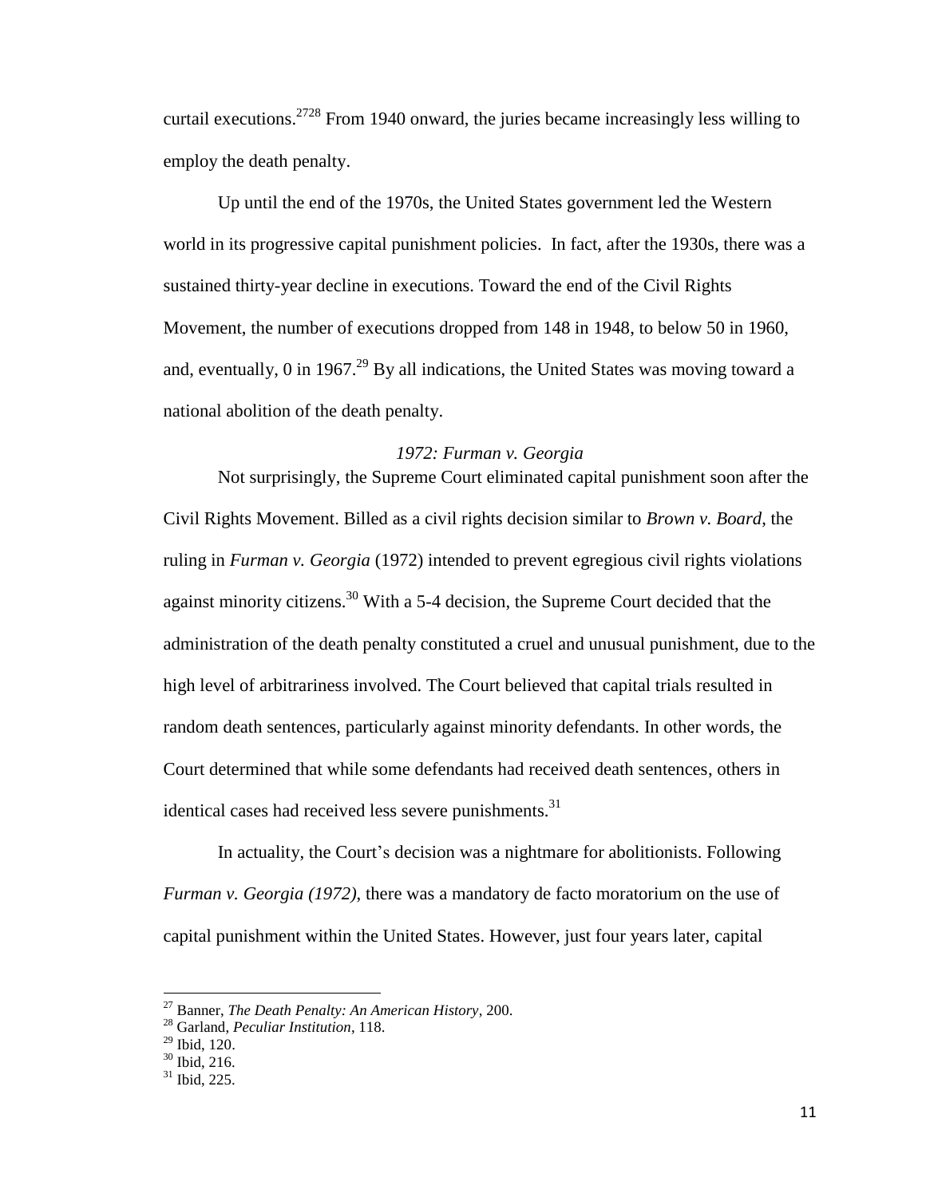curtail executions.[27][28] From 1940 onward, the juries became increasingly less willing to employ the death penalty.

Up until the end of the 1970s, the United States government led the Western world in its progressive capital punishment policies. In fact, after the 1930s, there was a sustained thirty-year decline in executions. Toward the end of the Civil Rights Movement, the number of executions dropped from 148 in 1948, to below 50 in 1960, and, eventually, 0 in 1967.[29] By all indications, the United States was moving toward a national abolition of the death penalty.

### *1972: Furman v. Georgia*

Not surprisingly, the Supreme Court eliminated capital punishment soon after the Civil Rights Movement. Billed as a civil rights decision similar to *Brown v. Board*, the ruling in *Furman v. Georgia* (1972) intended to prevent egregious civil rights violations against minority citizens.[30] With a 5-4 decision, the Supreme Court decided that the administration of the death penalty constituted a cruel and unusual punishment, due to the high level of arbitrariness involved. The Court believed that capital trials resulted in random death sentences, particularly against minority defendants. In other words, the Court determined that while some defendants had received death sentences, others in identical cases had received less severe punishments.[31]

In actuality, the Court's decision was a nightmare for abolitionists. Following *Furman v. Georgia (1972)*, there was a mandatory de facto moratorium on the use of capital punishment within the United States. However, just four years later, capital

---

[27] Banner, *The Death Penalty: An American History*, 200.

[28] Garland, *Peculiar Institution*, 118.

[29] Ibid, 120.

[30] Ibid, 216.

[31] Ibid, 225.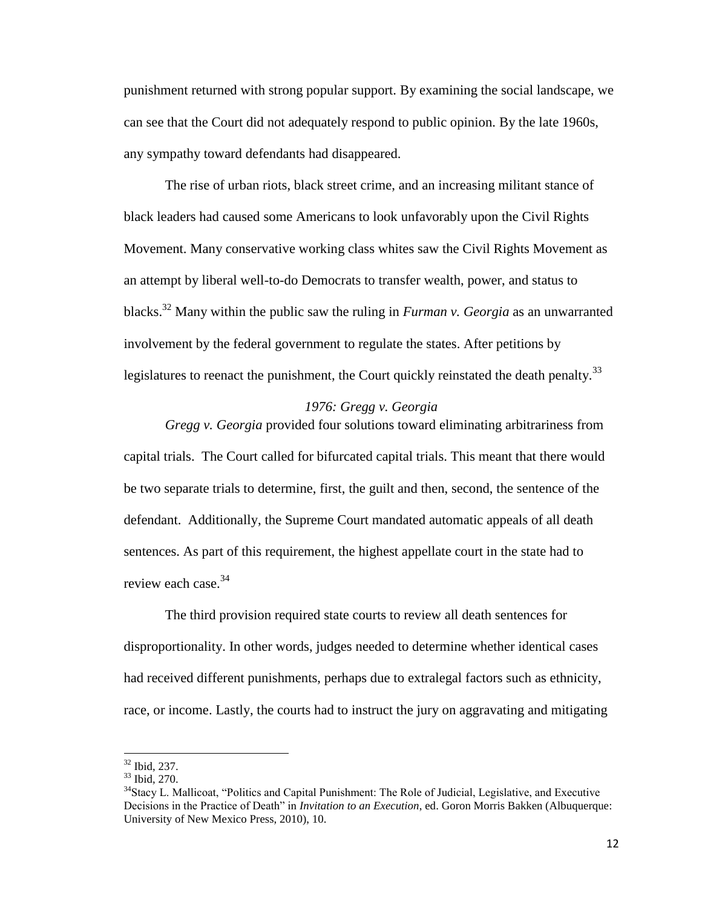punishment returned with strong popular support. By examining the social landscape, we can see that the Court did not adequately respond to public opinion. By the late 1960s, any sympathy toward defendants had disappeared.

The rise of urban riots, black street crime, and an increasing militant stance of black leaders had caused some Americans to look unfavorably upon the Civil Rights Movement. Many conservative working class whites saw the Civil Rights Movement as an attempt by liberal well-to-do Democrats to transfer wealth, power, and status to blacks.[32] Many within the public saw the ruling in *Furman v. Georgia* as an unwarranted involvement by the federal government to regulate the states. After petitions by legislatures to reenact the punishment, the Court quickly reinstated the death penalty.[33]

### *1976: Gregg v. Georgia*

*Gregg v. Georgia* provided four solutions toward eliminating arbitrariness from capital trials. The Court called for bifurcated capital trials. This meant that there would be two separate trials to determine, first, the guilt and then, second, the sentence of the defendant. Additionally, the Supreme Court mandated automatic appeals of all death sentences. As part of this requirement, the highest appellate court in the state had to review each case.[34]

The third provision required state courts to review all death sentences for disproportionality. In other words, judges needed to determine whether identical cases had received different punishments, perhaps due to extralegal factors such as ethnicity, race, or income. Lastly, the courts had to instruct the jury on aggravating and mitigating

---

[32] Ibid, 237.

[33] Ibid, 270.

[34] Stacy L. Mallicoat, "Politics and Capital Punishment: The Role of Judicial, Legislative, and Executive Decisions in the Practice of Death" in *Invitation to an Execution*, ed. Goron Morris Bakken (Albuquerque: University of New Mexico Press, 2010), 10.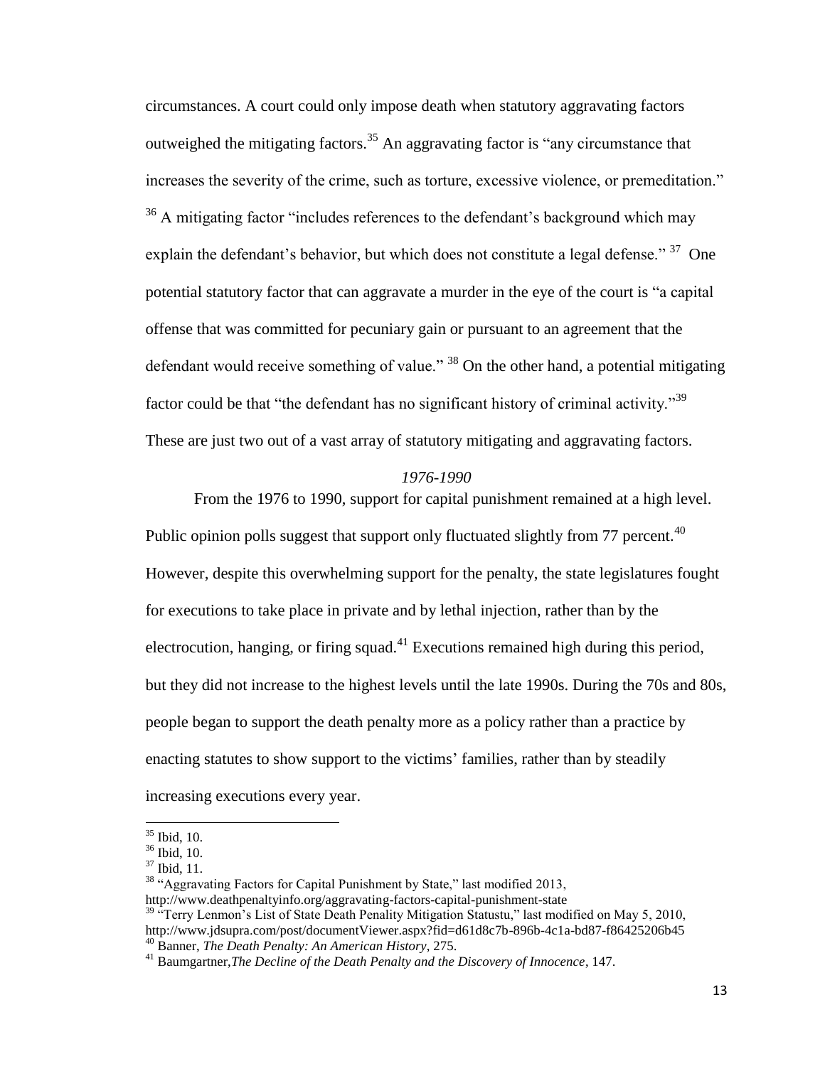circumstances. A court could only impose death when statutory aggravating factors outweighed the mitigating factors.[35] An aggravating factor is "any circumstance that increases the severity of the crime, such as torture, excessive violence, or premeditation." [36] A mitigating factor "includes references to the defendant's background which may explain the defendant's behavior, but which does not constitute a legal defense." [37] One potential statutory factor that can aggravate a murder in the eye of the court is "a capital offense that was committed for pecuniary gain or pursuant to an agreement that the defendant would receive something of value." [38] On the other hand, a potential mitigating factor could be that "the defendant has no significant history of criminal activity."[39] These are just two out of a vast array of statutory mitigating and aggravating factors.

### *1976-1990*

From the 1976 to 1990, support for capital punishment remained at a high level. Public opinion polls suggest that support only fluctuated slightly from 77 percent.[40] However, despite this overwhelming support for the penalty, the state legislatures fought for executions to take place in private and by lethal injection, rather than by the electrocution, hanging, or firing squad.[41] Executions remained high during this period, but they did not increase to the highest levels until the late 1990s. During the 70s and 80s, people began to support the death penalty more as a policy rather than a practice by enacting statutes to show support to the victims' families, rather than by steadily increasing executions every year.

---

[35] Ibid, 10.

[36] Ibid, 10.

[37] Ibid, 11.

[38] "Aggravating Factors for Capital Punishment by State," last modified 2013, http://www.deathpenaltyinfo.org/aggravating-factors-capital-punishment-state

[39] "Terry Lenmon's List of State Death Penality Mitigation Statustu," last modified on May 5, 2010, http://www.jdsupra.com/post/documentViewer.aspx?fid=d61d8c7b-896b-4c1a-bd87-f86425206b45

[40] Banner, *The Death Penalty: An American History*, 275.

[41] Baumgartner,*The Decline of the Death Penalty and the Discovery of Innocence*, 147.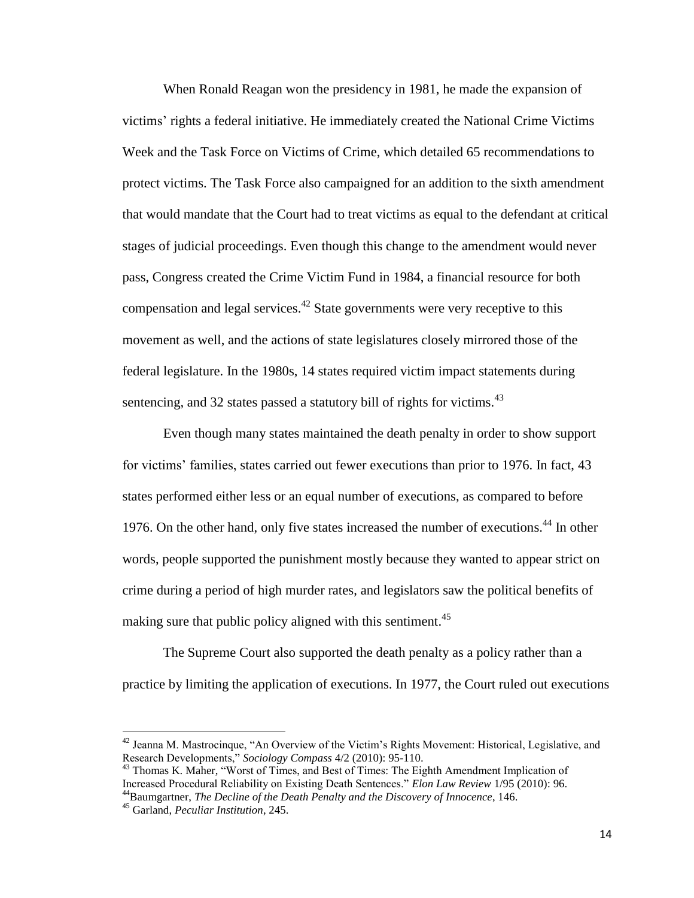When Ronald Reagan won the presidency in 1981, he made the expansion of victims' rights a federal initiative. He immediately created the National Crime Victims Week and the Task Force on Victims of Crime, which detailed 65 recommendations to protect victims. The Task Force also campaigned for an addition to the sixth amendment that would mandate that the Court had to treat victims as equal to the defendant at critical stages of judicial proceedings. Even though this change to the amendment would never pass, Congress created the Crime Victim Fund in 1984, a financial resource for both compensation and legal services.[42] State governments were very receptive to this movement as well, and the actions of state legislatures closely mirrored those of the federal legislature. In the 1980s, 14 states required victim impact statements during sentencing, and 32 states passed a statutory bill of rights for victims.[43]

Even though many states maintained the death penalty in order to show support for victims' families, states carried out fewer executions than prior to 1976. In fact, 43 states performed either less or an equal number of executions, as compared to before 1976. On the other hand, only five states increased the number of executions.[44] In other words, people supported the punishment mostly because they wanted to appear strict on crime during a period of high murder rates, and legislators saw the political benefits of making sure that public policy aligned with this sentiment.[45]

The Supreme Court also supported the death penalty as a policy rather than a practice by limiting the application of executions. In 1977, the Court ruled out executions

---

[42] Jeanna M. Mastrocinque, "An Overview of the Victim's Rights Movement: Historical, Legislative, and Research Developments," *Sociology Compass* 4/2 (2010): 95-110.

[43] Thomas K. Maher, "Worst of Times, and Best of Times: The Eighth Amendment Implication of Increased Procedural Reliability on Existing Death Sentences." *Elon Law Review* 1/95 (2010): 96.

[44] Baumgartner, *The Decline of the Death Penalty and the Discovery of Innocence*, 146.

[45] Garland, *Peculiar Institution*, 245.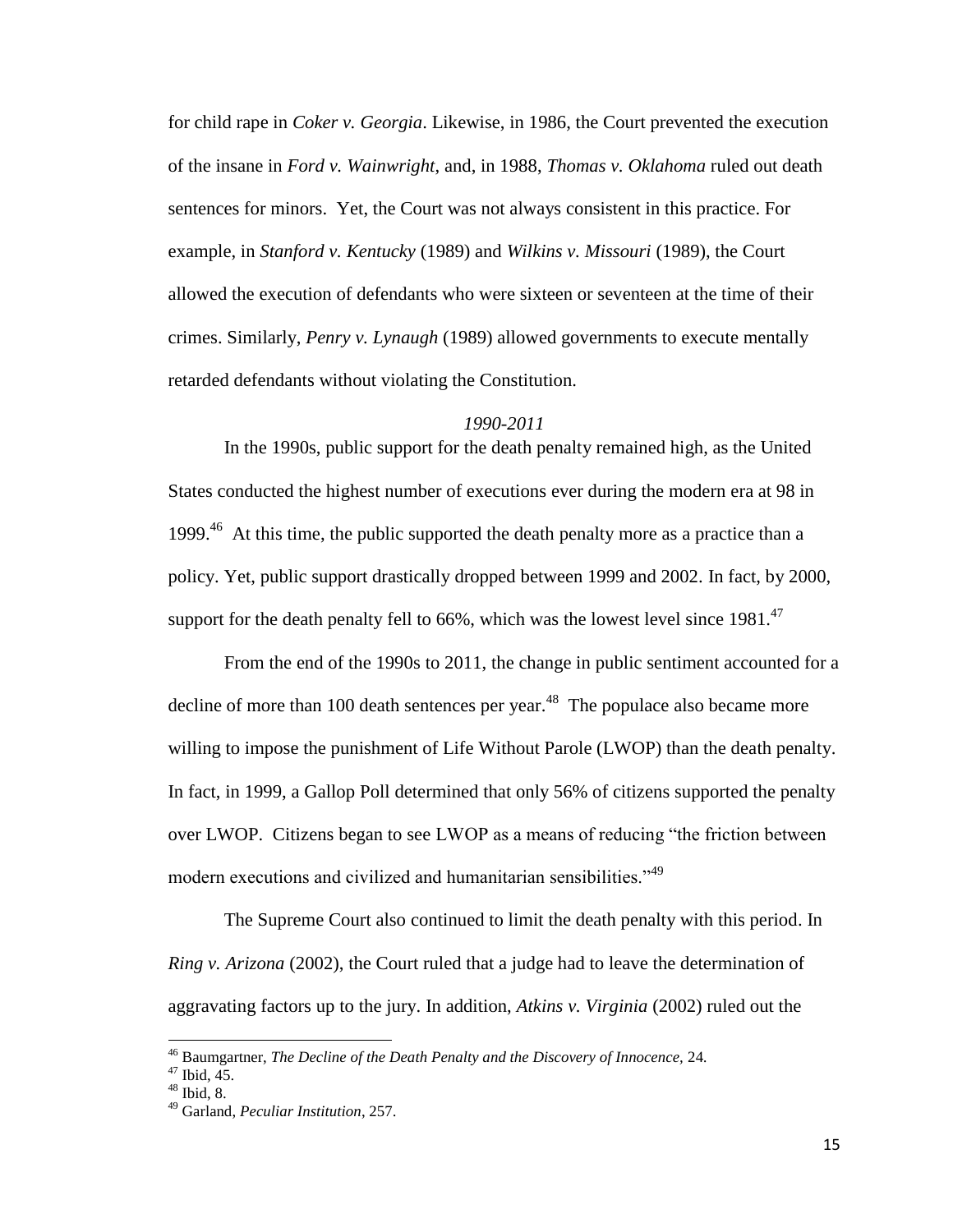for child rape in *Coker v. Georgia*. Likewise, in 1986, the Court prevented the execution of the insane in *Ford v. Wainwright*, and, in 1988, *Thomas v. Oklahoma* ruled out death sentences for minors. Yet, the Court was not always consistent in this practice. For example, in *Stanford v. Kentucky* (1989) and *Wilkins v. Missouri* (1989), the Court allowed the execution of defendants who were sixteen or seventeen at the time of their crimes. Similarly, *Penry v. Lynaugh* (1989) allowed governments to execute mentally retarded defendants without violating the Constitution.

### *1990-2011*

In the 1990s, public support for the death penalty remained high, as the United States conducted the highest number of executions ever during the modern era at 98 in 1999.[46] At this time, the public supported the death penalty more as a practice than a policy. Yet, public support drastically dropped between 1999 and 2002. In fact, by 2000, support for the death penalty fell to 66%, which was the lowest level since 1981.[47]

From the end of the 1990s to 2011, the change in public sentiment accounted for a decline of more than 100 death sentences per year.[48] The populace also became more willing to impose the punishment of Life Without Parole (LWOP) than the death penalty. In fact, in 1999, a Gallop Poll determined that only 56% of citizens supported the penalty over LWOP. Citizens began to see LWOP as a means of reducing "the friction between modern executions and civilized and humanitarian sensibilities."[49]

The Supreme Court also continued to limit the death penalty with this period. In *Ring v. Arizona* (2002), the Court ruled that a judge had to leave the determination of aggravating factors up to the jury. In addition, *Atkins v. Virginia* (2002) ruled out the

---

[46] Baumgartner, *The Decline of the Death Penalty and the Discovery of Innocence*, 24.
[47] Ibid, 45.
[48] Ibid, 8.
[49] Garland, *Peculiar Institution*, 257.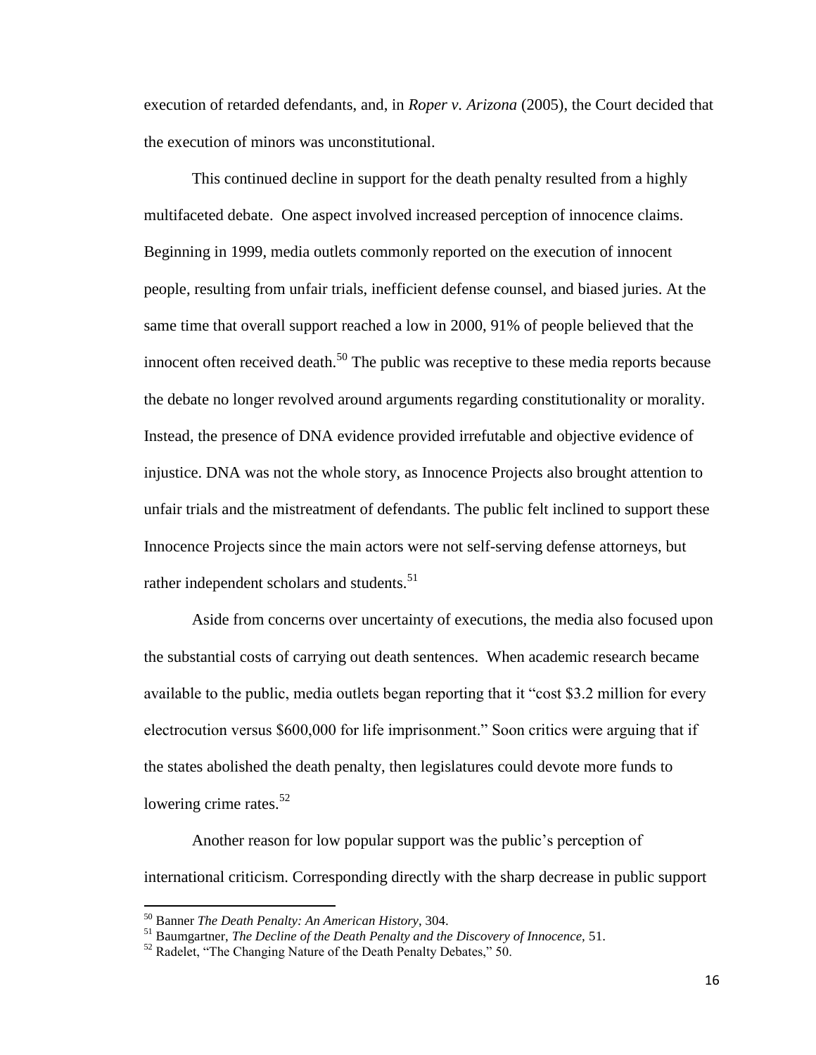execution of retarded defendants, and, in *Roper v. Arizona* (2005), the Court decided that the execution of minors was unconstitutional.

This continued decline in support for the death penalty resulted from a highly multifaceted debate. One aspect involved increased perception of innocence claims. Beginning in 1999, media outlets commonly reported on the execution of innocent people, resulting from unfair trials, inefficient defense counsel, and biased juries. At the same time that overall support reached a low in 2000, 91% of people believed that the innocent often received death.[50] The public was receptive to these media reports because the debate no longer revolved around arguments regarding constitutionality or morality. Instead, the presence of DNA evidence provided irrefutable and objective evidence of injustice. DNA was not the whole story, as Innocence Projects also brought attention to unfair trials and the mistreatment of defendants. The public felt inclined to support these Innocence Projects since the main actors were not self-serving defense attorneys, but rather independent scholars and students.[51]

Aside from concerns over uncertainty of executions, the media also focused upon the substantial costs of carrying out death sentences. When academic research became available to the public, media outlets began reporting that it "cost $3.2 million for every electrocution versus $600,000 for life imprisonment." Soon critics were arguing that if the states abolished the death penalty, then legislatures could devote more funds to lowering crime rates.[52]

Another reason for low popular support was the public's perception of international criticism. Corresponding directly with the sharp decrease in public support

---

[50] Banner *The Death Penalty: An American History*, 304.

[51] Baumgartner, *The Decline of the Death Penalty and the Discovery of Innocence,* 51.

[52] Radelet, "The Changing Nature of the Death Penalty Debates," 50.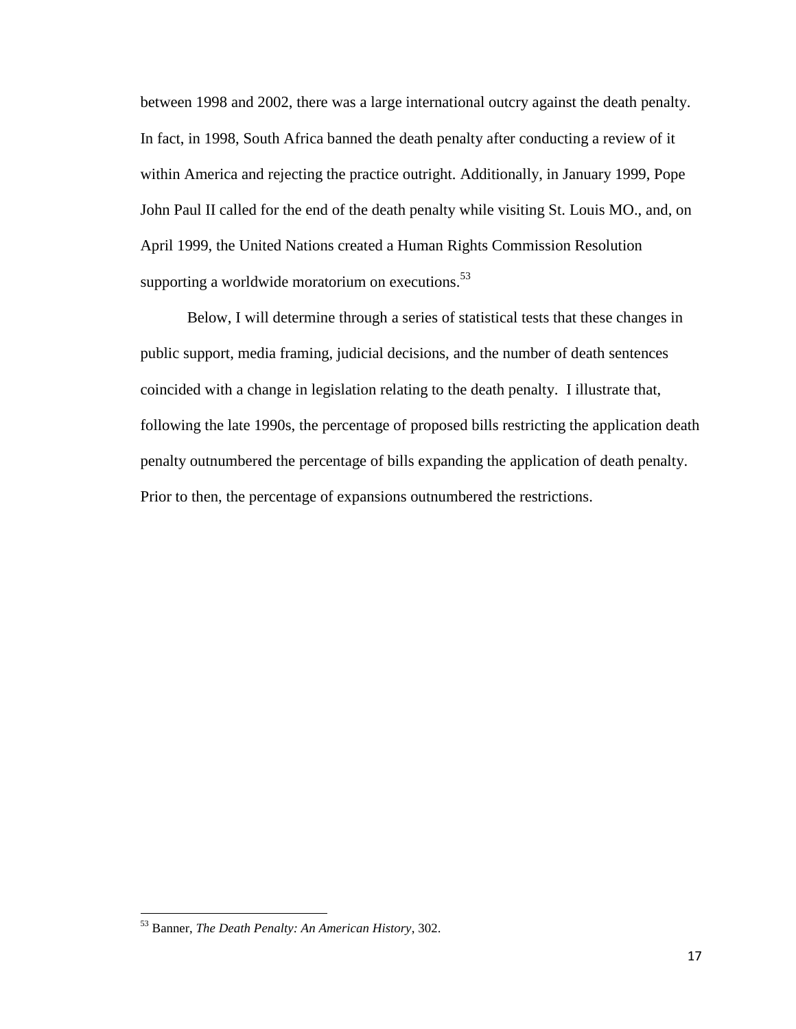between 1998 and 2002, there was a large international outcry against the death penalty. In fact, in 1998, South Africa banned the death penalty after conducting a review of it within America and rejecting the practice outright. Additionally, in January 1999, Pope John Paul II called for the end of the death penalty while visiting St. Louis MO., and, on April 1999, the United Nations created a Human Rights Commission Resolution supporting a worldwide moratorium on executions.[53]

Below, I will determine through a series of statistical tests that these changes in public support, media framing, judicial decisions, and the number of death sentences coincided with a change in legislation relating to the death penalty. I illustrate that, following the late 1990s, the percentage of proposed bills restricting the application death penalty outnumbered the percentage of bills expanding the application of death penalty. Prior to then, the percentage of expansions outnumbered the restrictions.

---

[53] Banner, *The Death Penalty: An American History*, 302.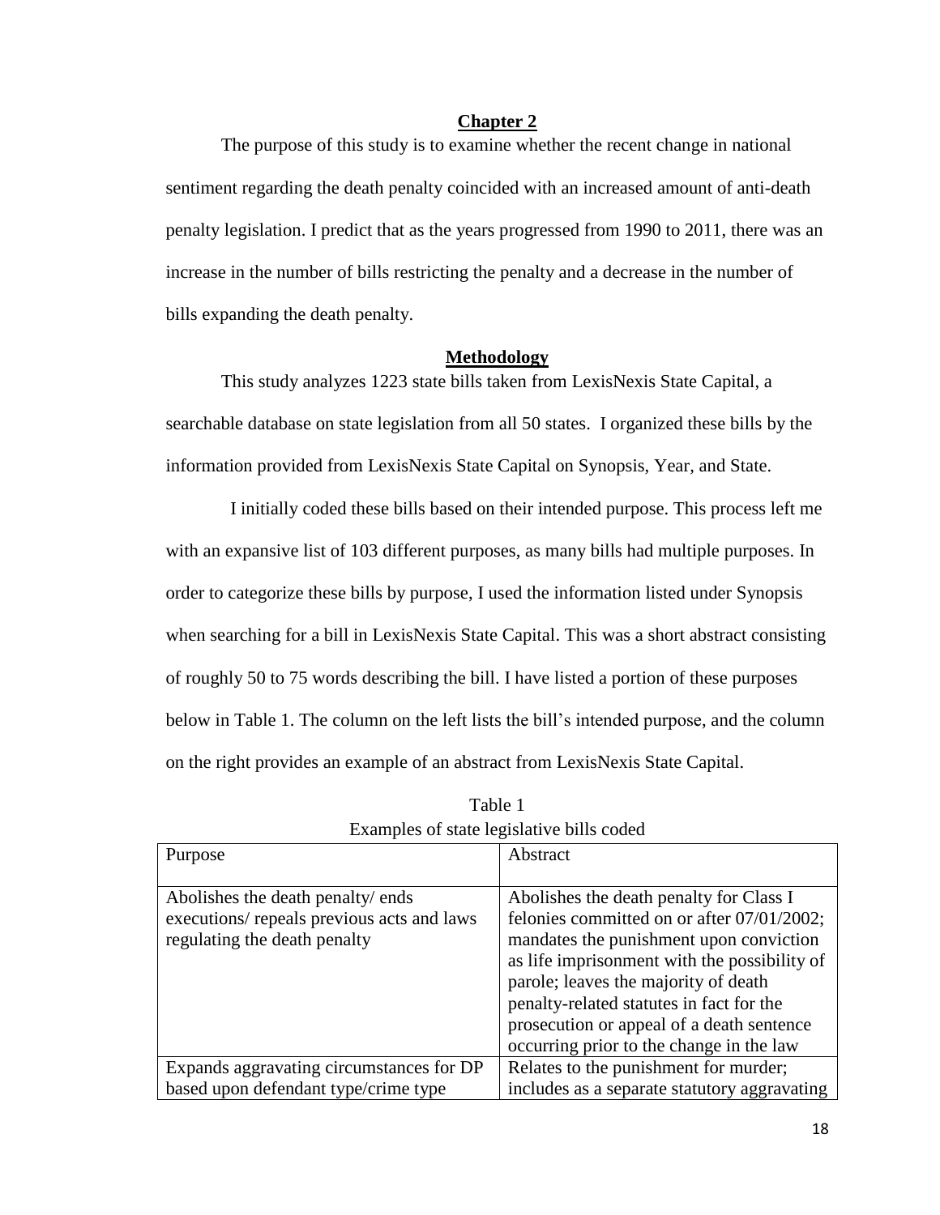## Chapter 2

The purpose of this study is to examine whether the recent change in national sentiment regarding the death penalty coincided with an increased amount of anti-death penalty legislation. I predict that as the years progressed from 1990 to 2011, there was an increase in the number of bills restricting the penalty and a decrease in the number of bills expanding the death penalty.

### Methodology

This study analyzes 1223 state bills taken from LexisNexis State Capital, a searchable database on state legislation from all 50 states. I organized these bills by the information provided from LexisNexis State Capital on Synopsis, Year, and State.

I initially coded these bills based on their intended purpose. This process left me with an expansive list of 103 different purposes, as many bills had multiple purposes. In order to categorize these bills by purpose, I used the information listed under Synopsis when searching for a bill in LexisNexis State Capital. This was a short abstract consisting of roughly 50 to 75 words describing the bill. I have listed a portion of these purposes below in Table 1. The column on the left lists the bill's intended purpose, and the column on the right provides an example of an abstract from LexisNexis State Capital.

Table 1
Examples of state legislative bills coded

| Purpose | Abstract |
|---|---|
| Abolishes the death penalty/ ends executions/ repeals previous acts and laws regulating the death penalty | Abolishes the death penalty for Class I felonies committed on or after 07/01/2002; mandates the punishment upon conviction as life imprisonment with the possibility of parole; leaves the majority of death penalty-related statutes in fact for the prosecution or appeal of a death sentence occurring prior to the change in the law |
| Expands aggravating circumstances for DP based upon defendant type/crime type | Relates to the punishment for murder; includes as a separate statutory aggravating |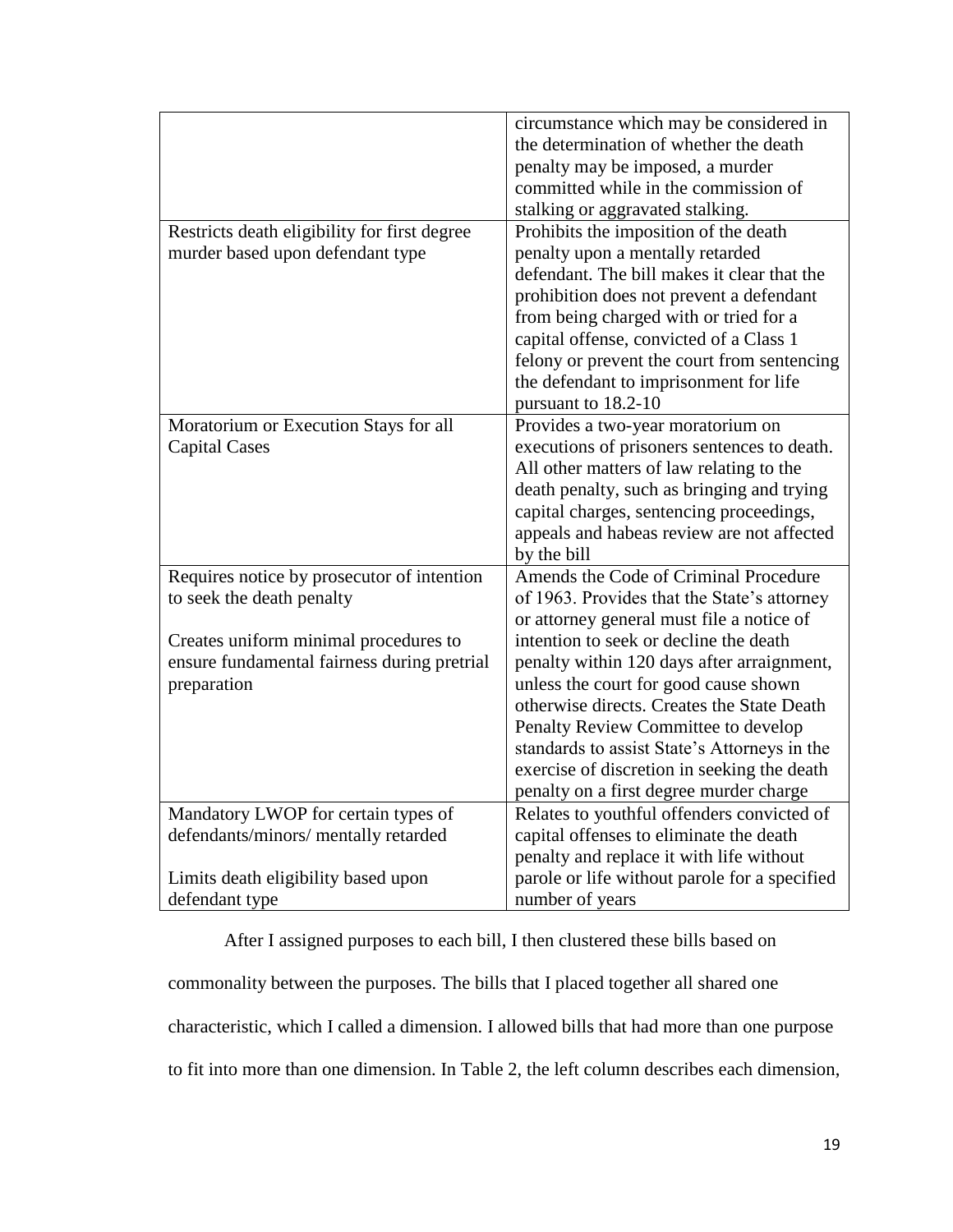| | |
|---|---|
| | circumstance which may be considered in the determination of whether the death penalty may be imposed, a murder committed while in the commission of stalking or aggravated stalking. |
| Restricts death eligibility for first degree murder based upon defendant type | Prohibits the imposition of the death penalty upon a mentally retarded defendant. The bill makes it clear that the prohibition does not prevent a defendant from being charged with or tried for a capital offense, convicted of a Class 1 felony or prevent the court from sentencing the defendant to imprisonment for life pursuant to 18.2-10 |
| Moratorium or Execution Stays for all Capital Cases | Provides a two-year moratorium on executions of prisoners sentences to death. All other matters of law relating to the death penalty, such as bringing and trying capital charges, sentencing proceedings, appeals and habeas review are not affected by the bill |
| Requires notice by prosecutor of intention to seek the death penalty<br><br>Creates uniform minimal procedures to ensure fundamental fairness during pretrial preparation | Amends the Code of Criminal Procedure of 1963. Provides that the State's attorney or attorney general must file a notice of intention to seek or decline the death penalty within 120 days after arraignment, unless the court for good cause shown otherwise directs. Creates the State Death Penalty Review Committee to develop standards to assist State's Attorneys in the exercise of discretion in seeking the death penalty on a first degree murder charge |
| Mandatory LWOP for certain types of defendants/minors/ mentally retarded<br><br>Limits death eligibility based upon defendant type | Relates to youthful offenders convicted of capital offenses to eliminate the death penalty and replace it with life without parole or life without parole for a specified number of years |

After I assigned purposes to each bill, I then clustered these bills based on commonality between the purposes. The bills that I placed together all shared one characteristic, which I called a dimension. I allowed bills that had more than one purpose to fit into more than one dimension. In Table 2, the left column describes each dimension,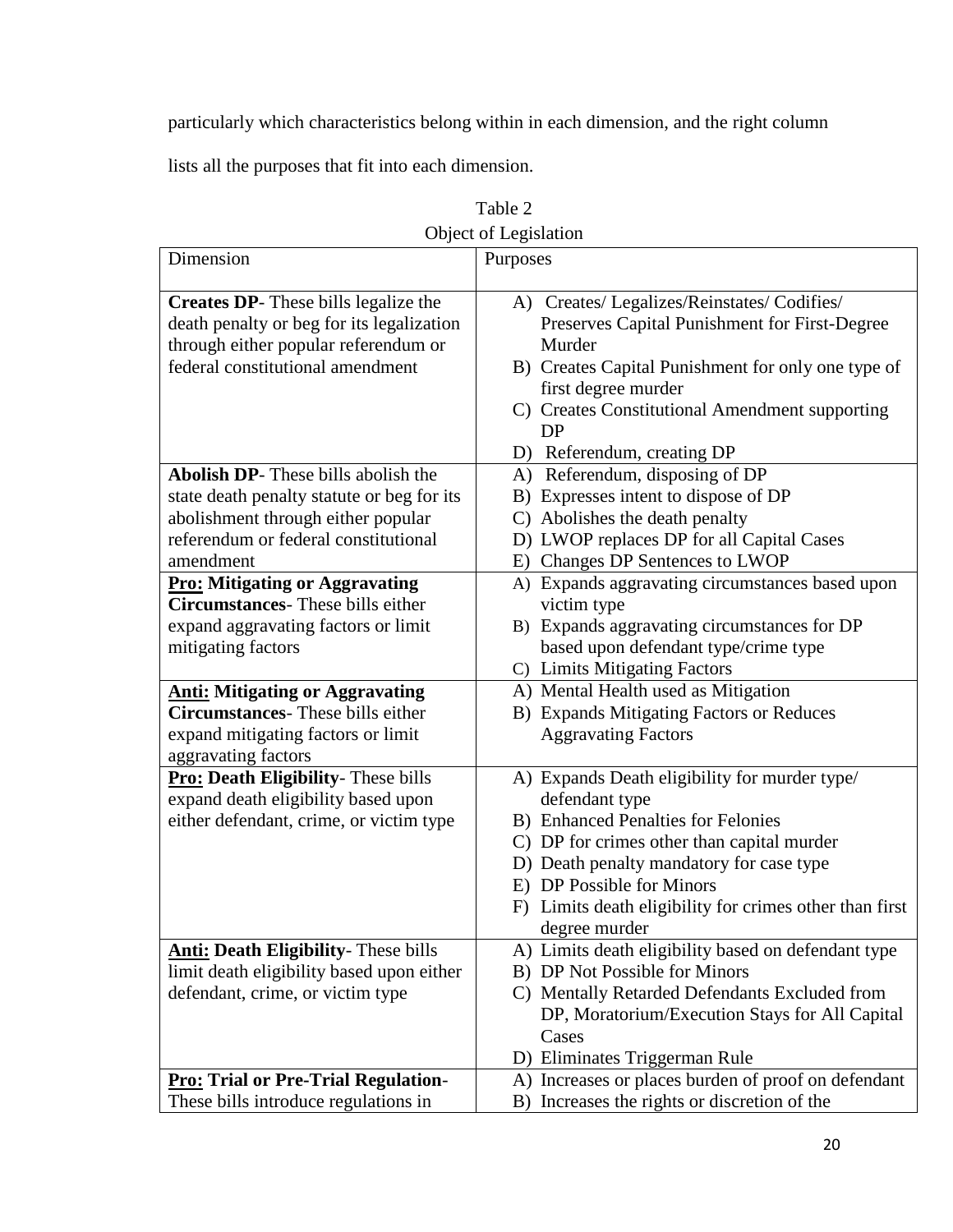particularly which characteristics belong within in each dimension, and the right column lists all the purposes that fit into each dimension.

Table 2
Object of Legislation

| Dimension | Purposes |
|---|---|
| **Creates DP**- These bills legalize the death penalty or beg for its legalization through either popular referendum or federal constitutional amendment | A) Creates/ Legalizes/Reinstates/ Codifies/ Preserves Capital Punishment for First-Degree Murder<br>B) Creates Capital Punishment for only one type of first degree murder<br>C) Creates Constitutional Amendment supporting DP<br>D) Referendum, creating DP |
| **Abolish DP**- These bills abolish the state death penalty statute or beg for its abolishment through either popular referendum or federal constitutional amendment | A) Referendum, disposing of DP<br>B) Expresses intent to dispose of DP<br>C) Abolishes the death penalty<br>D) LWOP replaces DP for all Capital Cases<br>E) Changes DP Sentences to LWOP |
| **<u>Pro:</u> Mitigating or Aggravating Circumstances**- These bills either expand aggravating factors or limit mitigating factors | A) Expands aggravating circumstances based upon victim type<br>B) Expands aggravating circumstances for DP based upon defendant type/crime type<br>C) Limits Mitigating Factors |
| **<u>Anti:</u> Mitigating or Aggravating Circumstances**- These bills either expand mitigating factors or limit aggravating factors | A) Mental Health used as Mitigation<br>B) Expands Mitigating Factors or Reduces Aggravating Factors |
| **<u>Pro:</u> Death Eligibility**- These bills expand death eligibility based upon either defendant, crime, or victim type | A) Expands Death eligibility for murder type/ defendant type<br>B) Enhanced Penalties for Felonies<br>C) DP for crimes other than capital murder<br>D) Death penalty mandatory for case type<br>E) DP Possible for Minors<br>F) Limits death eligibility for crimes other than first degree murder |
| **<u>Anti:</u> Death Eligibility**- These bills limit death eligibility based upon either defendant, crime, or victim type | A) Limits death eligibility based on defendant type<br>B) DP Not Possible for Minors<br>C) Mentally Retarded Defendants Excluded from DP, Moratorium/Execution Stays for All Capital Cases<br>D) Eliminates Triggerman Rule |
| **<u>Pro:</u> Trial or Pre-Trial Regulation**- These bills introduce regulations in | A) Increases or places burden of proof on defendant<br>B) Increases the rights or discretion of the |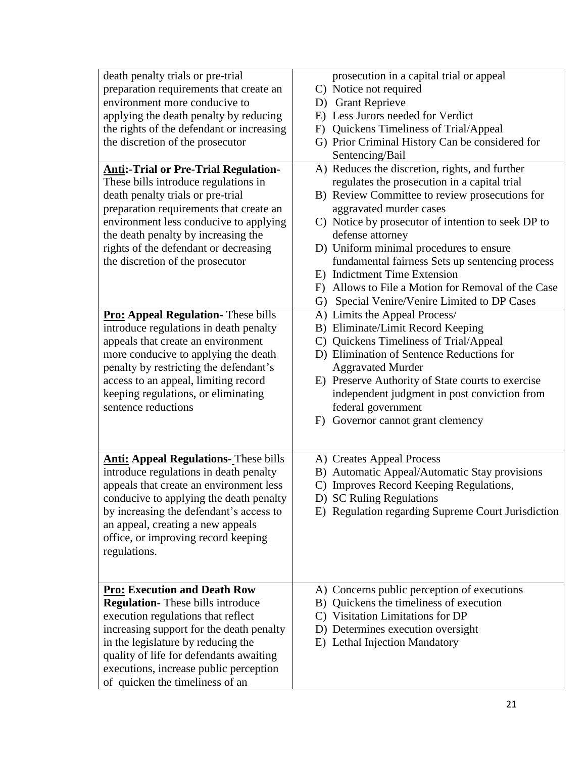| | |
|---|---|
| death penalty trials or pre-trial preparation requirements that create an environment more conducive to applying the death penalty by reducing the rights of the defendant or increasing the discretion of the prosecutor | prosecution in a capital trial or appeal<br>C) Notice not required<br>D) Grant Reprieve<br>E) Less Jurors needed for Verdict<br>F) Quickens Timeliness of Trial/Appeal<br>G) Prior Criminal History Can be considered for Sentencing/Bail |
| **Anti:-Trial or Pre-Trial Regulation-** These bills introduce regulations in death penalty trials or pre-trial preparation requirements that create an environment less conducive to applying the death penalty by increasing the rights of the defendant or decreasing the discretion of the prosecutor | A) Reduces the discretion, rights, and further regulates the prosecution in a capital trial<br>B) Review Committee to review prosecutions for aggravated murder cases<br>C) Notice by prosecutor of intention to seek DP to defense attorney<br>D) Uniform minimal procedures to ensure fundamental fairness Sets up sentencing process<br>E) Indictment Time Extension<br>F) Allows to File a Motion for Removal of the Case<br>G) Special Venire/Venire Limited to DP Cases |
| **Pro: Appeal Regulation-** These bills introduce regulations in death penalty appeals that create an environment more conducive to applying the death penalty by restricting the defendant's access to an appeal, limiting record keeping regulations, or eliminating sentence reductions | A) Limits the Appeal Process/<br>B) Eliminate/Limit Record Keeping<br>C) Quickens Timeliness of Trial/Appeal<br>D) Elimination of Sentence Reductions for Aggravated Murder<br>E) Preserve Authority of State courts to exercise independent judgment in post conviction from federal government<br>F) Governor cannot grant clemency |
| **Anti: Appeal Regulations-** These bills introduce regulations in death penalty appeals that create an environment less conducive to applying the death penalty by increasing the defendant's access to an appeal, creating a new appeals office, or improving record keeping regulations. | A) Creates Appeal Process<br>B) Automatic Appeal/Automatic Stay provisions<br>C) Improves Record Keeping Regulations,<br>D) SC Ruling Regulations<br>E) Regulation regarding Supreme Court Jurisdiction |
| **Pro: Execution and Death Row Regulation-** These bills introduce execution regulations that reflect increasing support for the death penalty in the legislature by reducing the quality of life for defendants awaiting executions, increase public perception of quicken the timeliness of an | A) Concerns public perception of executions<br>B) Quickens the timeliness of execution<br>C) Visitation Limitations for DP<br>D) Determines execution oversight<br>E) Lethal Injection Mandatory |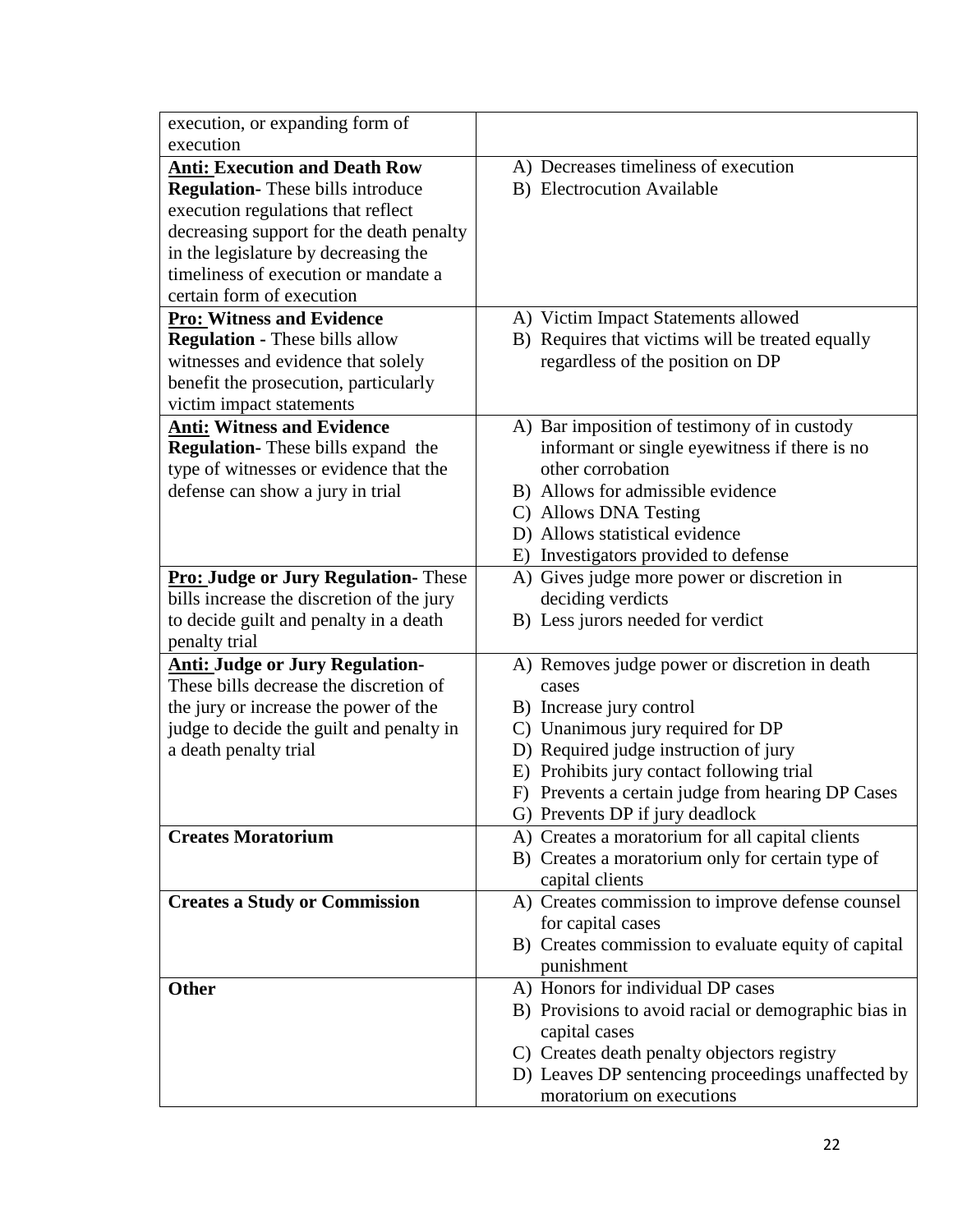| | |
|---|---|
| execution, or expanding form of execution | |
| **<u>Anti:</u> Execution and Death Row Regulation-** These bills introduce execution regulations that reflect decreasing support for the death penalty in the legislature by decreasing the timeliness of execution or mandate a certain form of execution | A) Decreases timeliness of execution<br>B) Electrocution Available |
| **<u>Pro:</u> Witness and Evidence Regulation -** These bills allow witnesses and evidence that solely benefit the prosecution, particularly victim impact statements | A) Victim Impact Statements allowed<br>B) Requires that victims will be treated equally regardless of the position on DP |
| **<u>Anti:</u> Witness and Evidence Regulation-** These bills expand the type of witnesses or evidence that the defense can show a jury in trial | A) Bar imposition of testimony of in custody informant or single eyewitness if there is no other corroboration<br>B) Allows for admissible evidence<br>C) Allows DNA Testing<br>D) Allows statistical evidence<br>E) Investigators provided to defense |
| **<u>Pro:</u> Judge or Jury Regulation-** These bills increase the discretion of the jury to decide guilt and penalty in a death penalty trial | A) Gives judge more power or discretion in deciding verdicts<br>B) Less jurors needed for verdict |
| **<u>Anti:</u> Judge or Jury Regulation-** These bills decrease the discretion of the jury or increase the power of the judge to decide the guilt and penalty in a death penalty trial | A) Removes judge power or discretion in death cases<br>B) Increase jury control<br>C) Unanimous jury required for DP<br>D) Required judge instruction of jury<br>E) Prohibits jury contact following trial<br>F) Prevents a certain judge from hearing DP Cases<br>G) Prevents DP if jury deadlock |
| **Creates Moratorium** | A) Creates a moratorium for all capital clients<br>B) Creates a moratorium only for certain type of capital clients |
| **Creates a Study or Commission** | A) Creates commission to improve defense counsel for capital cases<br>B) Creates commission to evaluate equity of capital punishment |
| **Other** | A) Honors for individual DP cases<br>B) Provisions to avoid racial or demographic bias in capital cases<br>C) Creates death penalty objectors registry<br>D) Leaves DP sentencing proceedings unaffected by moratorium on executions |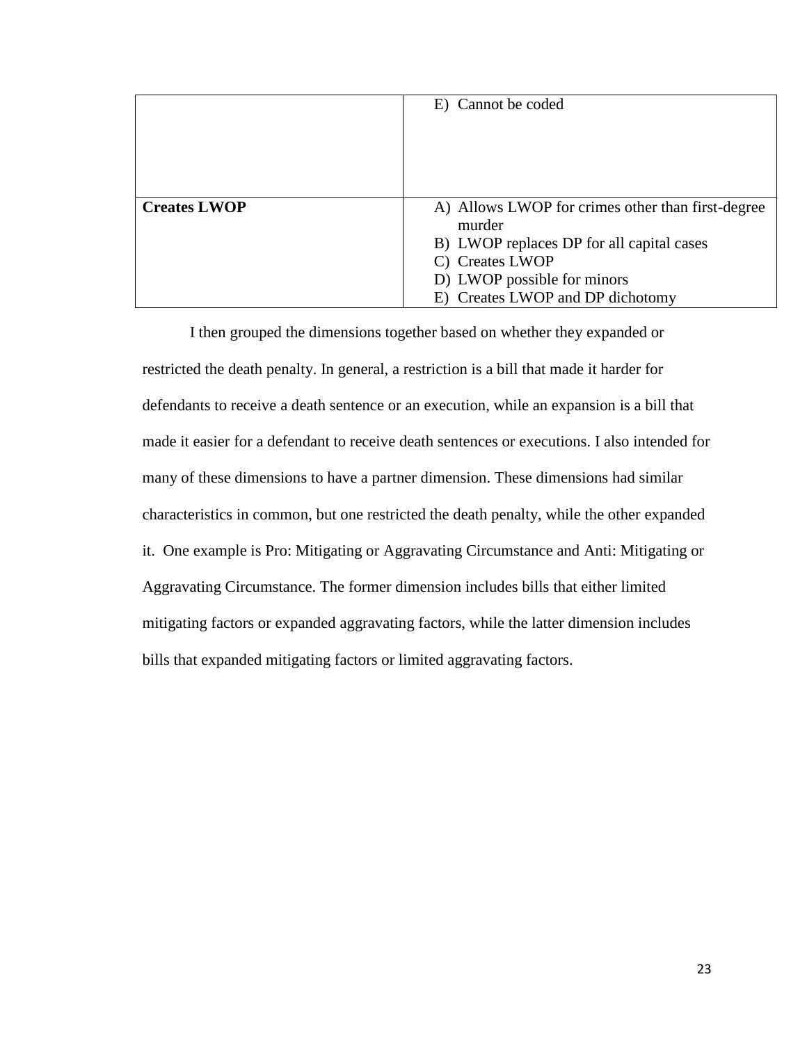| | |
|---|---|
| | E) Cannot be coded |
| **Creates LWOP** | A) Allows LWOP for crimes other than first-degree murder<br>B) LWOP replaces DP for all capital cases<br>C) Creates LWOP<br>D) LWOP possible for minors<br>E) Creates LWOP and DP dichotomy |

I then grouped the dimensions together based on whether they expanded or restricted the death penalty. In general, a restriction is a bill that made it harder for defendants to receive a death sentence or an execution, while an expansion is a bill that made it easier for a defendant to receive death sentences or executions. I also intended for many of these dimensions to have a partner dimension. These dimensions had similar characteristics in common, but one restricted the death penalty, while the other expanded it. One example is Pro: Mitigating or Aggravating Circumstance and Anti: Mitigating or Aggravating Circumstance. The former dimension includes bills that either limited mitigating factors or expanded aggravating factors, while the latter dimension includes bills that expanded mitigating factors or limited aggravating factors.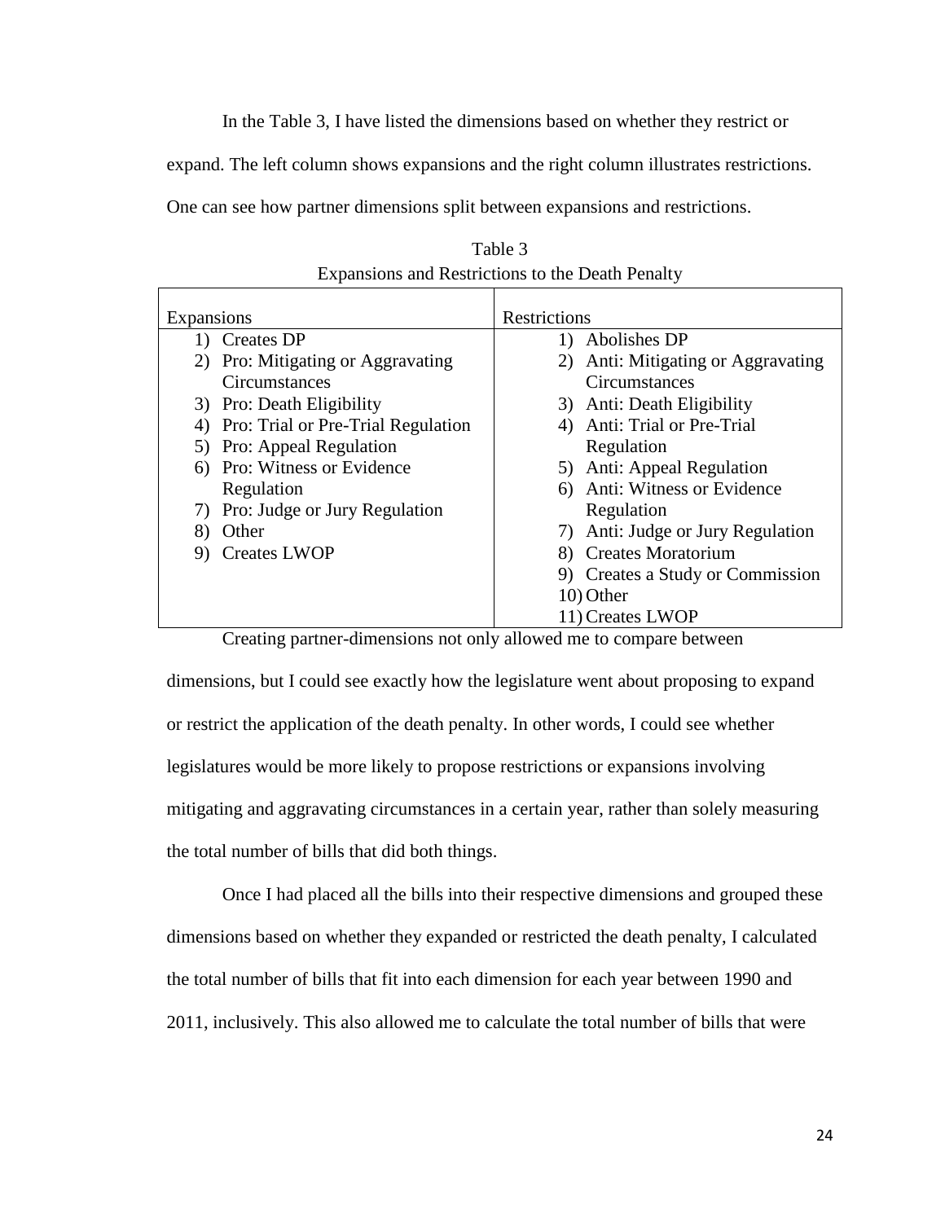In the Table 3, I have listed the dimensions based on whether they restrict or expand. The left column shows expansions and the right column illustrates restrictions. One can see how partner dimensions split between expansions and restrictions.

Table 3
Expansions and Restrictions to the Death Penalty

| Expansions | Restrictions |
|---|---|
| 1) Creates DP | 1) Abolishes DP |
| 2) Pro: Mitigating or Aggravating Circumstances | 2) Anti: Mitigating or Aggravating Circumstances |
| 3) Pro: Death Eligibility | 3) Anti: Death Eligibility |
| 4) Pro: Trial or Pre-Trial Regulation | 4) Anti: Trial or Pre-Trial Regulation |
| 5) Pro: Appeal Regulation | 5) Anti: Appeal Regulation |
| 6) Pro: Witness or Evidence Regulation | 6) Anti: Witness or Evidence Regulation |
| 7) Pro: Judge or Jury Regulation | 7) Anti: Judge or Jury Regulation |
| 8) Other | 8) Creates Moratorium |
| 9) Creates LWOP | 9) Creates a Study or Commission |
| | 10) Other |
| | 11) Creates LWOP |

Creating partner-dimensions not only allowed me to compare between dimensions, but I could see exactly how the legislature went about proposing to expand or restrict the application of the death penalty. In other words, I could see whether legislatures would be more likely to propose restrictions or expansions involving mitigating and aggravating circumstances in a certain year, rather than solely measuring the total number of bills that did both things.

Once I had placed all the bills into their respective dimensions and grouped these dimensions based on whether they expanded or restricted the death penalty, I calculated the total number of bills that fit into each dimension for each year between 1990 and 2011, inclusively. This also allowed me to calculate the total number of bills that were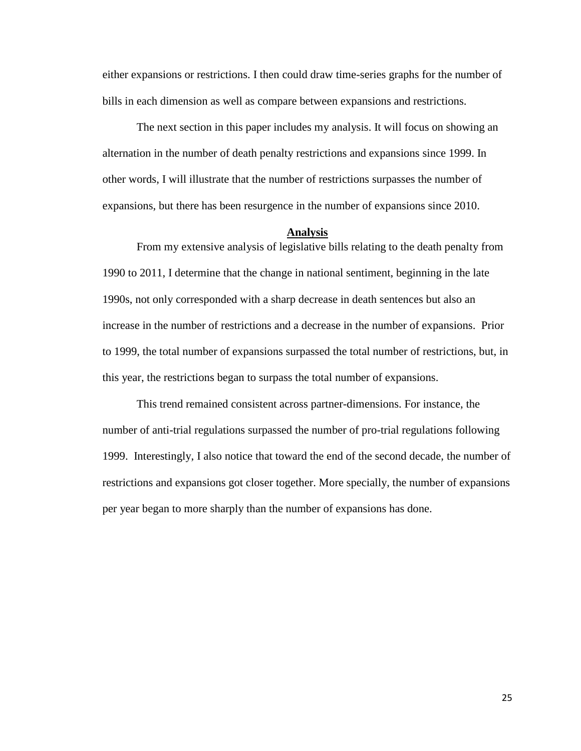either expansions or restrictions. I then could draw time-series graphs for the number of bills in each dimension as well as compare between expansions and restrictions.

The next section in this paper includes my analysis. It will focus on showing an alternation in the number of death penalty restrictions and expansions since 1999. In other words, I will illustrate that the number of restrictions surpasses the number of expansions, but there has been resurgence in the number of expansions since 2010.

## Analysis

From my extensive analysis of legislative bills relating to the death penalty from 1990 to 2011, I determine that the change in national sentiment, beginning in the late 1990s, not only corresponded with a sharp decrease in death sentences but also an increase in the number of restrictions and a decrease in the number of expansions. Prior to 1999, the total number of expansions surpassed the total number of restrictions, but, in this year, the restrictions began to surpass the total number of expansions.

This trend remained consistent across partner-dimensions. For instance, the number of anti-trial regulations surpassed the number of pro-trial regulations following 1999. Interestingly, I also notice that toward the end of the second decade, the number of restrictions and expansions got closer together. More specially, the number of expansions per year began to more sharply than the number of expansions has done.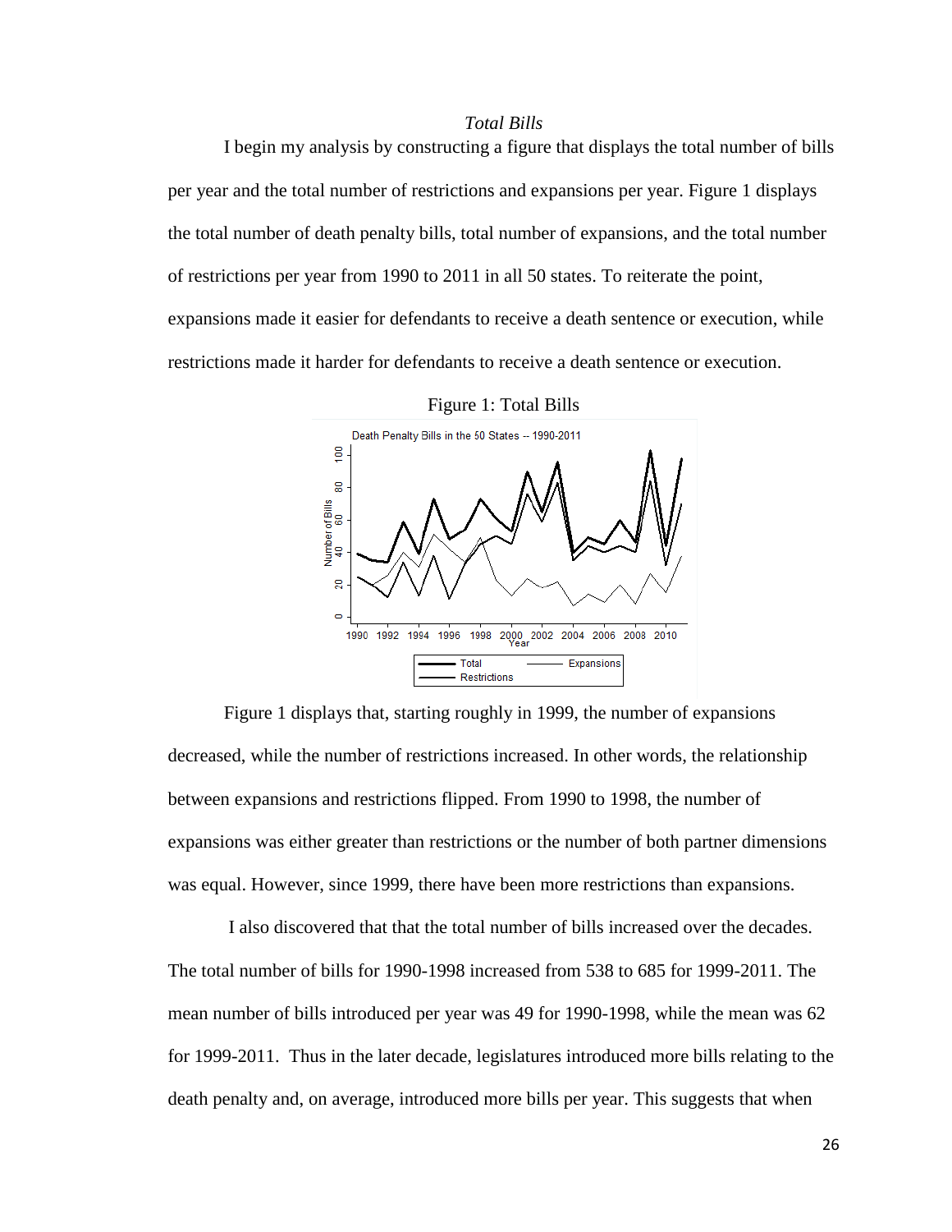### *Total Bills*

I begin my analysis by constructing a figure that displays the total number of bills per year and the total number of restrictions and expansions per year. Figure 1 displays the total number of death penalty bills, total number of expansions, and the total number of restrictions per year from 1990 to 2011 in all 50 states. To reiterate the point, expansions made it easier for defendants to receive a death sentence or execution, while restrictions made it harder for defendants to receive a death sentence or execution.

Figure 1: Total Bills

Figure 1 displays that, starting roughly in 1999, the number of expansions decreased, while the number of restrictions increased. In other words, the relationship between expansions and restrictions flipped. From 1990 to 1998, the number of expansions was either greater than restrictions or the number of both partner dimensions was equal. However, since 1999, there have been more restrictions than expansions.

I also discovered that that the total number of bills increased over the decades. The total number of bills for 1990-1998 increased from 538 to 685 for 1999-2011. The mean number of bills introduced per year was 49 for 1990-1998, while the mean was 62 for 1999-2011. Thus in the later decade, legislatures introduced more bills relating to the death penalty and, on average, introduced more bills per year. This suggests that when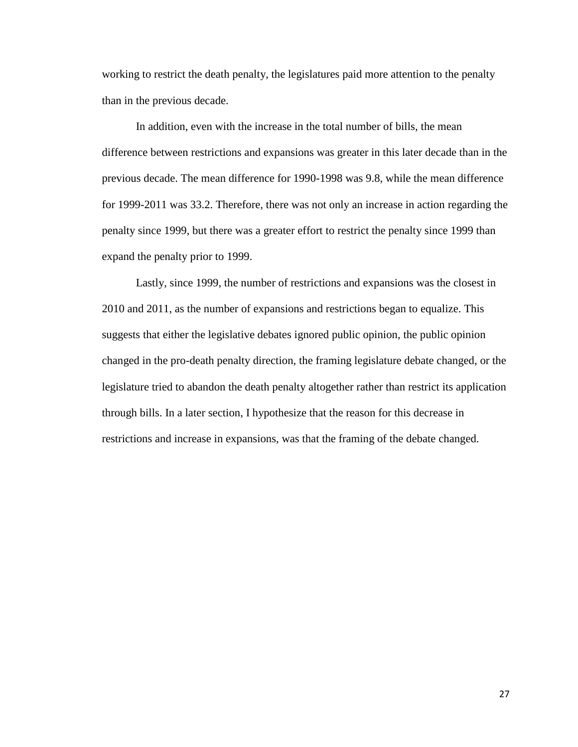working to restrict the death penalty, the legislatures paid more attention to the penalty than in the previous decade.

In addition, even with the increase in the total number of bills, the mean difference between restrictions and expansions was greater in this later decade than in the previous decade. The mean difference for 1990-1998 was 9.8, while the mean difference for 1999-2011 was 33.2. Therefore, there was not only an increase in action regarding the penalty since 1999, but there was a greater effort to restrict the penalty since 1999 than expand the penalty prior to 1999.

Lastly, since 1999, the number of restrictions and expansions was the closest in 2010 and 2011, as the number of expansions and restrictions began to equalize. This suggests that either the legislative debates ignored public opinion, the public opinion changed in the pro-death penalty direction, the framing legislature debate changed, or the legislature tried to abandon the death penalty altogether rather than restrict its application through bills. In a later section, I hypothesize that the reason for this decrease in restrictions and increase in expansions, was that the framing of the debate changed.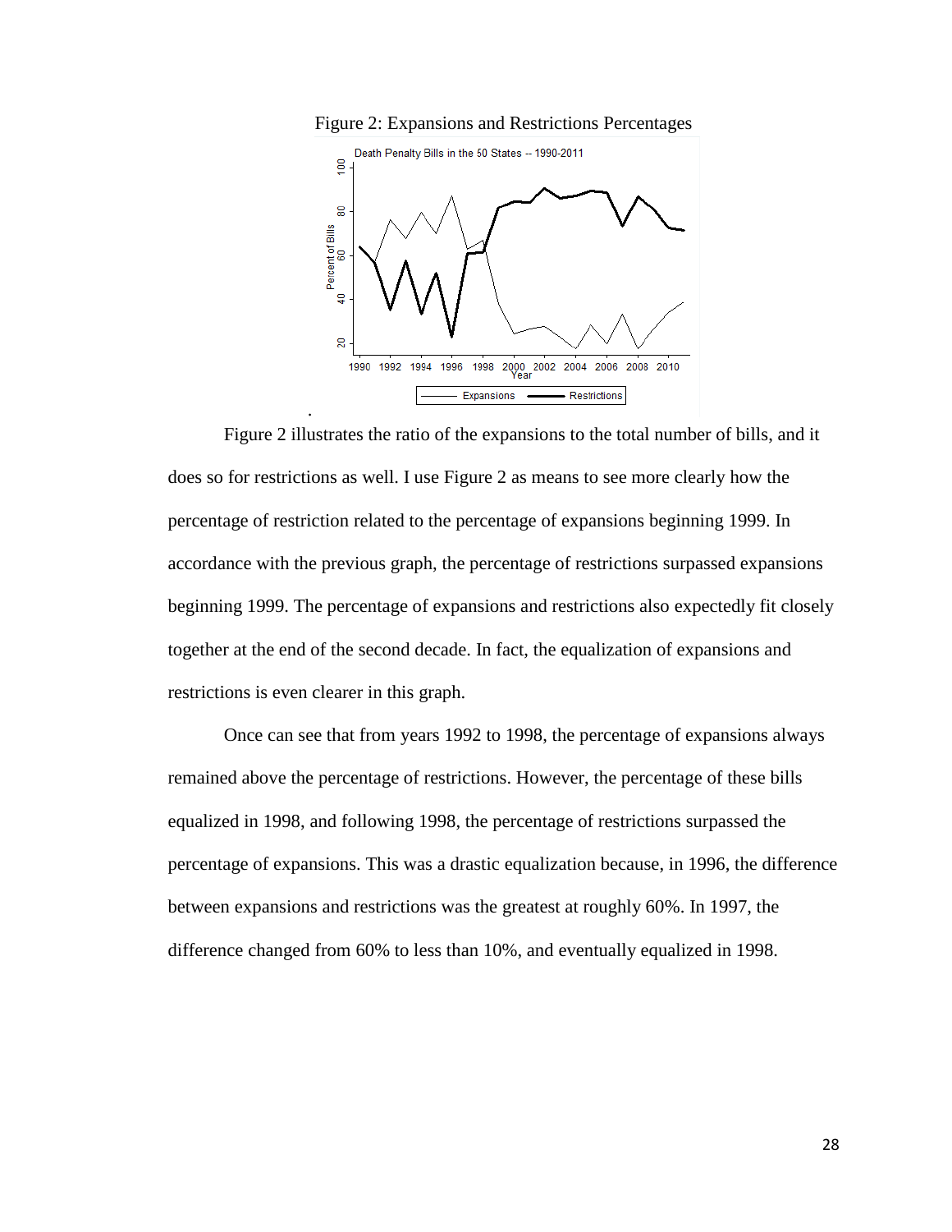Figure 2: Expansions and Restrictions Percentages

Figure 2 illustrates the ratio of the expansions to the total number of bills, and it does so for restrictions as well. I use Figure 2 as means to see more clearly how the percentage of restriction related to the percentage of expansions beginning 1999. In accordance with the previous graph, the percentage of restrictions surpassed expansions beginning 1999. The percentage of expansions and restrictions also expectedly fit closely together at the end of the second decade. In fact, the equalization of expansions and restrictions is even clearer in this graph.

Once can see that from years 1992 to 1998, the percentage of expansions always remained above the percentage of restrictions. However, the percentage of these bills equalized in 1998, and following 1998, the percentage of restrictions surpassed the percentage of expansions. This was a drastic equalization because, in 1996, the difference between expansions and restrictions was the greatest at roughly 60%. In 1997, the difference changed from 60% to less than 10%, and eventually equalized in 1998.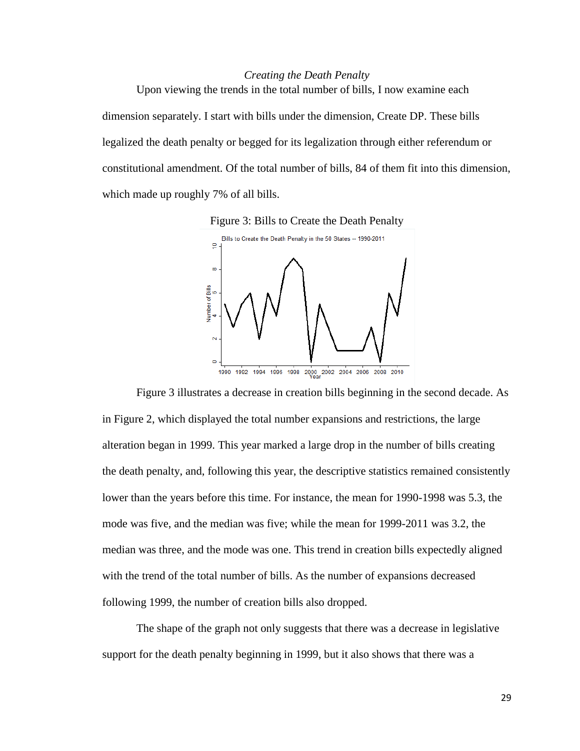*Creating the Death Penalty*

Upon viewing the trends in the total number of bills, I now examine each dimension separately. I start with bills under the dimension, Create DP. These bills legalized the death penalty or begged for its legalization through either referendum or constitutional amendment. Of the total number of bills, 84 of them fit into this dimension, which made up roughly 7% of all bills.

Figure 3: Bills to Create the Death Penalty

Figure 3 illustrates a decrease in creation bills beginning in the second decade. As in Figure 2, which displayed the total number expansions and restrictions, the large alteration began in 1999. This year marked a large drop in the number of bills creating the death penalty, and, following this year, the descriptive statistics remained consistently lower than the years before this time. For instance, the mean for 1990-1998 was 5.3, the mode was five, and the median was five; while the mean for 1999-2011 was 3.2, the median was three, and the mode was one. This trend in creation bills expectedly aligned with the trend of the total number of bills. As the number of expansions decreased following 1999, the number of creation bills also dropped.

The shape of the graph not only suggests that there was a decrease in legislative support for the death penalty beginning in 1999, but it also shows that there was a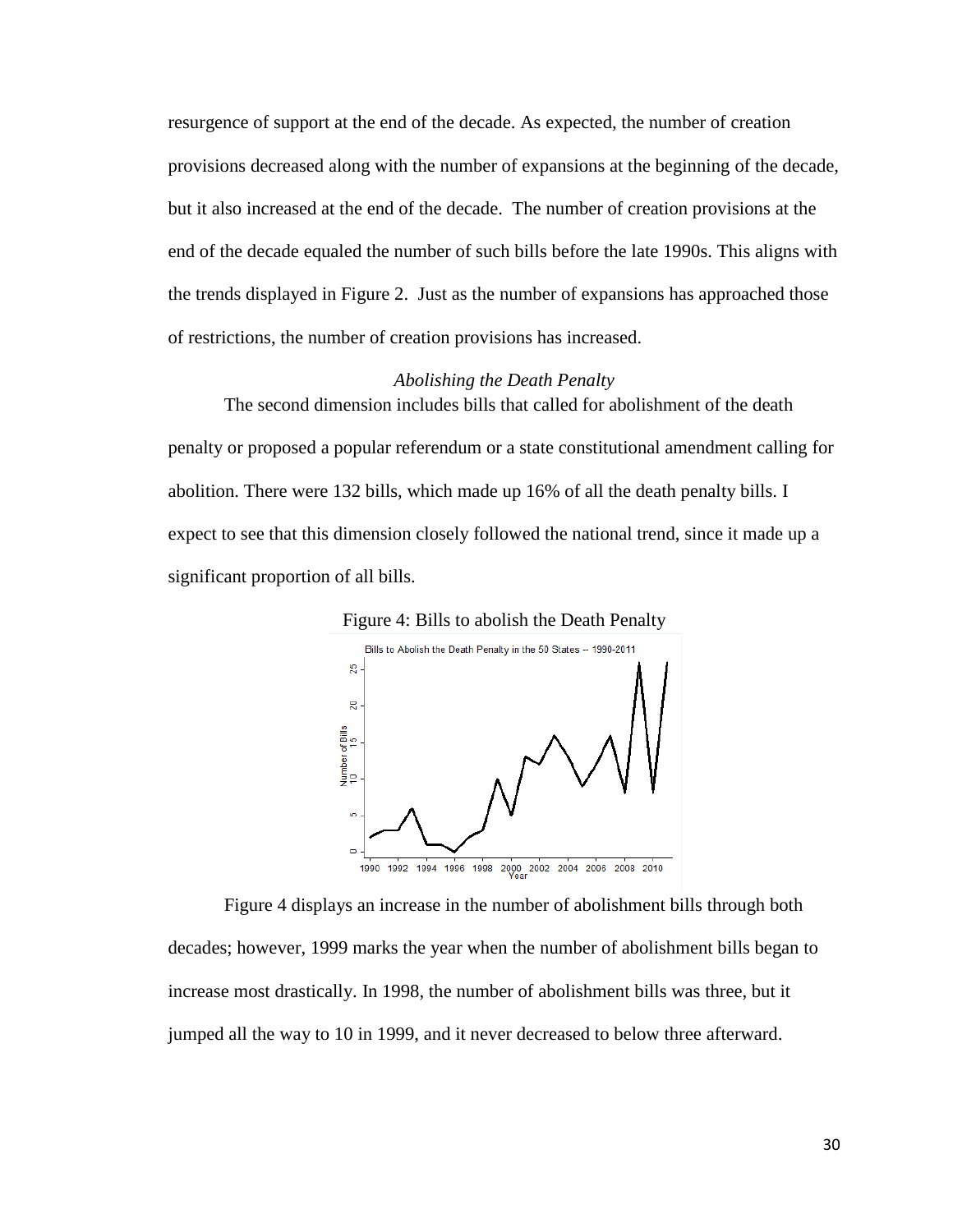resurgence of support at the end of the decade. As expected, the number of creation provisions decreased along with the number of expansions at the beginning of the decade, but it also increased at the end of the decade. The number of creation provisions at the end of the decade equaled the number of such bills before the late 1990s. This aligns with the trends displayed in Figure 2. Just as the number of expansions has approached those of restrictions, the number of creation provisions has increased.

### *Abolishing the Death Penalty*

The second dimension includes bills that called for abolishment of the death penalty or proposed a popular referendum or a state constitutional amendment calling for abolition. There were 132 bills, which made up 16% of all the death penalty bills. I expect to see that this dimension closely followed the national trend, since it made up a significant proportion of all bills.

Figure 4: Bills to abolish the Death Penalty

Figure 4 displays an increase in the number of abolishment bills through both decades; however, 1999 marks the year when the number of abolishment bills began to increase most drastically. In 1998, the number of abolishment bills was three, but it jumped all the way to 10 in 1999, and it never decreased to below three afterward.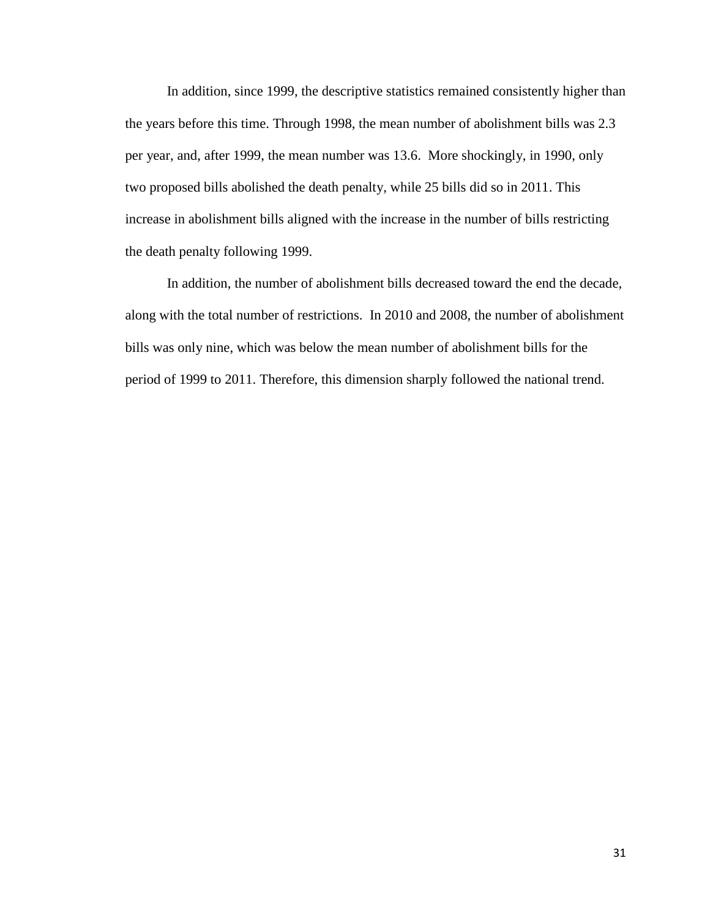In addition, since 1999, the descriptive statistics remained consistently higher than the years before this time. Through 1998, the mean number of abolishment bills was 2.3 per year, and, after 1999, the mean number was 13.6.  More shockingly, in 1990, only two proposed bills abolished the death penalty, while 25 bills did so in 2011. This increase in abolishment bills aligned with the increase in the number of bills restricting the death penalty following 1999.

In addition, the number of abolishment bills decreased toward the end the decade, along with the total number of restrictions.  In 2010 and 2008, the number of abolishment bills was only nine, which was below the mean number of abolishment bills for the period of 1999 to 2011. Therefore, this dimension sharply followed the national trend.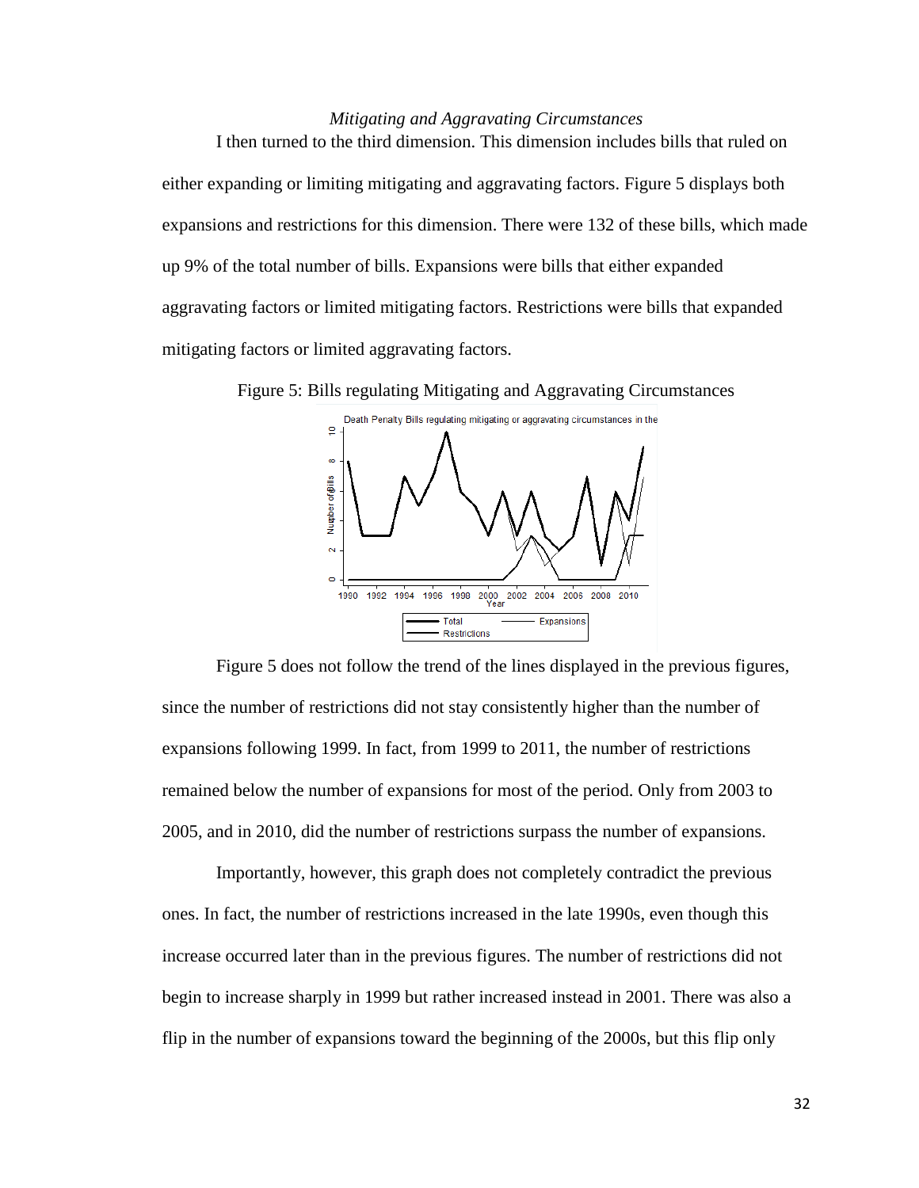### *Mitigating and Aggravating Circumstances*

I then turned to the third dimension. This dimension includes bills that ruled on either expanding or limiting mitigating and aggravating factors. Figure 5 displays both expansions and restrictions for this dimension. There were 132 of these bills, which made up 9% of the total number of bills. Expansions were bills that either expanded aggravating factors or limited mitigating factors. Restrictions were bills that expanded mitigating factors or limited aggravating factors.

Figure 5: Bills regulating Mitigating and Aggravating Circumstances

Figure 5 does not follow the trend of the lines displayed in the previous figures, since the number of restrictions did not stay consistently higher than the number of expansions following 1999. In fact, from 1999 to 2011, the number of restrictions remained below the number of expansions for most of the period. Only from 2003 to 2005, and in 2010, did the number of restrictions surpass the number of expansions.

Importantly, however, this graph does not completely contradict the previous ones. In fact, the number of restrictions increased in the late 1990s, even though this increase occurred later than in the previous figures. The number of restrictions did not begin to increase sharply in 1999 but rather increased instead in 2001. There was also a flip in the number of expansions toward the beginning of the 2000s, but this flip only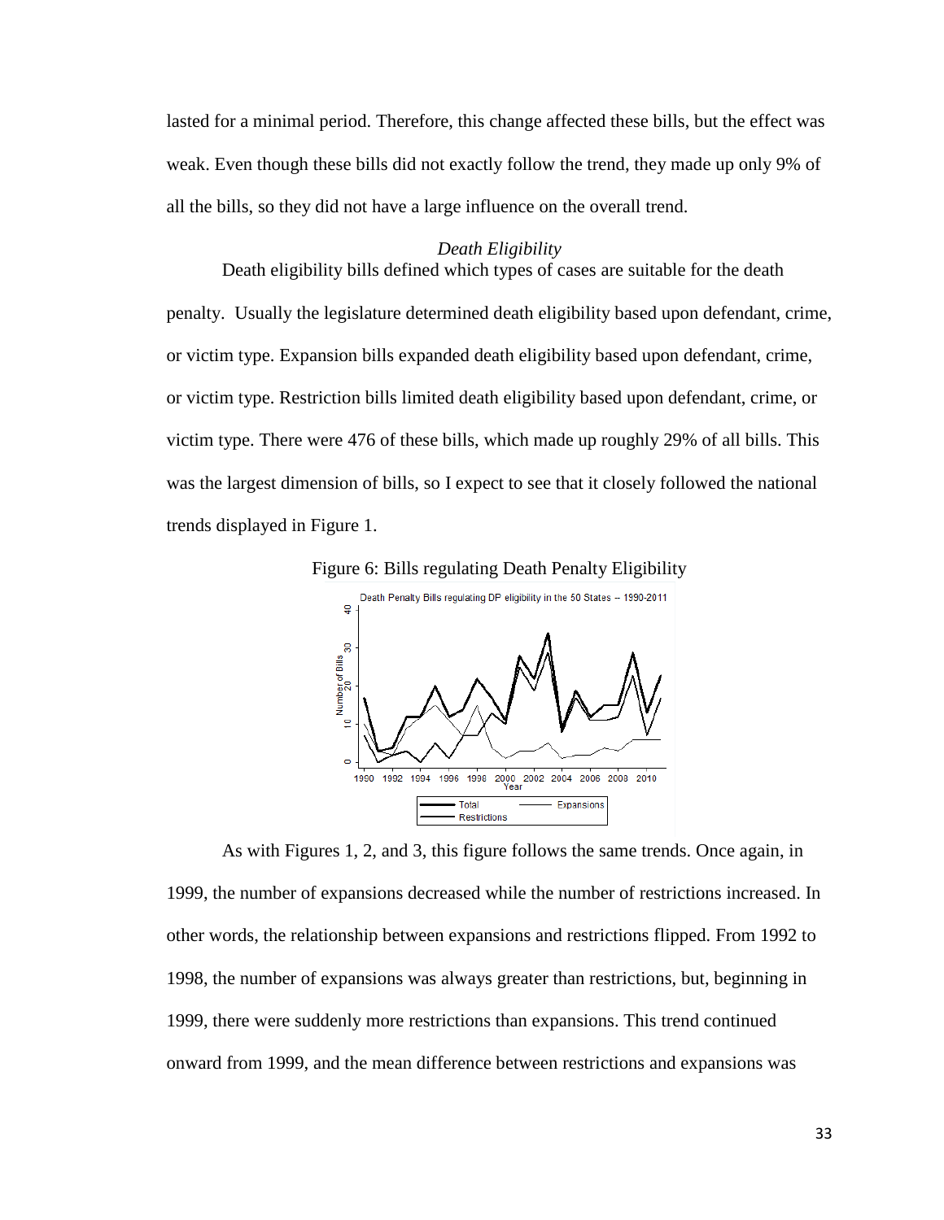lasted for a minimal period. Therefore, this change affected these bills, but the effect was weak. Even though these bills did not exactly follow the trend, they made up only 9% of all the bills, so they did not have a large influence on the overall trend.

### *Death Eligibility*

Death eligibility bills defined which types of cases are suitable for the death penalty. Usually the legislature determined death eligibility based upon defendant, crime, or victim type. Expansion bills expanded death eligibility based upon defendant, crime, or victim type. Restriction bills limited death eligibility based upon defendant, crime, or victim type. There were 476 of these bills, which made up roughly 29% of all bills. This was the largest dimension of bills, so I expect to see that it closely followed the national trends displayed in Figure 1.

Figure 6: Bills regulating Death Penalty Eligibility

As with Figures 1, 2, and 3, this figure follows the same trends. Once again, in 1999, the number of expansions decreased while the number of restrictions increased. In other words, the relationship between expansions and restrictions flipped. From 1992 to 1998, the number of expansions was always greater than restrictions, but, beginning in 1999, there were suddenly more restrictions than expansions. This trend continued onward from 1999, and the mean difference between restrictions and expansions was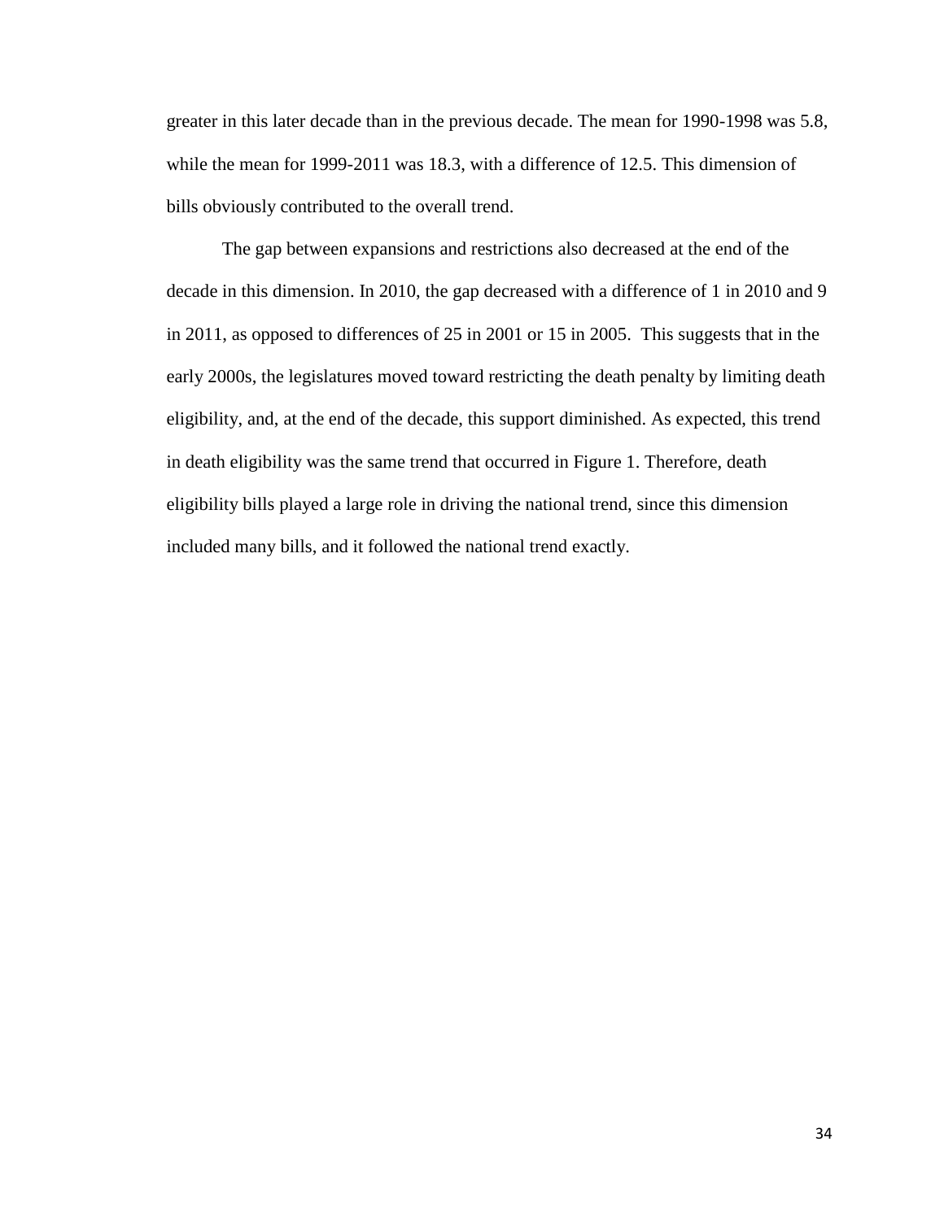greater in this later decade than in the previous decade. The mean for 1990-1998 was 5.8, while the mean for 1999-2011 was 18.3, with a difference of 12.5. This dimension of bills obviously contributed to the overall trend.

The gap between expansions and restrictions also decreased at the end of the decade in this dimension. In 2010, the gap decreased with a difference of 1 in 2010 and 9 in 2011, as opposed to differences of 25 in 2001 or 15 in 2005. This suggests that in the early 2000s, the legislatures moved toward restricting the death penalty by limiting death eligibility, and, at the end of the decade, this support diminished. As expected, this trend in death eligibility was the same trend that occurred in Figure 1. Therefore, death eligibility bills played a large role in driving the national trend, since this dimension included many bills, and it followed the national trend exactly.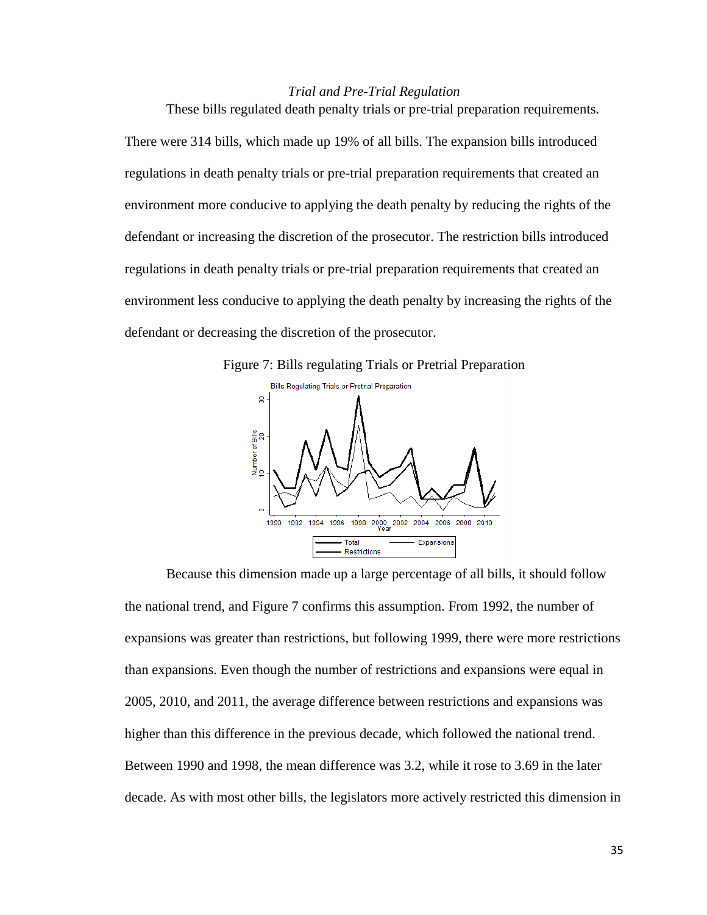*Trial and Pre-Trial Regulation*

These bills regulated death penalty trials or pre-trial preparation requirements. There were 314 bills, which made up 19% of all bills. The expansion bills introduced regulations in death penalty trials or pre-trial preparation requirements that created an environment more conducive to applying the death penalty by reducing the rights of the defendant or increasing the discretion of the prosecutor. The restriction bills introduced regulations in death penalty trials or pre-trial preparation requirements that created an environment less conducive to applying the death penalty by increasing the rights of the defendant or decreasing the discretion of the prosecutor.

Figure 7: Bills regulating Trials or Pretrial Preparation

Because this dimension made up a large percentage of all bills, it should follow the national trend, and Figure 7 confirms this assumption. From 1992, the number of expansions was greater than restrictions, but following 1999, there were more restrictions than expansions. Even though the number of restrictions and expansions were equal in 2005, 2010, and 2011, the average difference between restrictions and expansions was higher than this difference in the previous decade, which followed the national trend. Between 1990 and 1998, the mean difference was 3.2, while it rose to 3.69 in the later decade. As with most other bills, the legislators more actively restricted this dimension in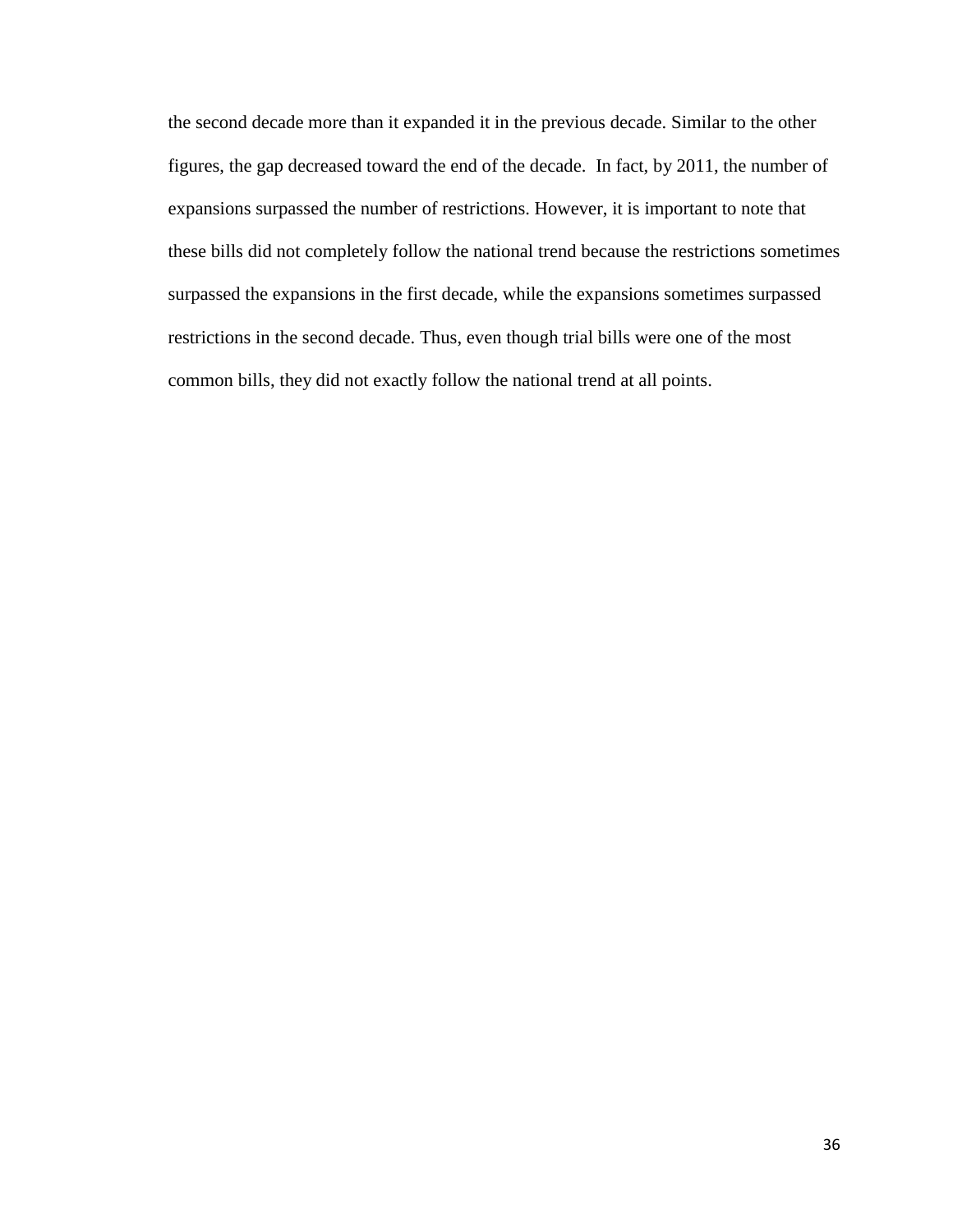the second decade more than it expanded it in the previous decade. Similar to the other figures, the gap decreased toward the end of the decade. In fact, by 2011, the number of expansions surpassed the number of restrictions. However, it is important to note that these bills did not completely follow the national trend because the restrictions sometimes surpassed the expansions in the first decade, while the expansions sometimes surpassed restrictions in the second decade. Thus, even though trial bills were one of the most common bills, they did not exactly follow the national trend at all points.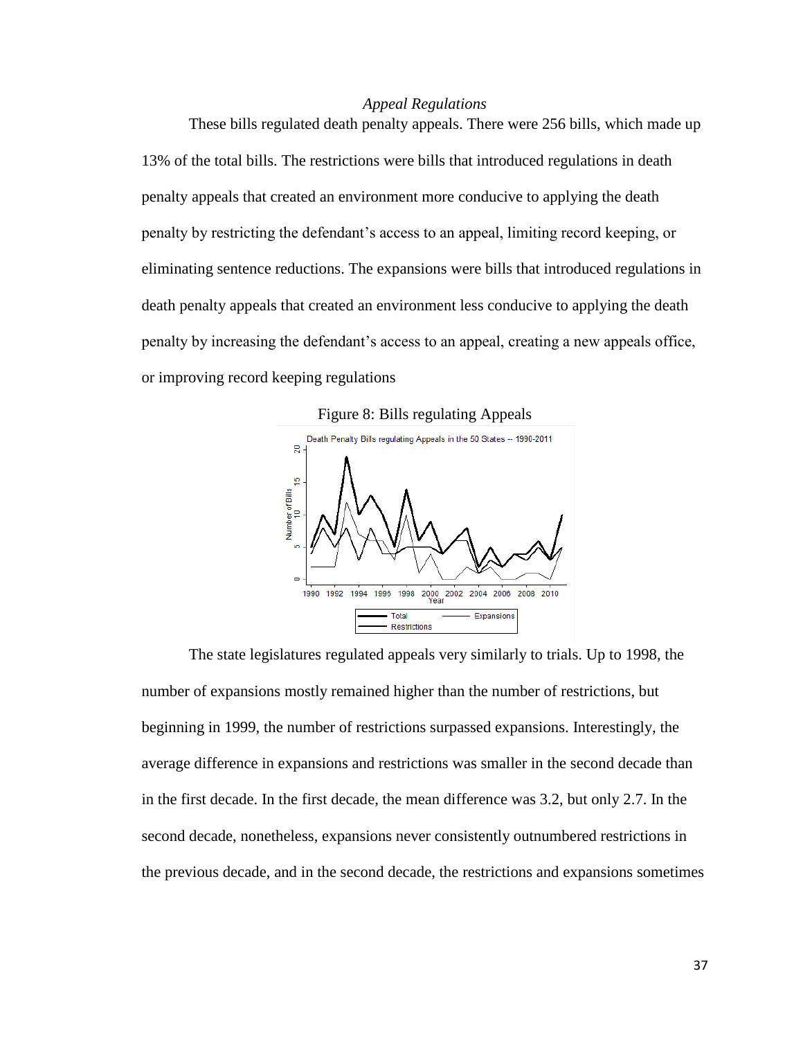### *Appeal Regulations*

These bills regulated death penalty appeals. There were 256 bills, which made up 13% of the total bills. The restrictions were bills that introduced regulations in death penalty appeals that created an environment more conducive to applying the death penalty by restricting the defendant's access to an appeal, limiting record keeping, or eliminating sentence reductions. The expansions were bills that introduced regulations in death penalty appeals that created an environment less conducive to applying the death penalty by increasing the defendant's access to an appeal, creating a new appeals office, or improving record keeping regulations

Figure 8: Bills regulating Appeals

The state legislatures regulated appeals very similarly to trials. Up to 1998, the number of expansions mostly remained higher than the number of restrictions, but beginning in 1999, the number of restrictions surpassed expansions. Interestingly, the average difference in expansions and restrictions was smaller in the second decade than in the first decade. In the first decade, the mean difference was 3.2, but only 2.7. In the second decade, nonetheless, expansions never consistently outnumbered restrictions in the previous decade, and in the second decade, the restrictions and expansions sometimes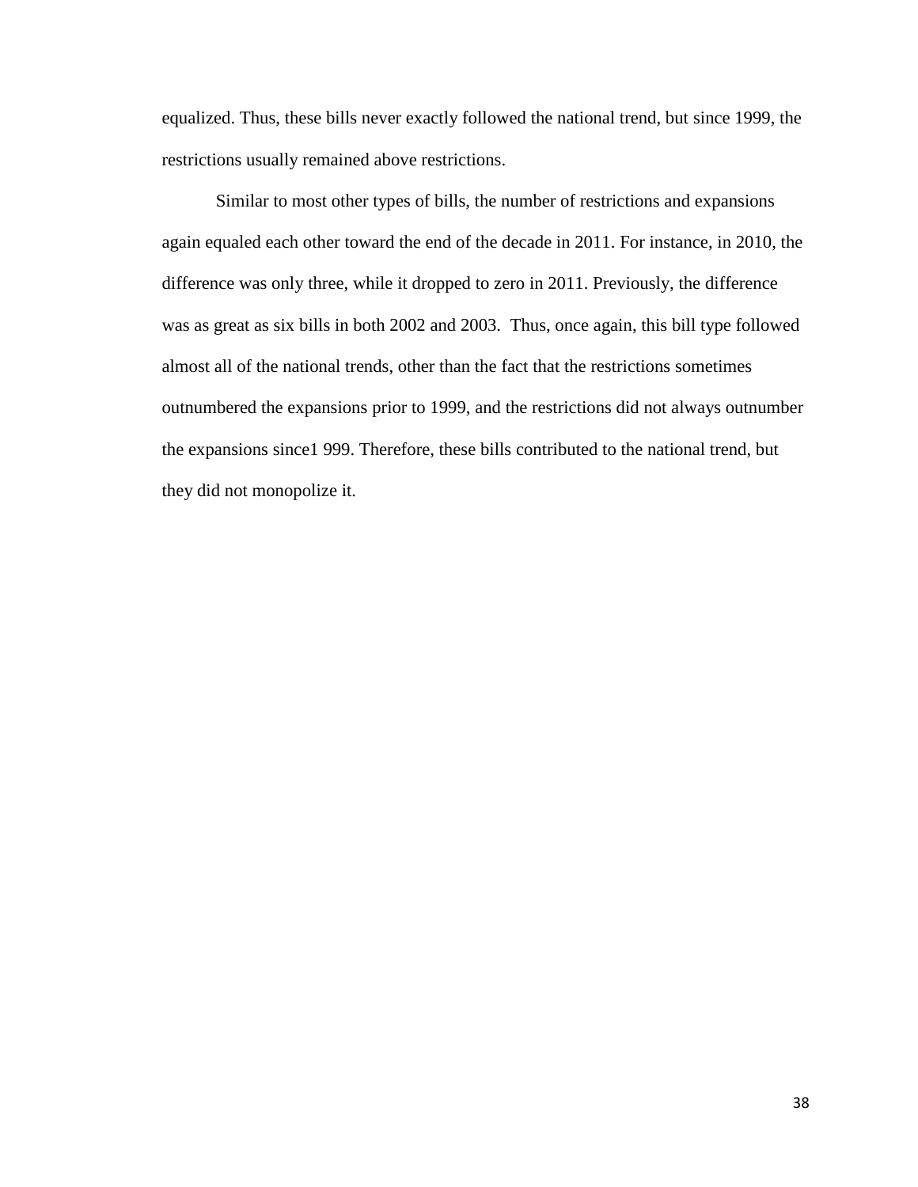equalized. Thus, these bills never exactly followed the national trend, but since 1999, the restrictions usually remained above restrictions.

Similar to most other types of bills, the number of restrictions and expansions again equaled each other toward the end of the decade in 2011. For instance, in 2010, the difference was only three, while it dropped to zero in 2011. Previously, the difference was as great as six bills in both 2002 and 2003. Thus, once again, this bill type followed almost all of the national trends, other than the fact that the restrictions sometimes outnumbered the expansions prior to 1999, and the restrictions did not always outnumber the expansions since1 999. Therefore, these bills contributed to the national trend, but they did not monopolize it.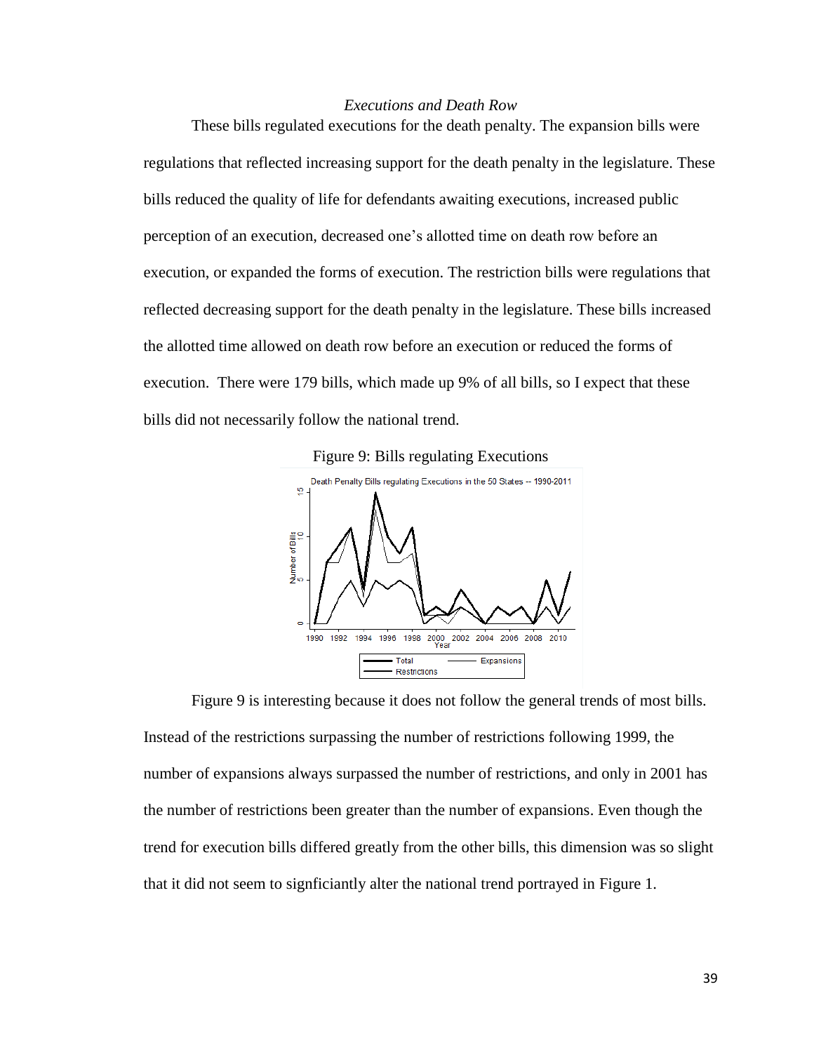### *Executions and Death Row*

These bills regulated executions for the death penalty. The expansion bills were regulations that reflected increasing support for the death penalty in the legislature. These bills reduced the quality of life for defendants awaiting executions, increased public perception of an execution, decreased one's allotted time on death row before an execution, or expanded the forms of execution. The restriction bills were regulations that reflected decreasing support for the death penalty in the legislature. These bills increased the allotted time allowed on death row before an execution or reduced the forms of execution. There were 179 bills, which made up 9% of all bills, so I expect that these bills did not necessarily follow the national trend.

Figure 9: Bills regulating Executions

Figure 9 is interesting because it does not follow the general trends of most bills. Instead of the restrictions surpassing the number of restrictions following 1999, the number of expansions always surpassed the number of restrictions, and only in 2001 has the number of restrictions been greater than the number of expansions. Even though the trend for execution bills differed greatly from the other bills, this dimension was so slight that it did not seem to signficiantly alter the national trend portrayed in Figure 1.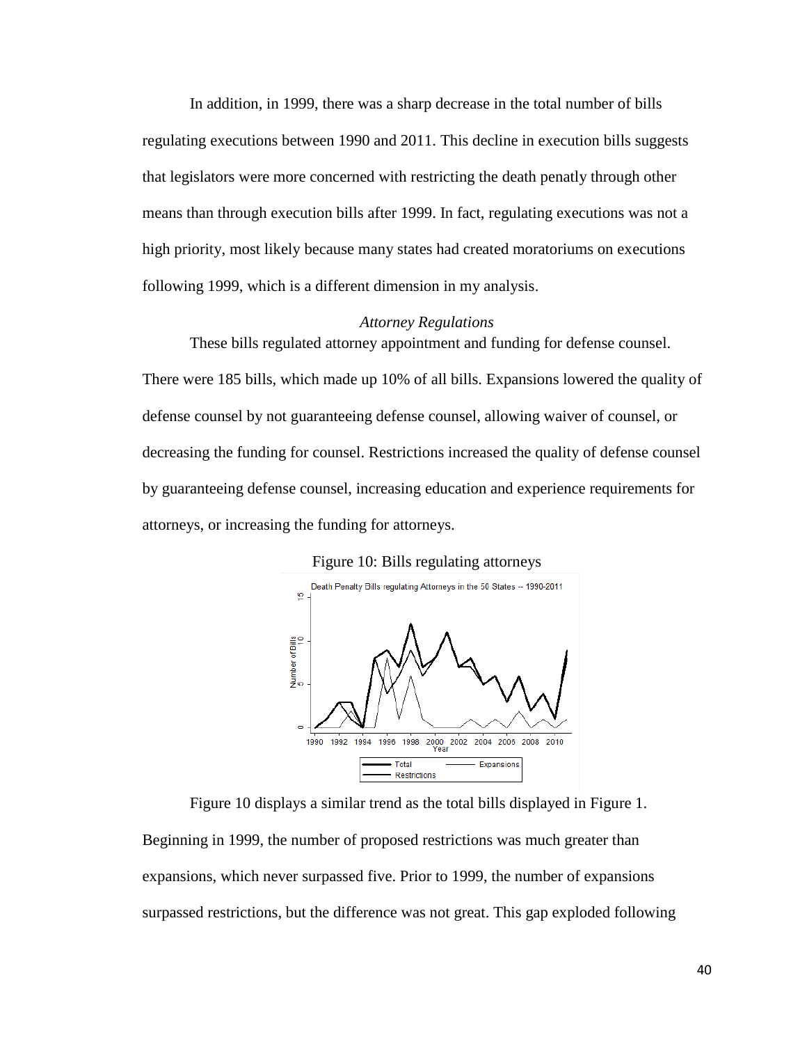In addition, in 1999, there was a sharp decrease in the total number of bills regulating executions between 1990 and 2011. This decline in execution bills suggests that legislators were more concerned with restricting the death penatly through other means than through execution bills after 1999. In fact, regulating executions was not a high priority, most likely because many states had created moratoriums on executions following 1999, which is a different dimension in my analysis.

### *Attorney Regulations*

These bills regulated attorney appointment and funding for defense counsel. There were 185 bills, which made up 10% of all bills. Expansions lowered the quality of defense counsel by not guaranteeing defense counsel, allowing waiver of counsel, or decreasing the funding for counsel. Restrictions increased the quality of defense counsel by guaranteeing defense counsel, increasing education and experience requirements for attorneys, or increasing the funding for attorneys.

Figure 10: Bills regulating attorneys

Figure 10 displays a similar trend as the total bills displayed in Figure 1. Beginning in 1999, the number of proposed restrictions was much greater than expansions, which never surpassed five. Prior to 1999, the number of expansions surpassed restrictions, but the difference was not great. This gap exploded following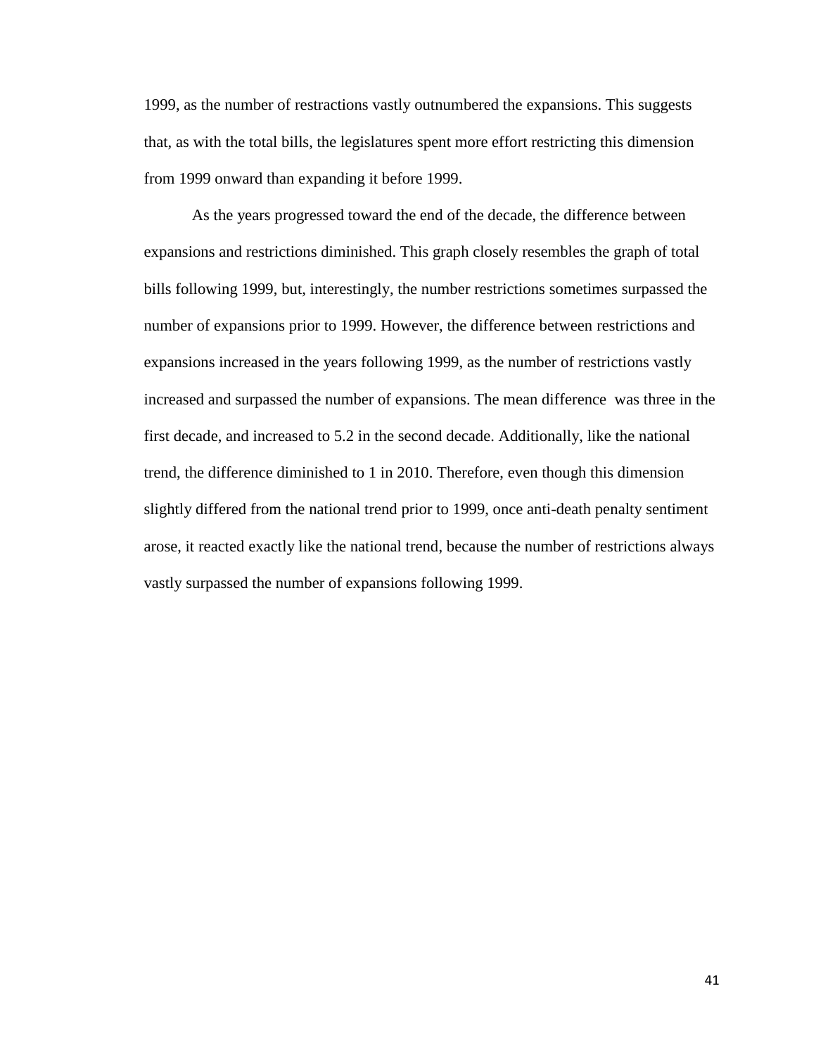1999, as the number of restractions vastly outnumbered the expansions. This suggests that, as with the total bills, the legislatures spent more effort restricting this dimension from 1999 onward than expanding it before 1999.

As the years progressed toward the end of the decade, the difference between expansions and restrictions diminished. This graph closely resembles the graph of total bills following 1999, but, interestingly, the number restrictions sometimes surpassed the number of expansions prior to 1999. However, the difference between restrictions and expansions increased in the years following 1999, as the number of restrictions vastly increased and surpassed the number of expansions. The mean difference  was three in the first decade, and increased to 5.2 in the second decade. Additionally, like the national trend, the difference diminished to 1 in 2010. Therefore, even though this dimension slightly differed from the national trend prior to 1999, once anti-death penalty sentiment arose, it reacted exactly like the national trend, because the number of restrictions always vastly surpassed the number of expansions following 1999.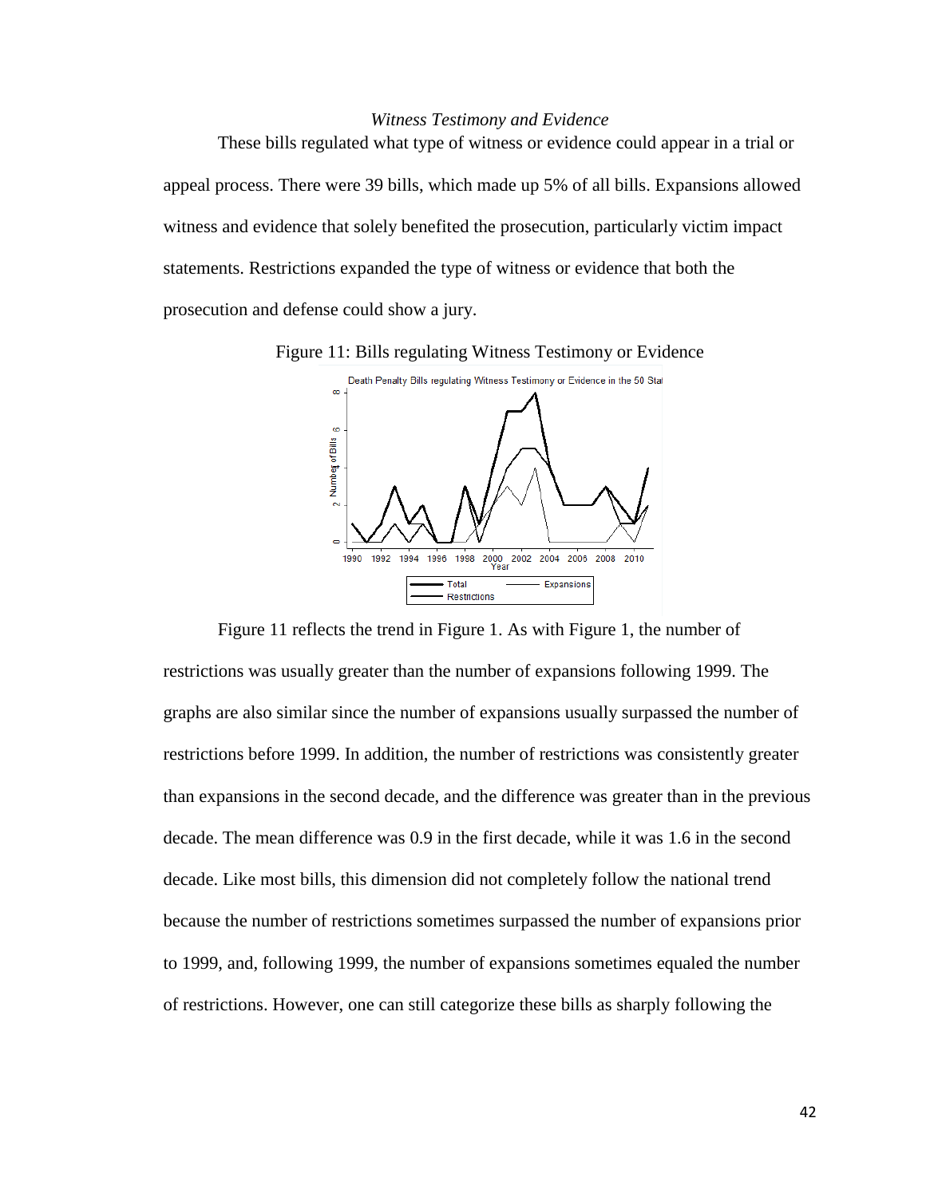### *Witness Testimony and Evidence*

These bills regulated what type of witness or evidence could appear in a trial or appeal process. There were 39 bills, which made up 5% of all bills. Expansions allowed witness and evidence that solely benefited the prosecution, particularly victim impact statements. Restrictions expanded the type of witness or evidence that both the prosecution and defense could show a jury.

Figure 11: Bills regulating Witness Testimony or Evidence

Figure 11 reflects the trend in Figure 1. As with Figure 1, the number of restrictions was usually greater than the number of expansions following 1999. The graphs are also similar since the number of expansions usually surpassed the number of restrictions before 1999. In addition, the number of restrictions was consistently greater than expansions in the second decade, and the difference was greater than in the previous decade. The mean difference was 0.9 in the first decade, while it was 1.6 in the second decade. Like most bills, this dimension did not completely follow the national trend because the number of restrictions sometimes surpassed the number of expansions prior to 1999, and, following 1999, the number of expansions sometimes equaled the number of restrictions. However, one can still categorize these bills as sharply following the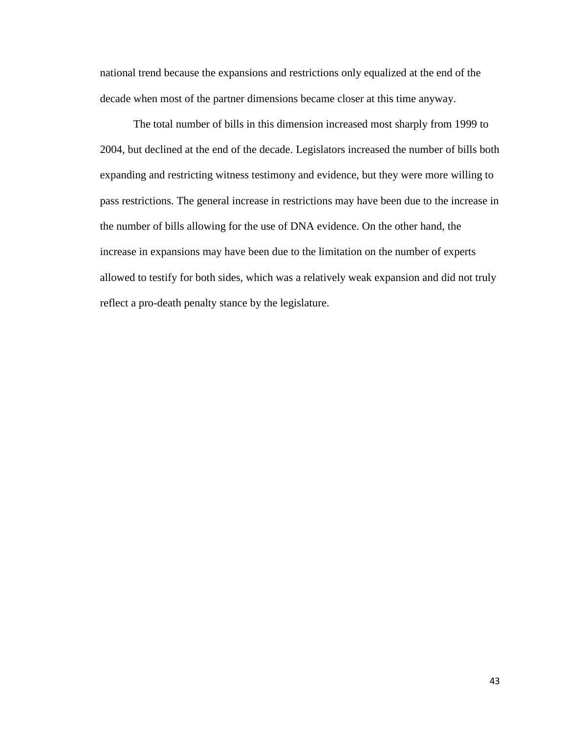national trend because the expansions and restrictions only equalized at the end of the decade when most of the partner dimensions became closer at this time anyway.

The total number of bills in this dimension increased most sharply from 1999 to 2004, but declined at the end of the decade. Legislators increased the number of bills both expanding and restricting witness testimony and evidence, but they were more willing to pass restrictions. The general increase in restrictions may have been due to the increase in the number of bills allowing for the use of DNA evidence. On the other hand, the increase in expansions may have been due to the limitation on the number of experts allowed to testify for both sides, which was a relatively weak expansion and did not truly reflect a pro-death penalty stance by the legislature.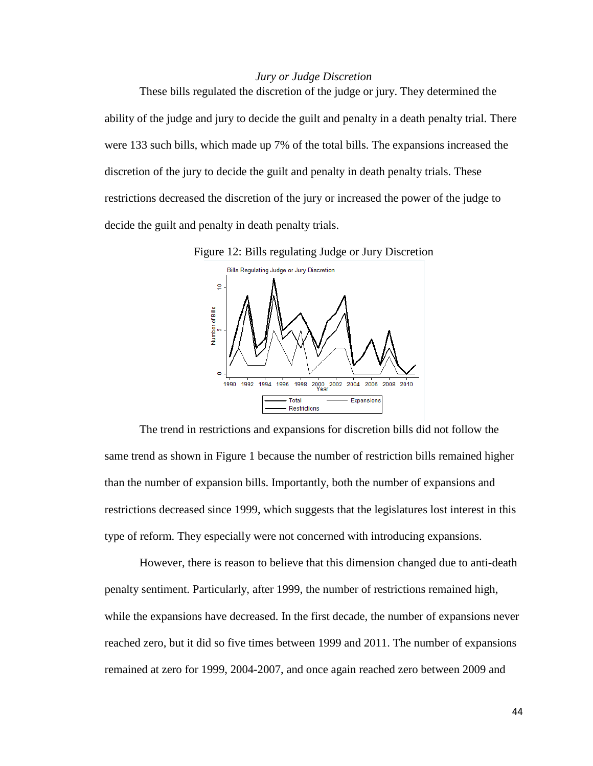*Jury or Judge Discretion*

These bills regulated the discretion of the judge or jury. They determined the ability of the judge and jury to decide the guilt and penalty in a death penalty trial. There were 133 such bills, which made up 7% of the total bills. The expansions increased the discretion of the jury to decide the guilt and penalty in death penalty trials. These restrictions decreased the discretion of the jury or increased the power of the judge to decide the guilt and penalty in death penalty trials.

Figure 12: Bills regulating Judge or Jury Discretion

The trend in restrictions and expansions for discretion bills did not follow the same trend as shown in Figure 1 because the number of restriction bills remained higher than the number of expansion bills. Importantly, both the number of expansions and restrictions decreased since 1999, which suggests that the legislatures lost interest in this type of reform. They especially were not concerned with introducing expansions.

However, there is reason to believe that this dimension changed due to anti-death penalty sentiment. Particularly, after 1999, the number of restrictions remained high, while the expansions have decreased. In the first decade, the number of expansions never reached zero, but it did so five times between 1999 and 2011. The number of expansions remained at zero for 1999, 2004-2007, and once again reached zero between 2009 and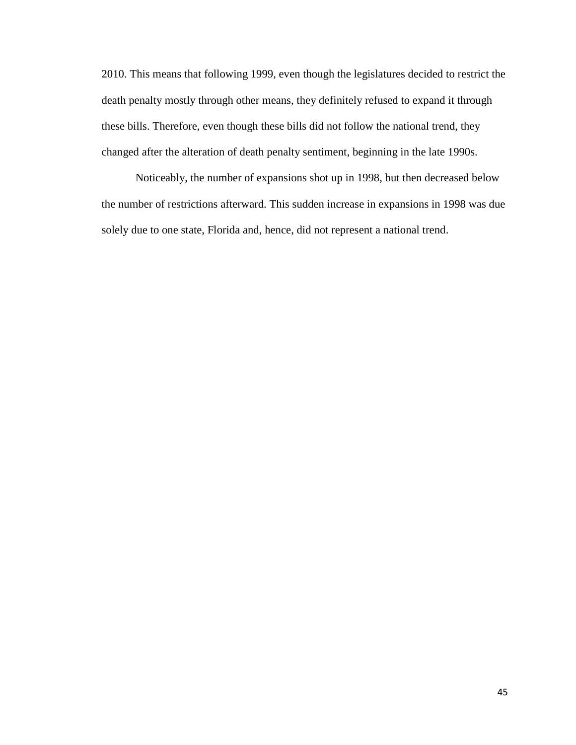2010. This means that following 1999, even though the legislatures decided to restrict the death penalty mostly through other means, they definitely refused to expand it through these bills. Therefore, even though these bills did not follow the national trend, they changed after the alteration of death penalty sentiment, beginning in the late 1990s.

Noticeably, the number of expansions shot up in 1998, but then decreased below the number of restrictions afterward. This sudden increase in expansions in 1998 was due solely due to one state, Florida and, hence, did not represent a national trend.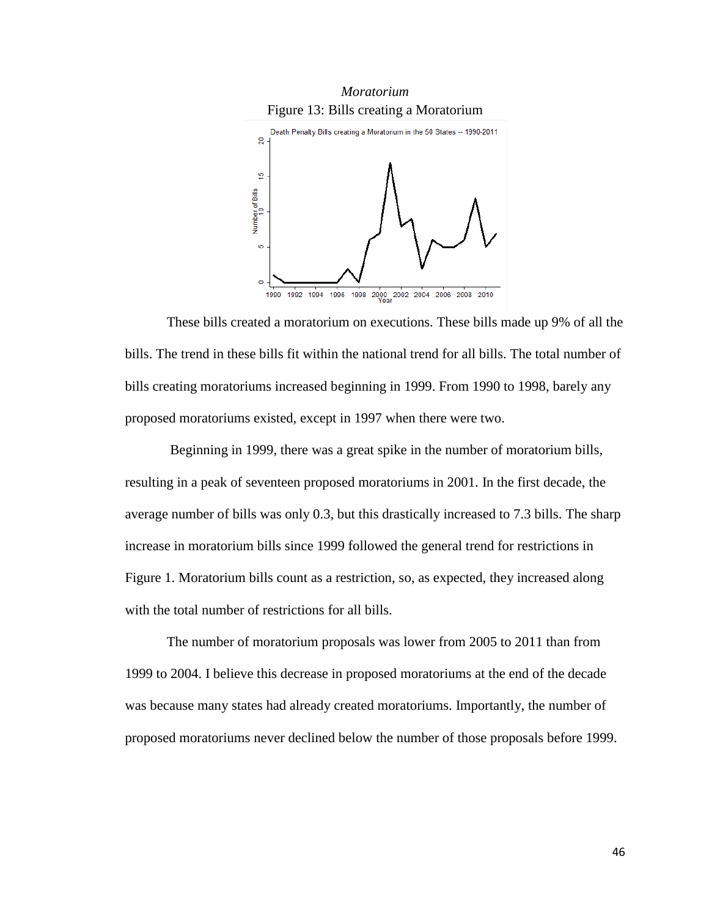*Moratorium*

Figure 13: Bills creating a Moratorium

These bills created a moratorium on executions. These bills made up 9% of all the bills. The trend in these bills fit within the national trend for all bills. The total number of bills creating moratoriums increased beginning in 1999. From 1990 to 1998, barely any proposed moratoriums existed, except in 1997 when there were two.

Beginning in 1999, there was a great spike in the number of moratorium bills, resulting in a peak of seventeen proposed moratoriums in 2001. In the first decade, the average number of bills was only 0.3, but this drastically increased to 7.3 bills. The sharp increase in moratorium bills since 1999 followed the general trend for restrictions in Figure 1. Moratorium bills count as a restriction, so, as expected, they increased along with the total number of restrictions for all bills.

The number of moratorium proposals was lower from 2005 to 2011 than from 1999 to 2004. I believe this decrease in proposed moratoriums at the end of the decade was because many states had already created moratoriums. Importantly, the number of proposed moratoriums never declined below the number of those proposals before 1999.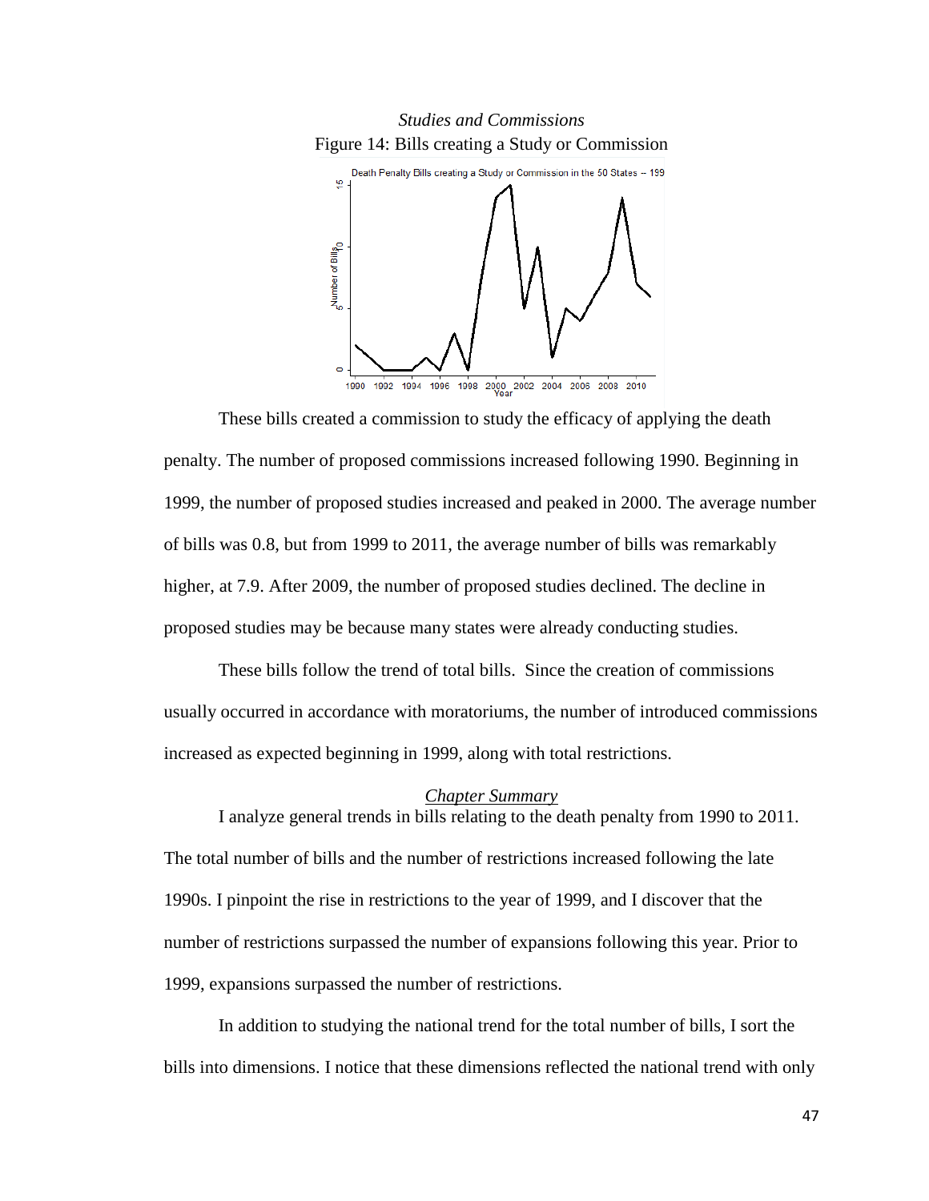*Studies and Commissions*

Figure 14: Bills creating a Study or Commission

These bills created a commission to study the efficacy of applying the death penalty. The number of proposed commissions increased following 1990. Beginning in 1999, the number of proposed studies increased and peaked in 2000. The average number of bills was 0.8, but from 1999 to 2011, the average number of bills was remarkably higher, at 7.9. After 2009, the number of proposed studies declined. The decline in proposed studies may be because many states were already conducting studies.

These bills follow the trend of total bills. Since the creation of commissions usually occurred in accordance with moratoriums, the number of introduced commissions increased as expected beginning in 1999, along with total restrictions.

## Chapter Summary

I analyze general trends in bills relating to the death penalty from 1990 to 2011. The total number of bills and the number of restrictions increased following the late 1990s. I pinpoint the rise in restrictions to the year of 1999, and I discover that the number of restrictions surpassed the number of expansions following this year. Prior to 1999, expansions surpassed the number of restrictions.

In addition to studying the national trend for the total number of bills, I sort the bills into dimensions. I notice that these dimensions reflected the national trend with only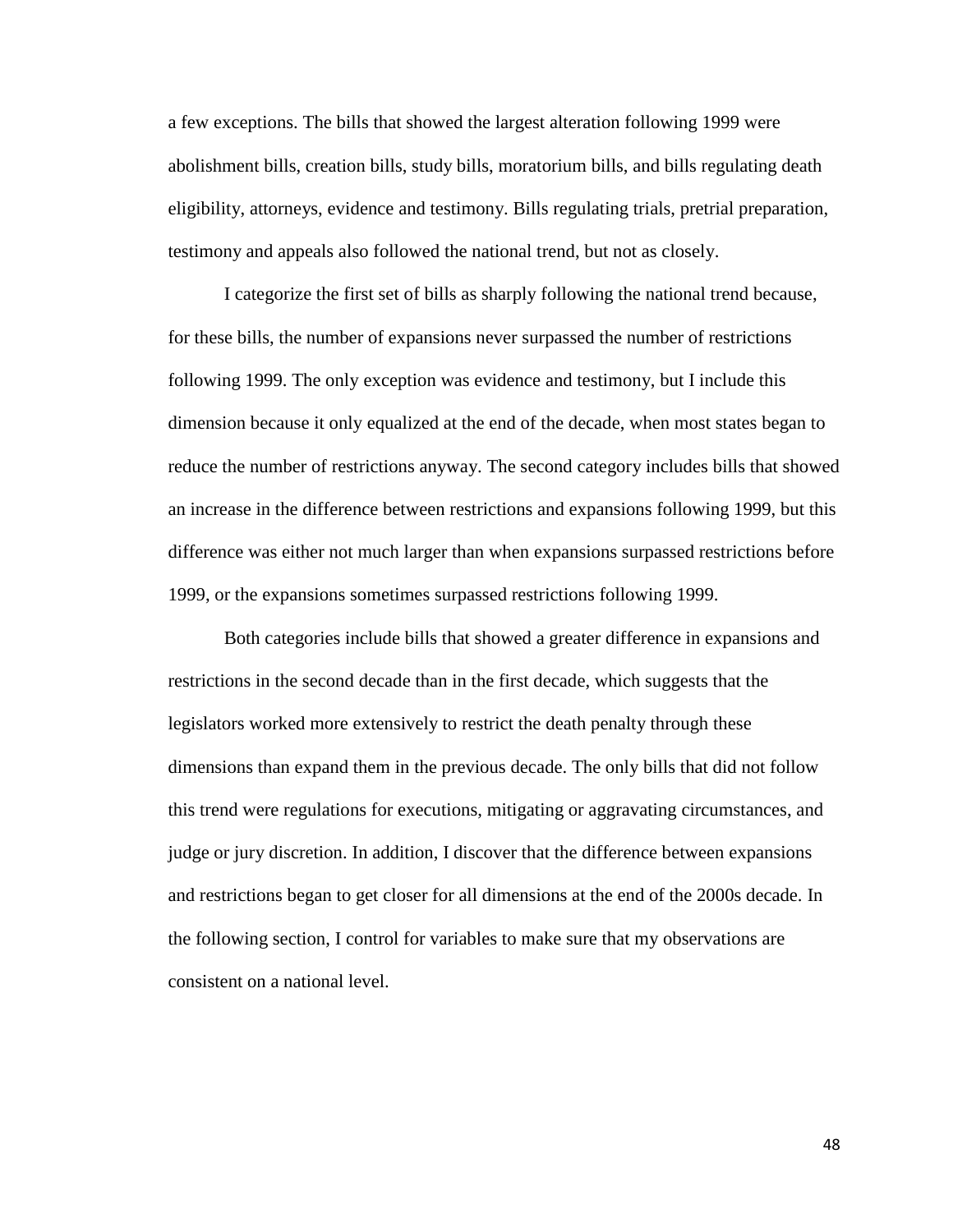a few exceptions. The bills that showed the largest alteration following 1999 were abolishment bills, creation bills, study bills, moratorium bills, and bills regulating death eligibility, attorneys, evidence and testimony. Bills regulating trials, pretrial preparation, testimony and appeals also followed the national trend, but not as closely.

I categorize the first set of bills as sharply following the national trend because, for these bills, the number of expansions never surpassed the number of restrictions following 1999. The only exception was evidence and testimony, but I include this dimension because it only equalized at the end of the decade, when most states began to reduce the number of restrictions anyway. The second category includes bills that showed an increase in the difference between restrictions and expansions following 1999, but this difference was either not much larger than when expansions surpassed restrictions before 1999, or the expansions sometimes surpassed restrictions following 1999.

Both categories include bills that showed a greater difference in expansions and restrictions in the second decade than in the first decade, which suggests that the legislators worked more extensively to restrict the death penalty through these dimensions than expand them in the previous decade. The only bills that did not follow this trend were regulations for executions, mitigating or aggravating circumstances, and judge or jury discretion. In addition, I discover that the difference between expansions and restrictions began to get closer for all dimensions at the end of the 2000s decade. In the following section, I control for variables to make sure that my observations are consistent on a national level.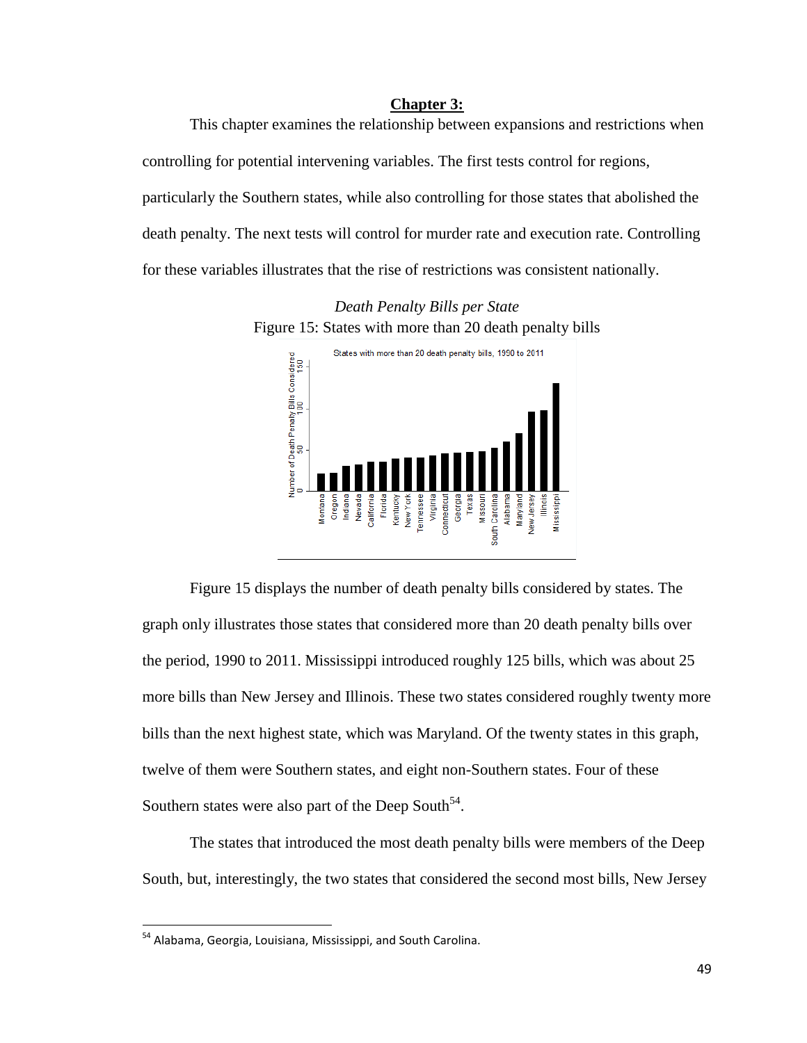# Chapter 3:

This chapter examines the relationship between expansions and restrictions when controlling for potential intervening variables. The first tests control for regions, particularly the Southern states, while also controlling for those states that abolished the death penalty. The next tests will control for murder rate and execution rate. Controlling for these variables illustrates that the rise of restrictions was consistent nationally.

*Death Penalty Bills per State*

Figure 15: States with more than 20 death penalty bills

Figure 15 displays the number of death penalty bills considered by states. The graph only illustrates those states that considered more than 20 death penalty bills over the period, 1990 to 2011. Mississippi introduced roughly 125 bills, which was about 25 more bills than New Jersey and Illinois. These two states considered roughly twenty more bills than the next highest state, which was Maryland. Of the twenty states in this graph, twelve of them were Southern states, and eight non-Southern states. Four of these Southern states were also part of the Deep South[54].

The states that introduced the most death penalty bills were members of the Deep South, but, interestingly, the two states that considered the second most bills, New Jersey

[54] Alabama, Georgia, Louisiana, Mississippi, and South Carolina.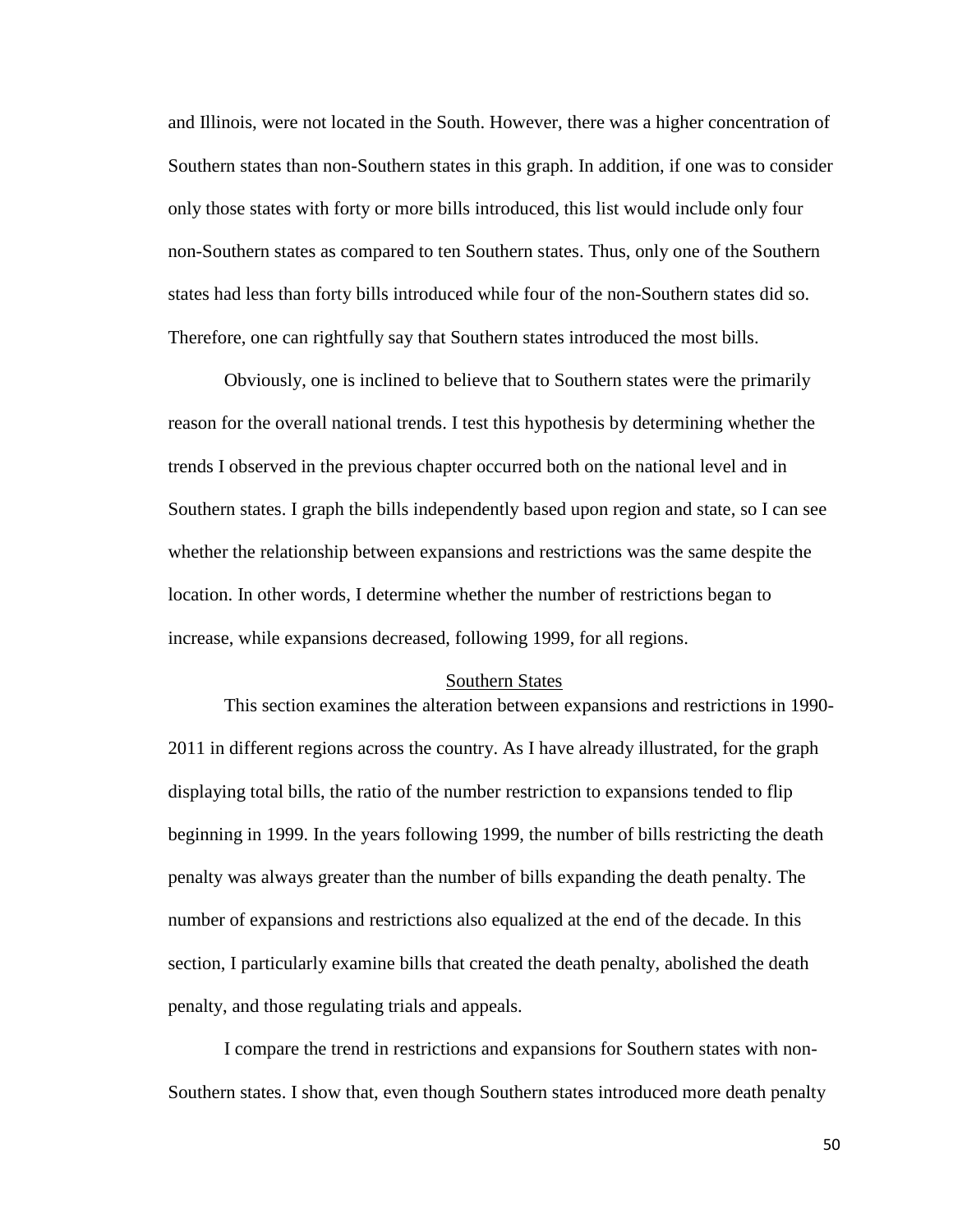and Illinois, were not located in the South. However, there was a higher concentration of Southern states than non-Southern states in this graph. In addition, if one was to consider only those states with forty or more bills introduced, this list would include only four non-Southern states as compared to ten Southern states. Thus, only one of the Southern states had less than forty bills introduced while four of the non-Southern states did so. Therefore, one can rightfully say that Southern states introduced the most bills.

Obviously, one is inclined to believe that to Southern states were the primarily reason for the overall national trends. I test this hypothesis by determining whether the trends I observed in the previous chapter occurred both on the national level and in Southern states. I graph the bills independently based upon region and state, so I can see whether the relationship between expansions and restrictions was the same despite the location. In other words, I determine whether the number of restrictions began to increase, while expansions decreased, following 1999, for all regions.

## Southern States

This section examines the alteration between expansions and restrictions in 1990-2011 in different regions across the country. As I have already illustrated, for the graph displaying total bills, the ratio of the number restriction to expansions tended to flip beginning in 1999. In the years following 1999, the number of bills restricting the death penalty was always greater than the number of bills expanding the death penalty. The number of expansions and restrictions also equalized at the end of the decade. In this section, I particularly examine bills that created the death penalty, abolished the death penalty, and those regulating trials and appeals.

I compare the trend in restrictions and expansions for Southern states with non-Southern states. I show that, even though Southern states introduced more death penalty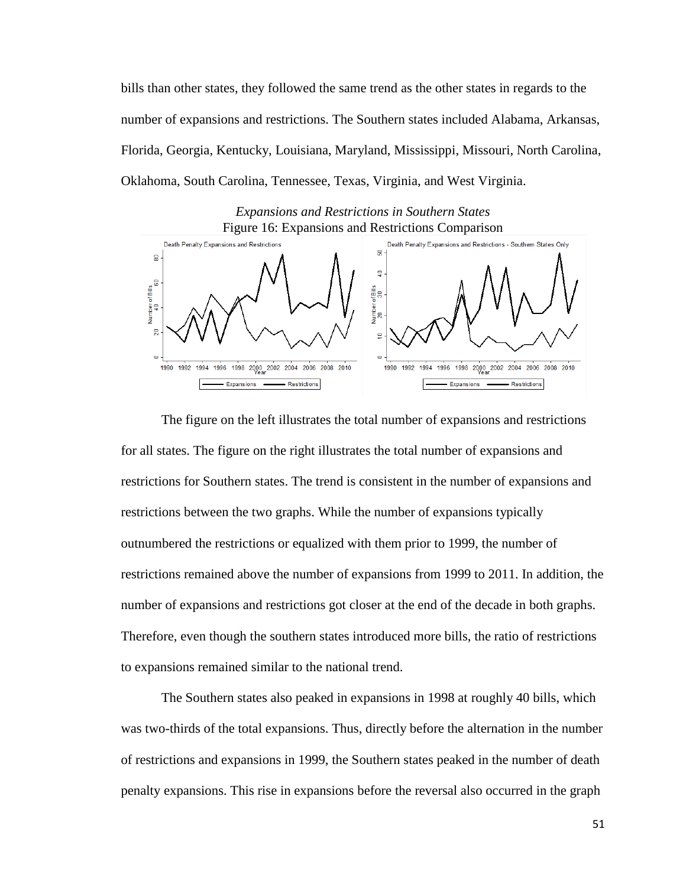bills than other states, they followed the same trend as the other states in regards to the number of expansions and restrictions. The Southern states included Alabama, Arkansas, Florida, Georgia, Kentucky, Louisiana, Maryland, Mississippi, Missouri, North Carolina, Oklahoma, South Carolina, Tennessee, Texas, Virginia, and West Virginia.

*Expansions and Restrictions in Southern States*

Figure 16: Expansions and Restrictions Comparison

The figure on the left illustrates the total number of expansions and restrictions for all states. The figure on the right illustrates the total number of expansions and restrictions for Southern states. The trend is consistent in the number of expansions and restrictions between the two graphs. While the number of expansions typically outnumbered the restrictions or equalized with them prior to 1999, the number of restrictions remained above the number of expansions from 1999 to 2011. In addition, the number of expansions and restrictions got closer at the end of the decade in both graphs. Therefore, even though the southern states introduced more bills, the ratio of restrictions to expansions remained similar to the national trend.

The Southern states also peaked in expansions in 1998 at roughly 40 bills, which was two-thirds of the total expansions. Thus, directly before the alternation in the number of restrictions and expansions in 1999, the Southern states peaked in the number of death penalty expansions. This rise in expansions before the reversal also occurred in the graph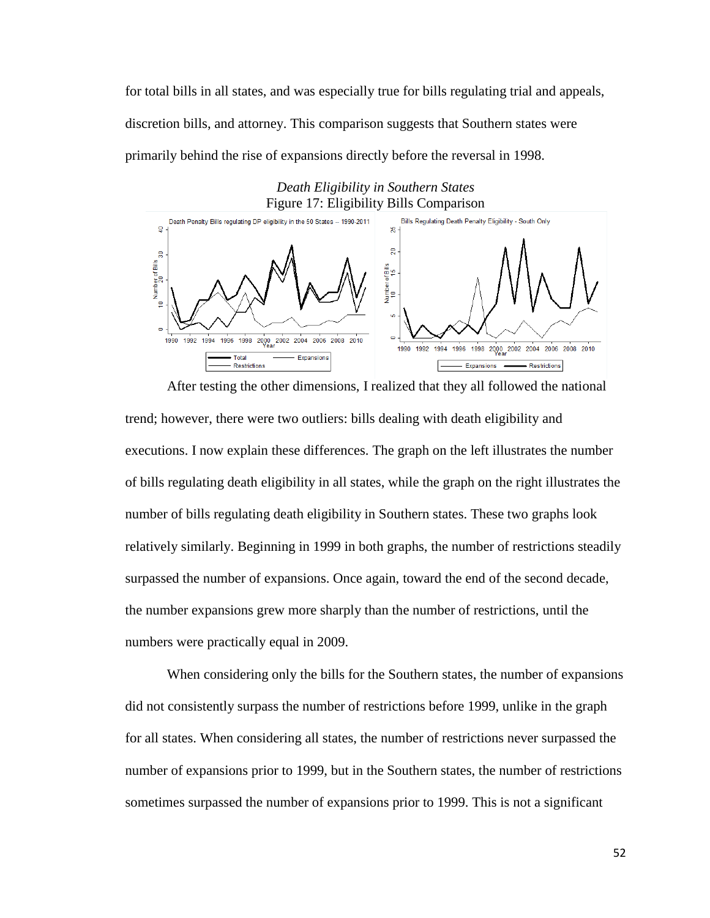for total bills in all states, and was especially true for bills regulating trial and appeals, discretion bills, and attorney. This comparison suggests that Southern states were primarily behind the rise of expansions directly before the reversal in 1998.

*Death Eligibility in Southern States*

Figure 17: Eligibility Bills Comparison

After testing the other dimensions, I realized that they all followed the national trend; however, there were two outliers: bills dealing with death eligibility and executions. I now explain these differences. The graph on the left illustrates the number of bills regulating death eligibility in all states, while the graph on the right illustrates the number of bills regulating death eligibility in Southern states. These two graphs look relatively similarly. Beginning in 1999 in both graphs, the number of restrictions steadily surpassed the number of expansions. Once again, toward the end of the second decade, the number expansions grew more sharply than the number of restrictions, until the numbers were practically equal in 2009.

When considering only the bills for the Southern states, the number of expansions did not consistently surpass the number of restrictions before 1999, unlike in the graph for all states. When considering all states, the number of restrictions never surpassed the number of expansions prior to 1999, but in the Southern states, the number of restrictions sometimes surpassed the number of expansions prior to 1999. This is not a significant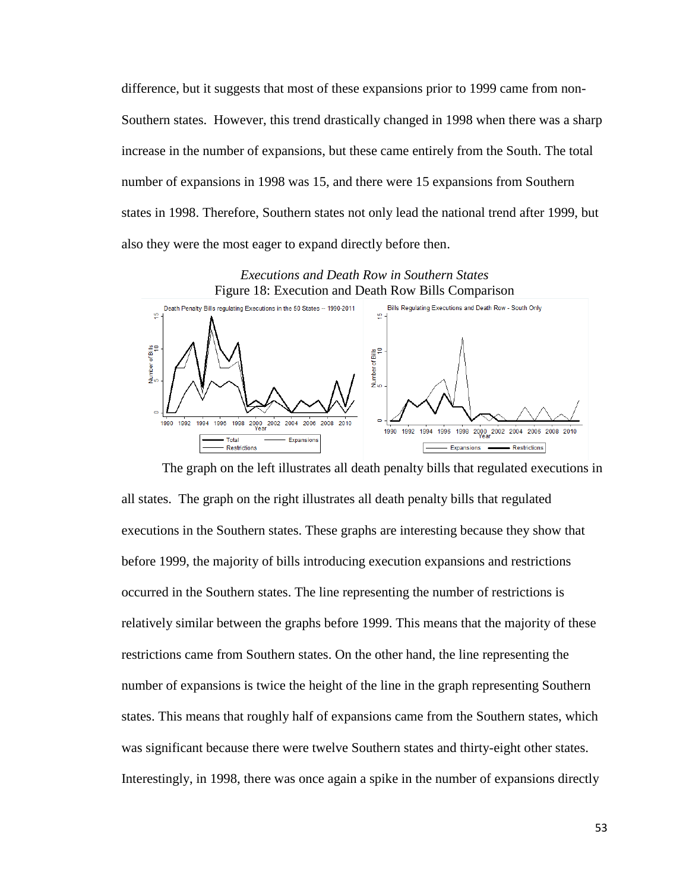difference, but it suggests that most of these expansions prior to 1999 came from non-Southern states. However, this trend drastically changed in 1998 when there was a sharp increase in the number of expansions, but these came entirely from the South. The total number of expansions in 1998 was 15, and there were 15 expansions from Southern states in 1998. Therefore, Southern states not only lead the national trend after 1999, but also they were the most eager to expand directly before then.

*Executions and Death Row in Southern States*

Figure 18: Execution and Death Row Bills Comparison

The graph on the left illustrates all death penalty bills that regulated executions in all states. The graph on the right illustrates all death penalty bills that regulated executions in the Southern states. These graphs are interesting because they show that before 1999, the majority of bills introducing execution expansions and restrictions occurred in the Southern states. The line representing the number of restrictions is relatively similar between the graphs before 1999. This means that the majority of these restrictions came from Southern states. On the other hand, the line representing the number of expansions is twice the height of the line in the graph representing Southern states. This means that roughly half of expansions came from the Southern states, which was significant because there were twelve Southern states and thirty-eight other states. Interestingly, in 1998, there was once again a spike in the number of expansions directly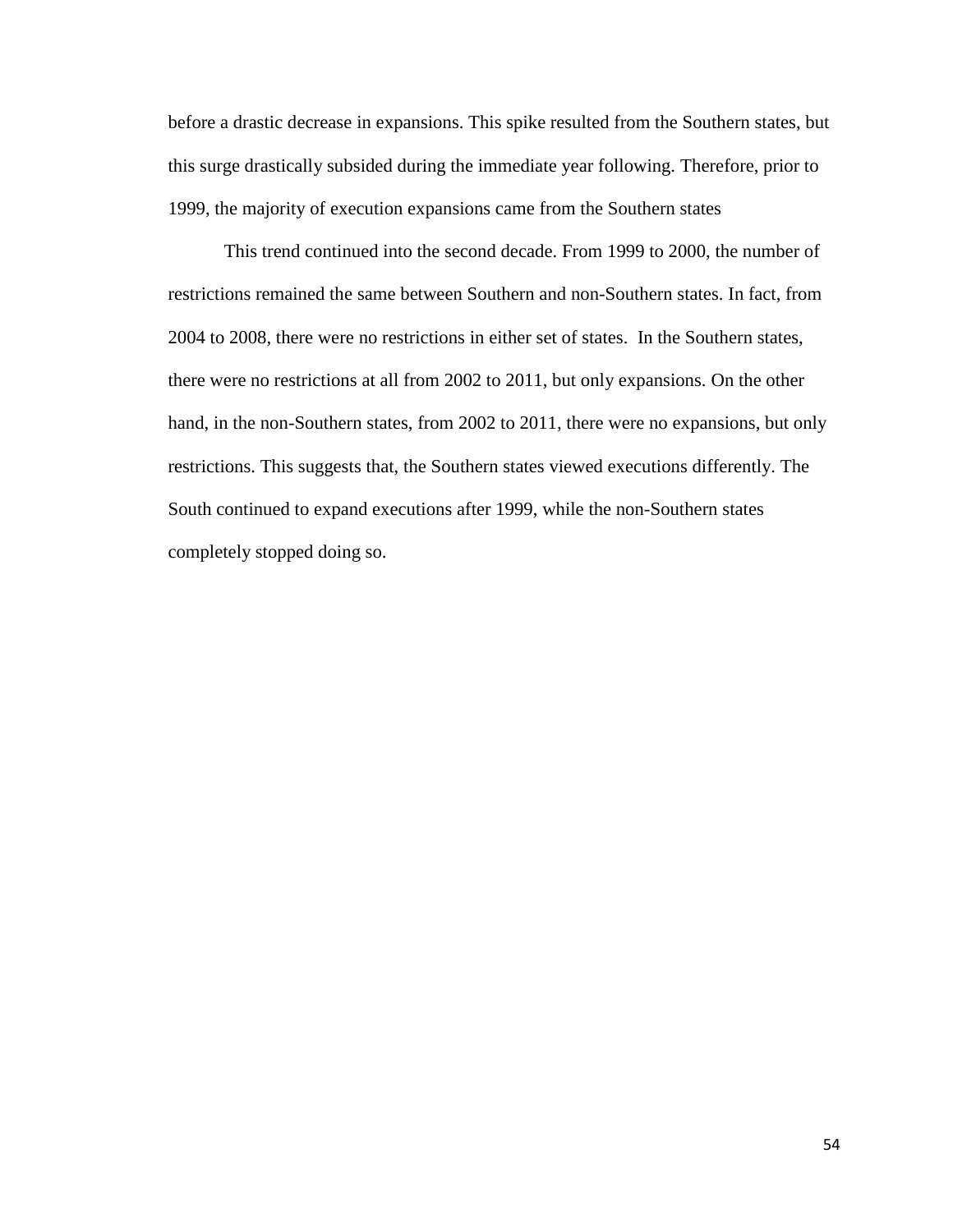before a drastic decrease in expansions. This spike resulted from the Southern states, but this surge drastically subsided during the immediate year following. Therefore, prior to 1999, the majority of execution expansions came from the Southern states

This trend continued into the second decade. From 1999 to 2000, the number of restrictions remained the same between Southern and non-Southern states. In fact, from 2004 to 2008, there were no restrictions in either set of states. In the Southern states, there were no restrictions at all from 2002 to 2011, but only expansions. On the other hand, in the non-Southern states, from 2002 to 2011, there were no expansions, but only restrictions. This suggests that, the Southern states viewed executions differently. The South continued to expand executions after 1999, while the non-Southern states completely stopped doing so.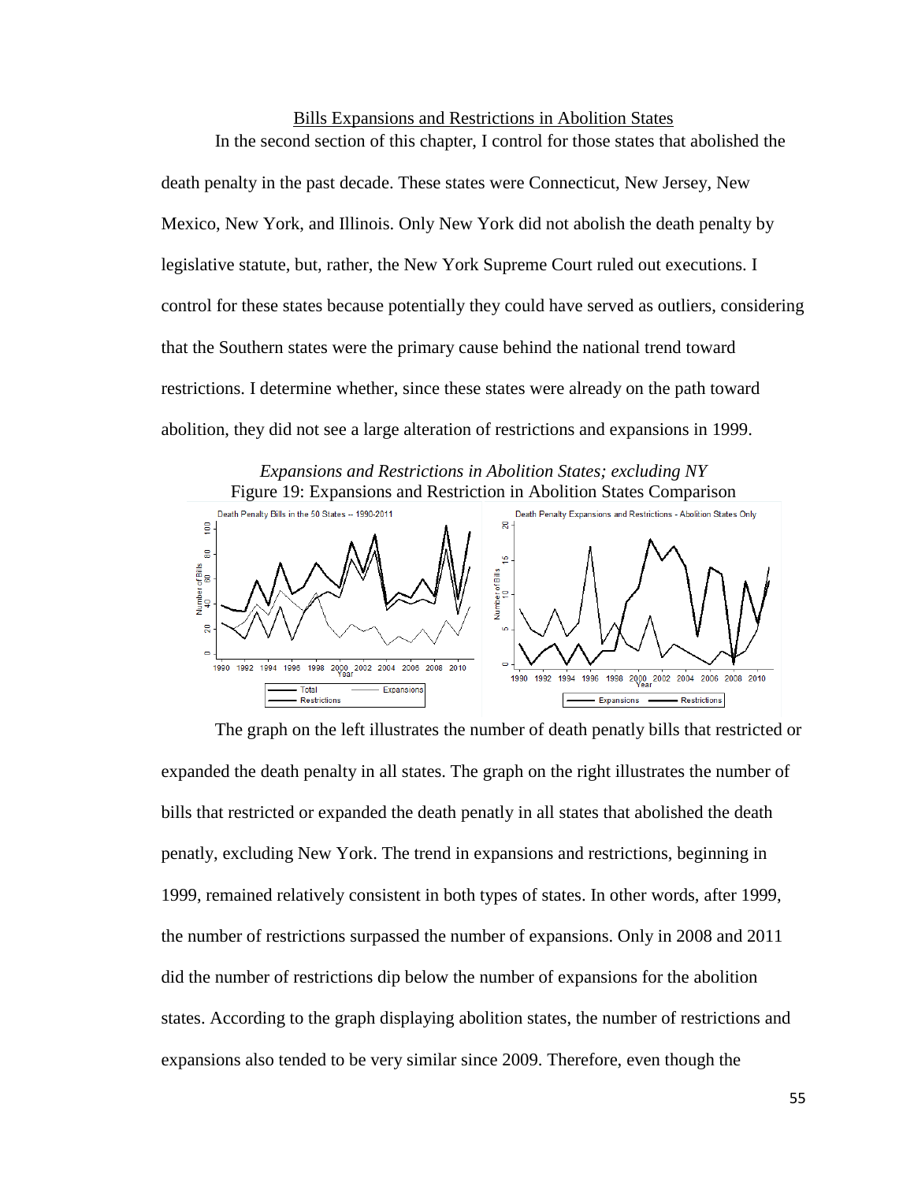## Bills Expansions and Restrictions in Abolition States

In the second section of this chapter, I control for those states that abolished the death penalty in the past decade. These states were Connecticut, New Jersey, New Mexico, New York, and Illinois. Only New York did not abolish the death penalty by legislative statute, but, rather, the New York Supreme Court ruled out executions. I control for these states because potentially they could have served as outliers, considering that the Southern states were the primary cause behind the national trend toward restrictions. I determine whether, since these states were already on the path toward abolition, they did not see a large alteration of restrictions and expansions in 1999.

*Expansions and Restrictions in Abolition States; excluding NY*

Figure 19: Expansions and Restriction in Abolition States Comparison

The graph on the left illustrates the number of death penalty bills that restricted or expanded the death penalty in all states. The graph on the right illustrates the number of bills that restricted or expanded the death penatly in all states that abolished the death penatly, excluding New York. The trend in expansions and restrictions, beginning in 1999, remained relatively consistent in both types of states. In other words, after 1999, the number of restrictions surpassed the number of expansions. Only in 2008 and 2011 did the number of restrictions dip below the number of expansions for the abolition states. According to the graph displaying abolition states, the number of restrictions and expansions also tended to be very similar since 2009. Therefore, even though the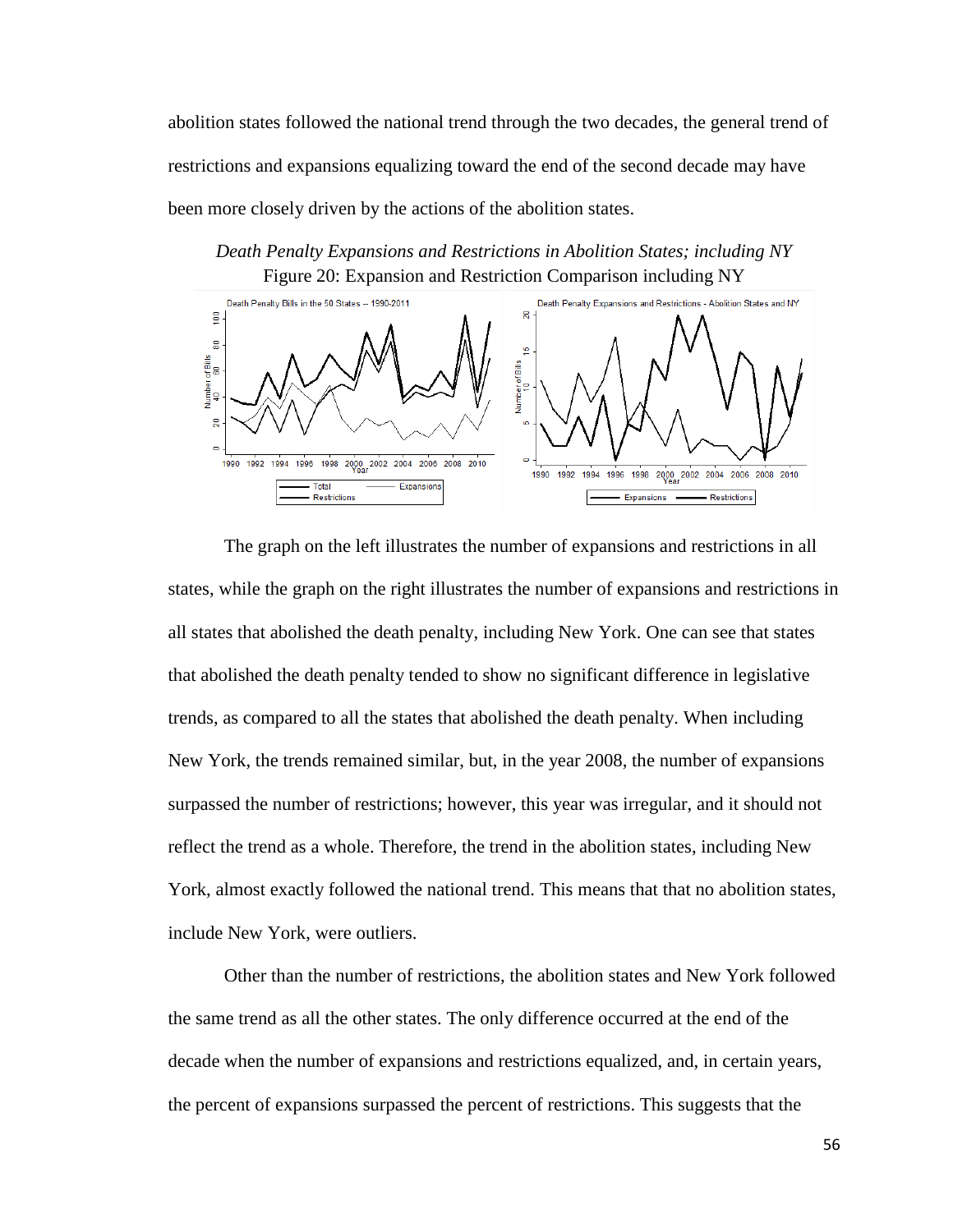abolition states followed the national trend through the two decades, the general trend of restrictions and expansions equalizing toward the end of the second decade may have been more closely driven by the actions of the abolition states.

*Death Penalty Expansions and Restrictions in Abolition States; including NY*

Figure 20: Expansion and Restriction Comparison including NY

The graph on the left illustrates the number of expansions and restrictions in all states, while the graph on the right illustrates the number of expansions and restrictions in all states that abolished the death penalty, including New York. One can see that states that abolished the death penalty tended to show no significant difference in legislative trends, as compared to all the states that abolished the death penalty. When including New York, the trends remained similar, but, in the year 2008, the number of expansions surpassed the number of restrictions; however, this year was irregular, and it should not reflect the trend as a whole. Therefore, the trend in the abolition states, including New York, almost exactly followed the national trend. This means that that no abolition states, include New York, were outliers.

Other than the number of restrictions, the abolition states and New York followed the same trend as all the other states. The only difference occurred at the end of the decade when the number of expansions and restrictions equalized, and, in certain years, the percent of expansions surpassed the percent of restrictions. This suggests that the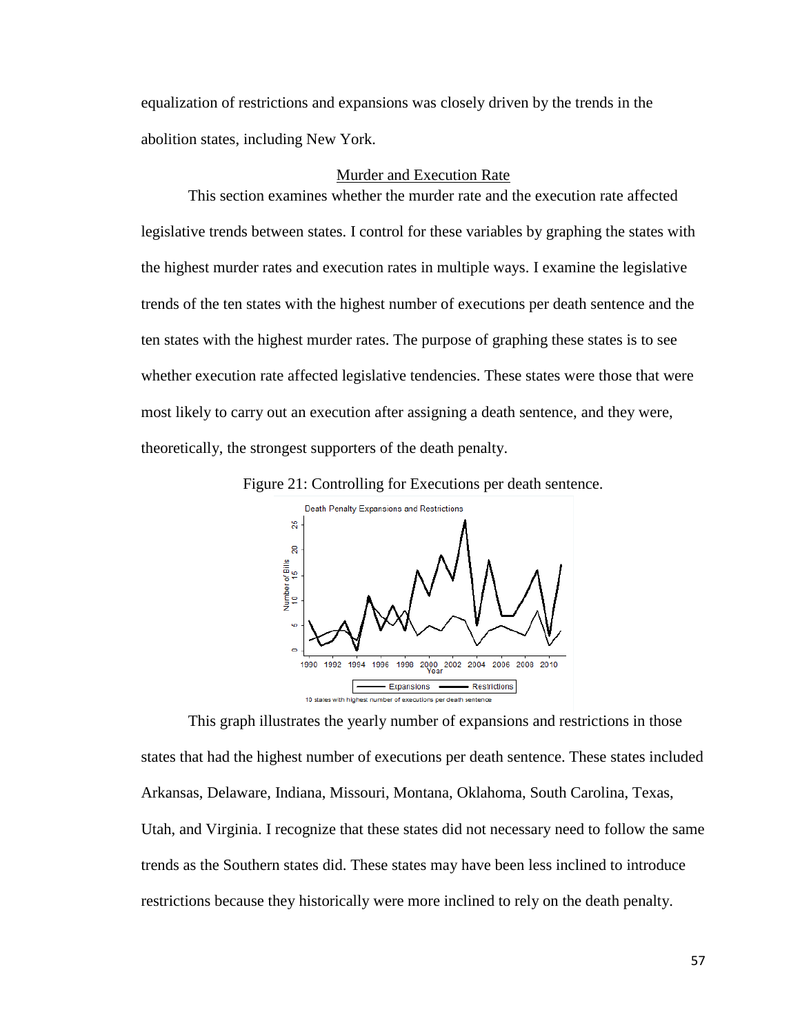equalization of restrictions and expansions was closely driven by the trends in the abolition states, including New York.

## Murder and Execution Rate

This section examines whether the murder rate and the execution rate affected legislative trends between states. I control for these variables by graphing the states with the highest murder rates and execution rates in multiple ways. I examine the legislative trends of the ten states with the highest number of executions per death sentence and the ten states with the highest murder rates. The purpose of graphing these states is to see whether execution rate affected legislative tendencies. These states were those that were most likely to carry out an execution after assigning a death sentence, and they were, theoretically, the strongest supporters of the death penalty.

Figure 21: Controlling for Executions per death sentence.

This graph illustrates the yearly number of expansions and restrictions in those states that had the highest number of executions per death sentence. These states included Arkansas, Delaware, Indiana, Missouri, Montana, Oklahoma, South Carolina, Texas, Utah, and Virginia. I recognize that these states did not necessary need to follow the same trends as the Southern states did. These states may have been less inclined to introduce restrictions because they historically were more inclined to rely on the death penalty.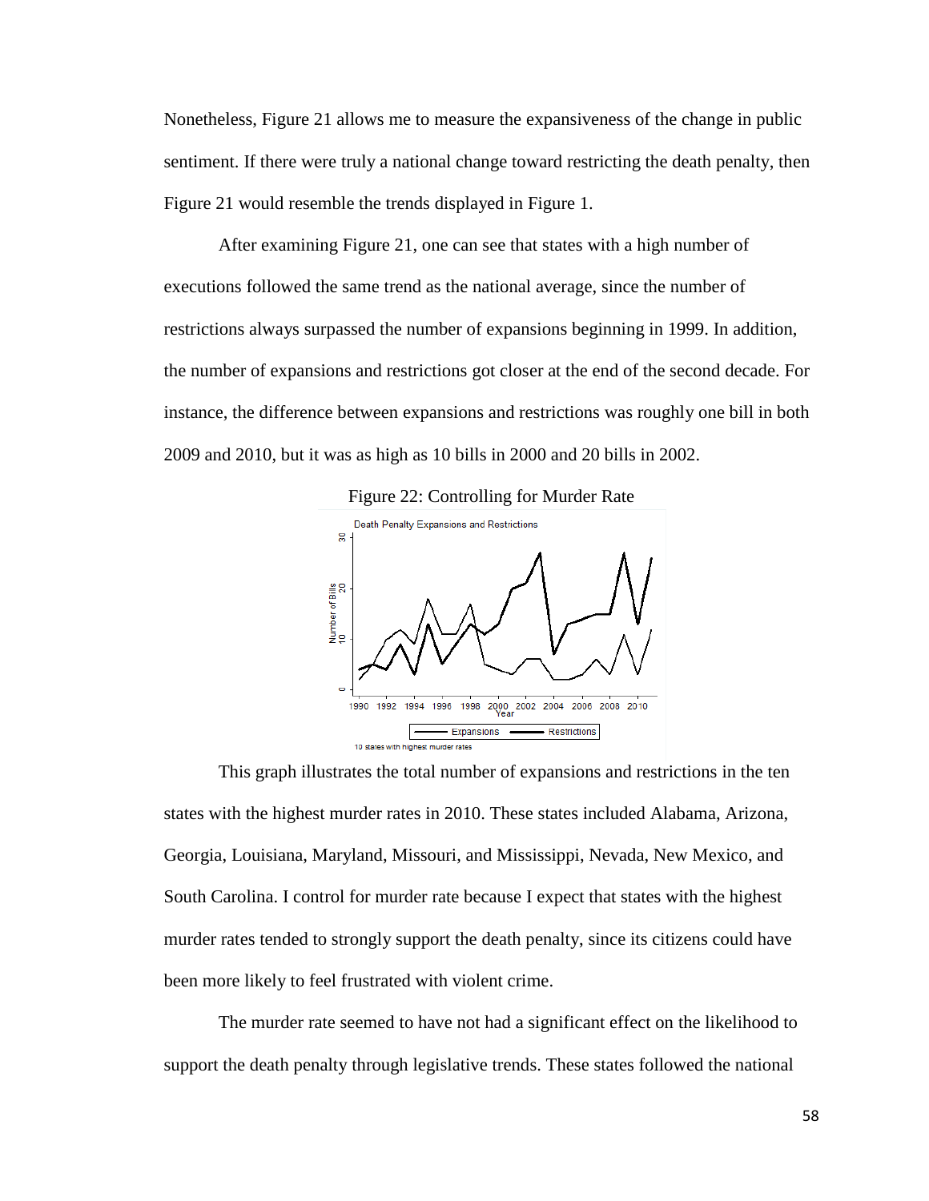Nonetheless, Figure 21 allows me to measure the expansiveness of the change in public sentiment. If there were truly a national change toward restricting the death penalty, then Figure 21 would resemble the trends displayed in Figure 1.

After examining Figure 21, one can see that states with a high number of executions followed the same trend as the national average, since the number of restrictions always surpassed the number of expansions beginning in 1999. In addition, the number of expansions and restrictions got closer at the end of the second decade. For instance, the difference between expansions and restrictions was roughly one bill in both 2009 and 2010, but it was as high as 10 bills in 2000 and 20 bills in 2002.

Figure 22: Controlling for Murder Rate

This graph illustrates the total number of expansions and restrictions in the ten states with the highest murder rates in 2010. These states included Alabama, Arizona, Georgia, Louisiana, Maryland, Missouri, and Mississippi, Nevada, New Mexico, and South Carolina. I control for murder rate because I expect that states with the highest murder rates tended to strongly support the death penalty, since its citizens could have been more likely to feel frustrated with violent crime.

The murder rate seemed to have not had a significant effect on the likelihood to support the death penalty through legislative trends. These states followed the national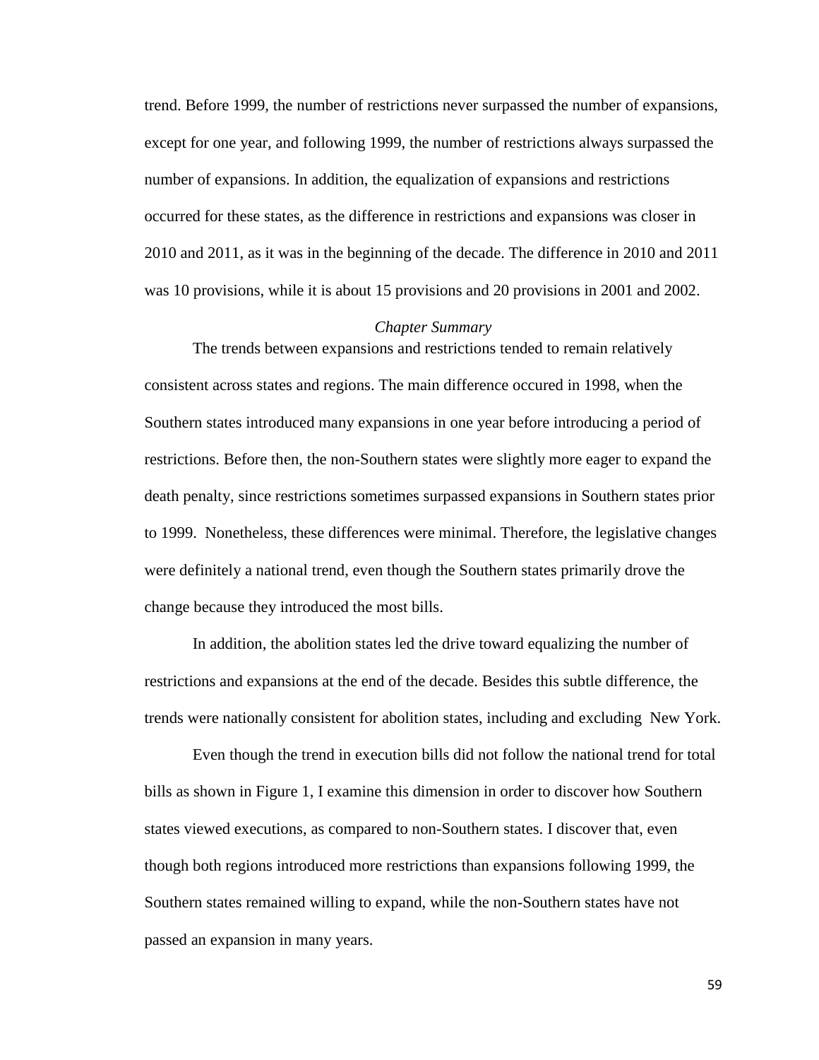trend. Before 1999, the number of restrictions never surpassed the number of expansions, except for one year, and following 1999, the number of restrictions always surpassed the number of expansions. In addition, the equalization of expansions and restrictions occurred for these states, as the difference in restrictions and expansions was closer in 2010 and 2011, as it was in the beginning of the decade. The difference in 2010 and 2011 was 10 provisions, while it is about 15 provisions and 20 provisions in 2001 and 2002.

### *Chapter Summary*

The trends between expansions and restrictions tended to remain relatively consistent across states and regions. The main difference occured in 1998, when the Southern states introduced many expansions in one year before introducing a period of restrictions. Before then, the non-Southern states were slightly more eager to expand the death penalty, since restrictions sometimes surpassed expansions in Southern states prior to 1999. Nonetheless, these differences were minimal. Therefore, the legislative changes were definitely a national trend, even though the Southern states primarily drove the change because they introduced the most bills.

In addition, the abolition states led the drive toward equalizing the number of restrictions and expansions at the end of the decade. Besides this subtle difference, the trends were nationally consistent for abolition states, including and excluding New York.

Even though the trend in execution bills did not follow the national trend for total bills as shown in Figure 1, I examine this dimension in order to discover how Southern states viewed executions, as compared to non-Southern states. I discover that, even though both regions introduced more restrictions than expansions following 1999, the Southern states remained willing to expand, while the non-Southern states have not passed an expansion in many years.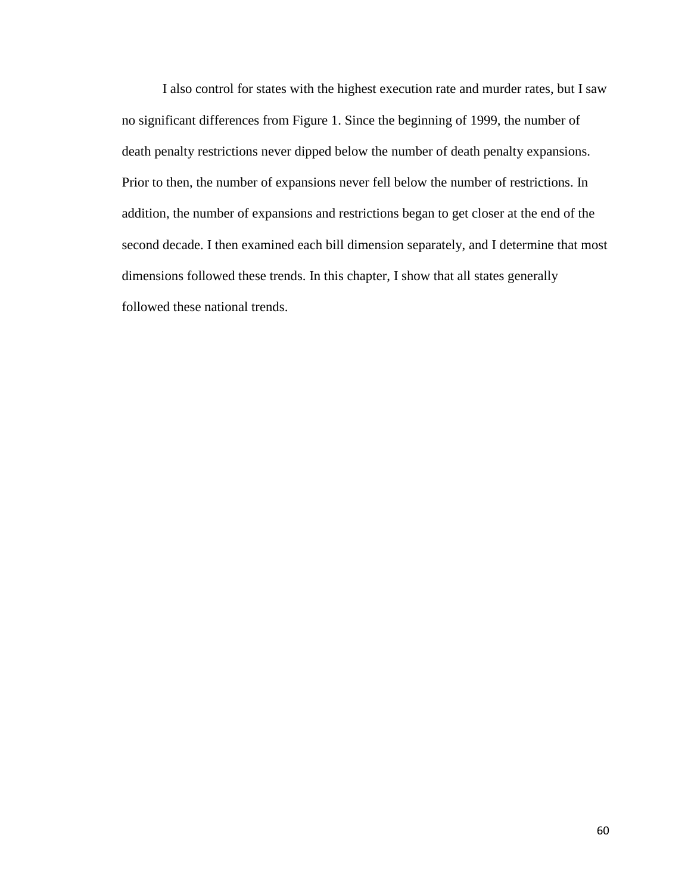I also control for states with the highest execution rate and murder rates, but I saw no significant differences from Figure 1. Since the beginning of 1999, the number of death penalty restrictions never dipped below the number of death penalty expansions. Prior to then, the number of expansions never fell below the number of restrictions. In addition, the number of expansions and restrictions began to get closer at the end of the second decade. I then examined each bill dimension separately, and I determine that most dimensions followed these trends. In this chapter, I show that all states generally followed these national trends.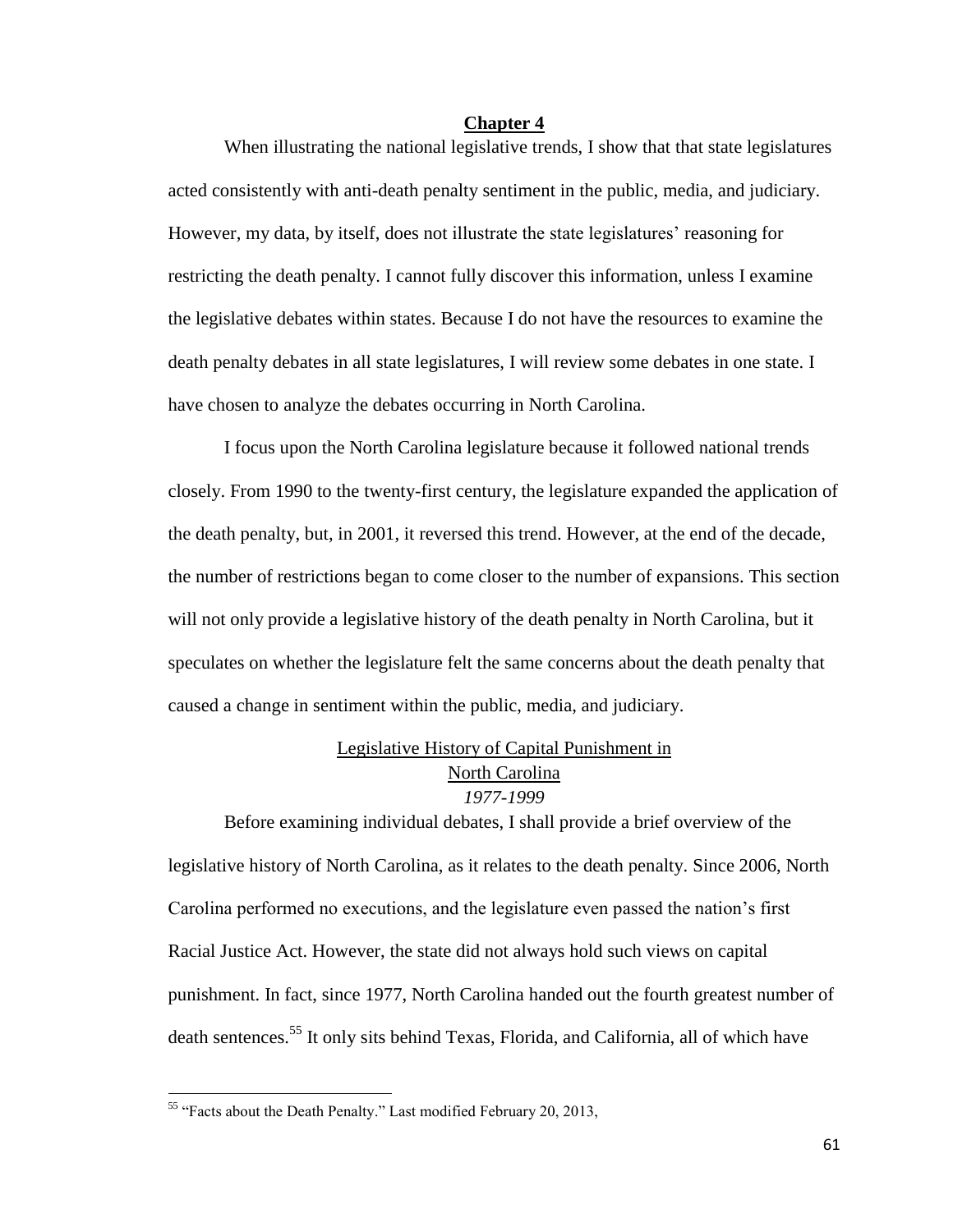# Chapter 4

When illustrating the national legislative trends, I show that that state legislatures acted consistently with anti-death penalty sentiment in the public, media, and judiciary. However, my data, by itself, does not illustrate the state legislatures' reasoning for restricting the death penalty. I cannot fully discover this information, unless I examine the legislative debates within states. Because I do not have the resources to examine the death penalty debates in all state legislatures, I will review some debates in one state. I have chosen to analyze the debates occurring in North Carolina.

I focus upon the North Carolina legislature because it followed national trends closely. From 1990 to the twenty-first century, the legislature expanded the application of the death penalty, but, in 2001, it reversed this trend. However, at the end of the decade, the number of restrictions began to come closer to the number of expansions. This section will not only provide a legislative history of the death penalty in North Carolina, but it speculates on whether the legislature felt the same concerns about the death penalty that caused a change in sentiment within the public, media, and judiciary.

## Legislative History of Capital Punishment in North Carolina

### *1977-1999*

Before examining individual debates, I shall provide a brief overview of the legislative history of North Carolina, as it relates to the death penalty. Since 2006, North Carolina performed no executions, and the legislature even passed the nation's first Racial Justice Act. However, the state did not always hold such views on capital punishment. In fact, since 1977, North Carolina handed out the fourth greatest number of death sentences.[55] It only sits behind Texas, Florida, and California, all of which have

[55] "Facts about the Death Penalty." Last modified February 20, 2013,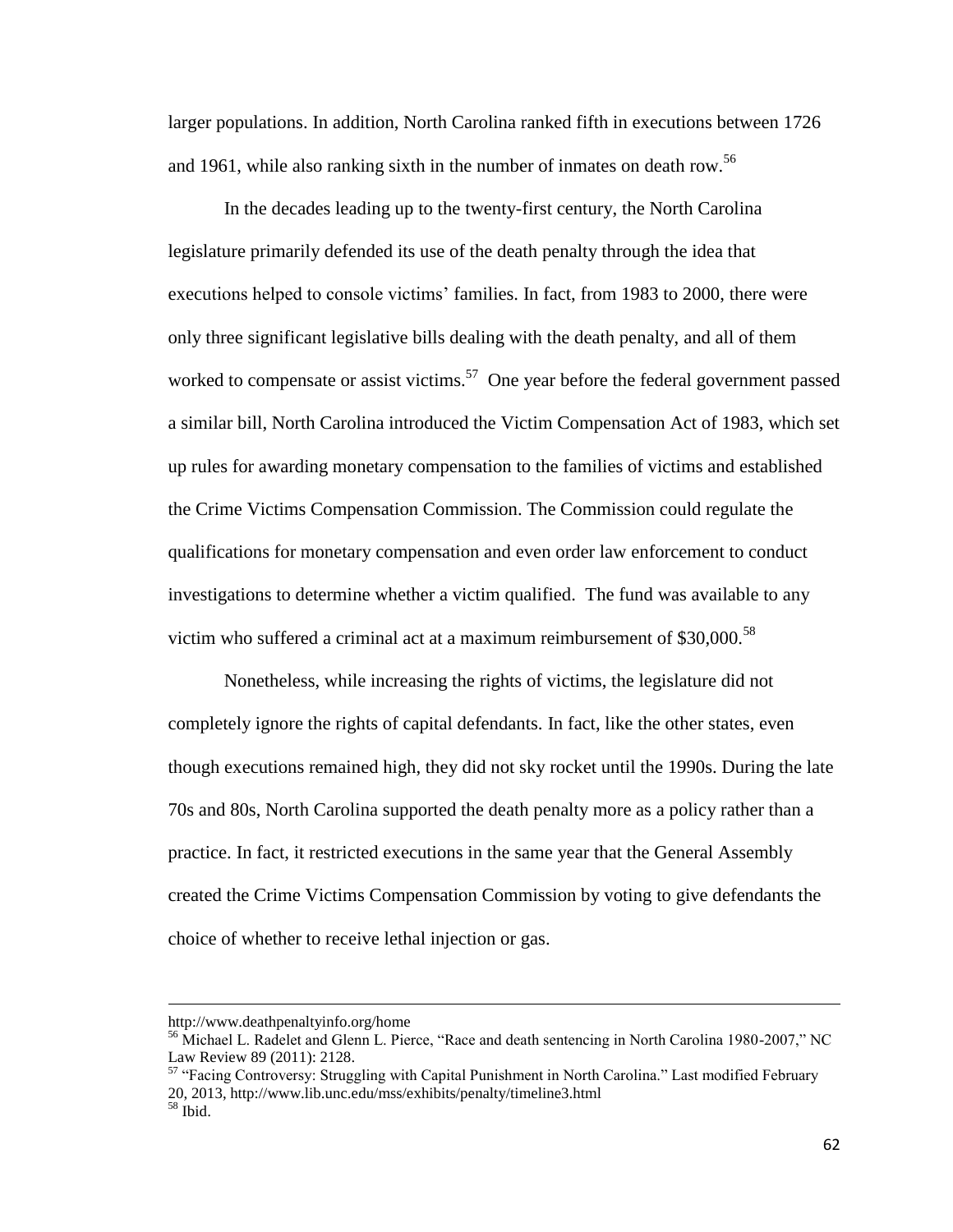larger populations. In addition, North Carolina ranked fifth in executions between 1726 and 1961, while also ranking sixth in the number of inmates on death row.[56]

In the decades leading up to the twenty-first century, the North Carolina legislature primarily defended its use of the death penalty through the idea that executions helped to console victims' families. In fact, from 1983 to 2000, there were only three significant legislative bills dealing with the death penalty, and all of them worked to compensate or assist victims.[57] One year before the federal government passed a similar bill, North Carolina introduced the Victim Compensation Act of 1983, which set up rules for awarding monetary compensation to the families of victims and established the Crime Victims Compensation Commission. The Commission could regulate the qualifications for monetary compensation and even order law enforcement to conduct investigations to determine whether a victim qualified. The fund was available to any victim who suffered a criminal act at a maximum reimbursement of $30,000.[58]

Nonetheless, while increasing the rights of victims, the legislature did not completely ignore the rights of capital defendants. In fact, like the other states, even though executions remained high, they did not sky rocket until the 1990s. During the late 70s and 80s, North Carolina supported the death penalty more as a policy rather than a practice. In fact, it restricted executions in the same year that the General Assembly created the Crime Victims Compensation Commission by voting to give defendants the choice of whether to receive lethal injection or gas.

---

http://www.deathpenaltyinfo.org/home

[56] Michael L. Radelet and Glenn L. Pierce, "Race and death sentencing in North Carolina 1980-2007," NC Law Review 89 (2011): 2128.

[57] "Facing Controversy: Struggling with Capital Punishment in North Carolina." Last modified February 20, 2013, http://www.lib.unc.edu/mss/exhibits/penalty/timeline3.html

[58] Ibid.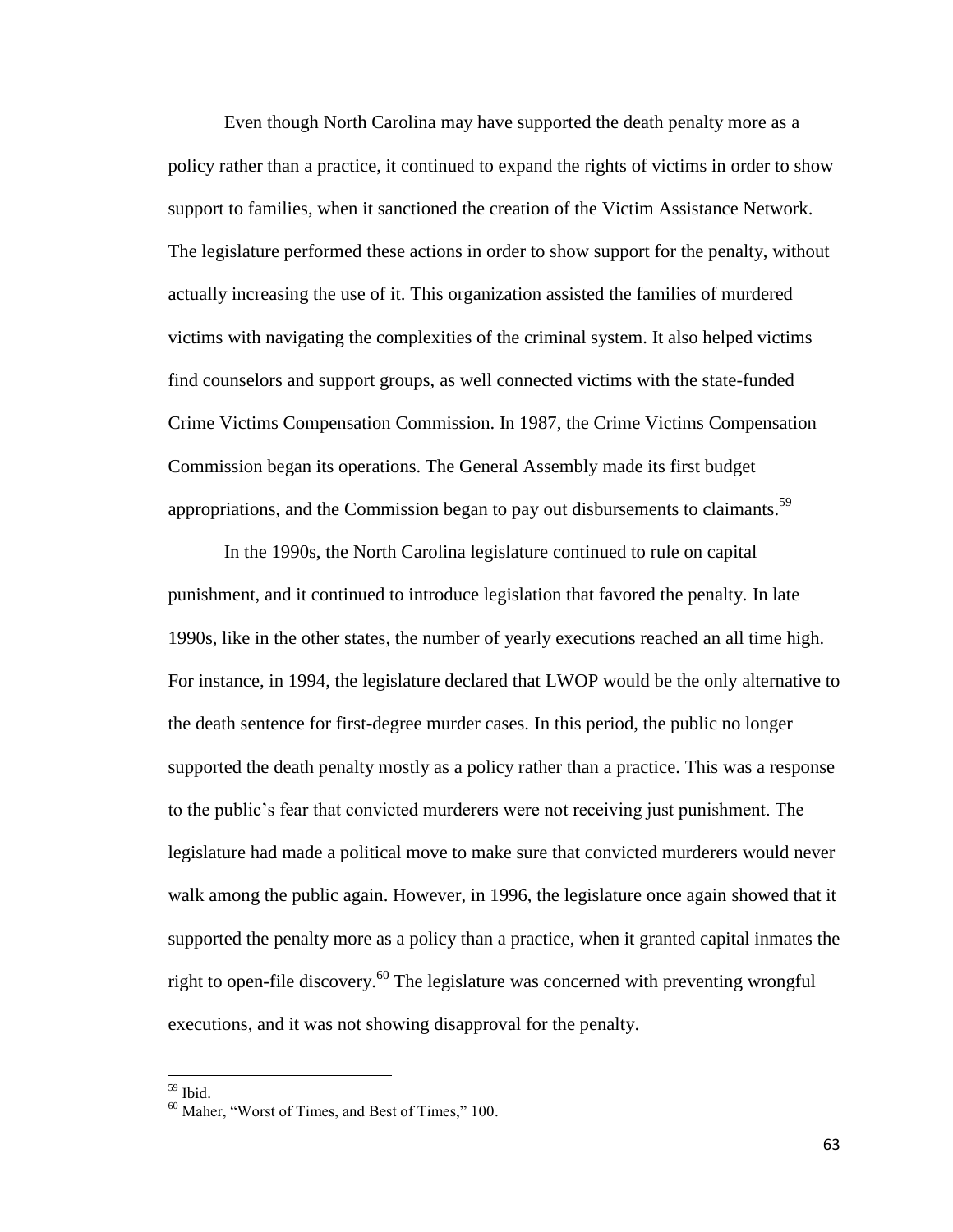Even though North Carolina may have supported the death penalty more as a policy rather than a practice, it continued to expand the rights of victims in order to show support to families, when it sanctioned the creation of the Victim Assistance Network. The legislature performed these actions in order to show support for the penalty, without actually increasing the use of it. This organization assisted the families of murdered victims with navigating the complexities of the criminal system. It also helped victims find counselors and support groups, as well connected victims with the state-funded Crime Victims Compensation Commission. In 1987, the Crime Victims Compensation Commission began its operations. The General Assembly made its first budget appropriations, and the Commission began to pay out disbursements to claimants.[59]

In the 1990s, the North Carolina legislature continued to rule on capital punishment, and it continued to introduce legislation that favored the penalty. In late 1990s, like in the other states, the number of yearly executions reached an all time high. For instance, in 1994, the legislature declared that LWOP would be the only alternative to the death sentence for first-degree murder cases. In this period, the public no longer supported the death penalty mostly as a policy rather than a practice. This was a response to the public's fear that convicted murderers were not receiving just punishment. The legislature had made a political move to make sure that convicted murderers would never walk among the public again. However, in 1996, the legislature once again showed that it supported the penalty more as a policy than a practice, when it granted capital inmates the right to open-file discovery.[60] The legislature was concerned with preventing wrongful executions, and it was not showing disapproval for the penalty.

---

[59] Ibid.

[60] Maher, "Worst of Times, and Best of Times," 100.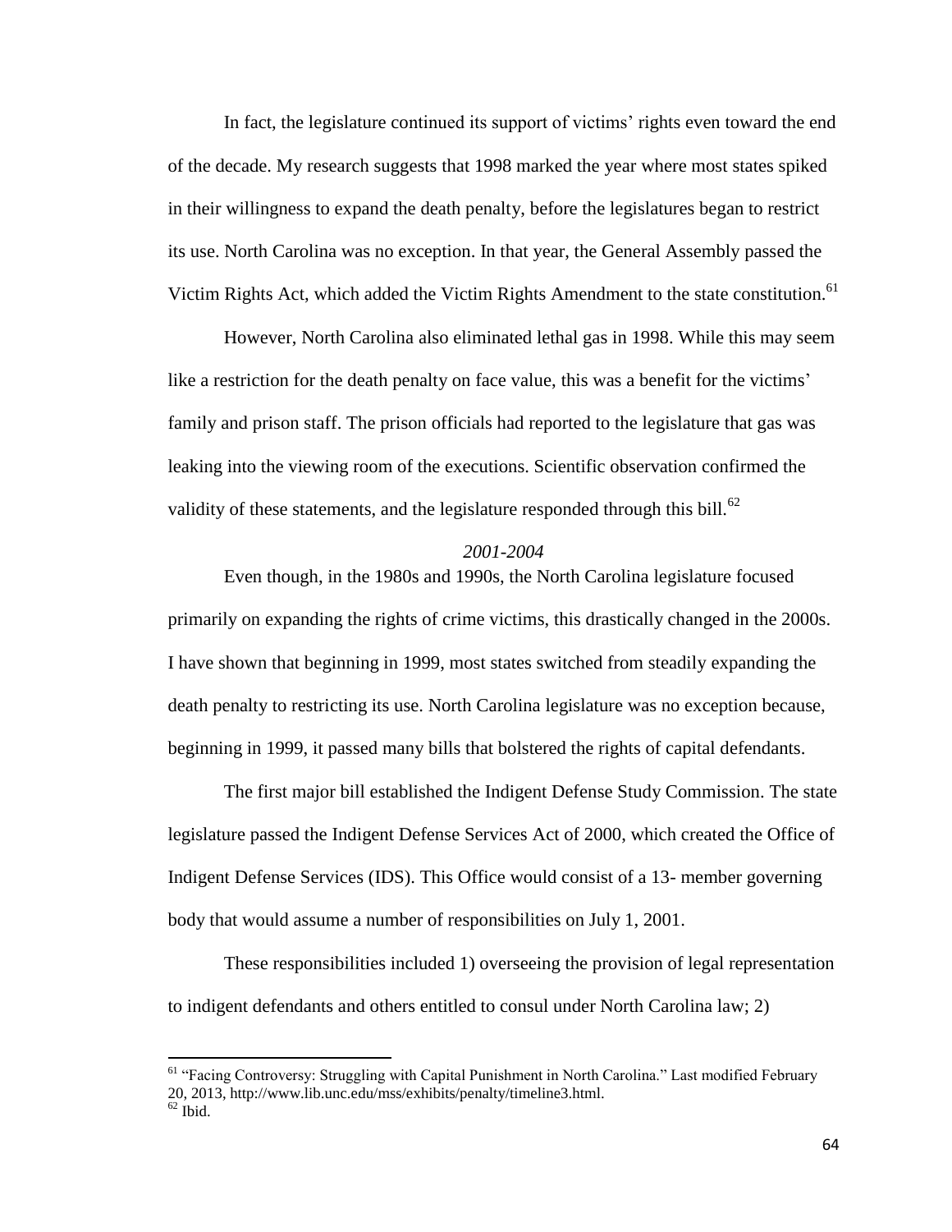In fact, the legislature continued its support of victims' rights even toward the end of the decade. My research suggests that 1998 marked the year where most states spiked in their willingness to expand the death penalty, before the legislatures began to restrict its use. North Carolina was no exception. In that year, the General Assembly passed the Victim Rights Act, which added the Victim Rights Amendment to the state constitution.[61]

However, North Carolina also eliminated lethal gas in 1998. While this may seem like a restriction for the death penalty on face value, this was a benefit for the victims' family and prison staff. The prison officials had reported to the legislature that gas was leaking into the viewing room of the executions. Scientific observation confirmed the validity of these statements, and the legislature responded through this bill.[62]

*2001-2004*

Even though, in the 1980s and 1990s, the North Carolina legislature focused primarily on expanding the rights of crime victims, this drastically changed in the 2000s. I have shown that beginning in 1999, most states switched from steadily expanding the death penalty to restricting its use. North Carolina legislature was no exception because, beginning in 1999, it passed many bills that bolstered the rights of capital defendants.

The first major bill established the Indigent Defense Study Commission. The state legislature passed the Indigent Defense Services Act of 2000, which created the Office of Indigent Defense Services (IDS). This Office would consist of a 13- member governing body that would assume a number of responsibilities on July 1, 2001.

These responsibilities included 1) overseeing the provision of legal representation to indigent defendants and others entitled to consul under North Carolina law; 2)

---

[61] "Facing Controversy: Struggling with Capital Punishment in North Carolina." Last modified February 20, 2013, http://www.lib.unc.edu/mss/exhibits/penalty/timeline3.html.

[62] Ibid.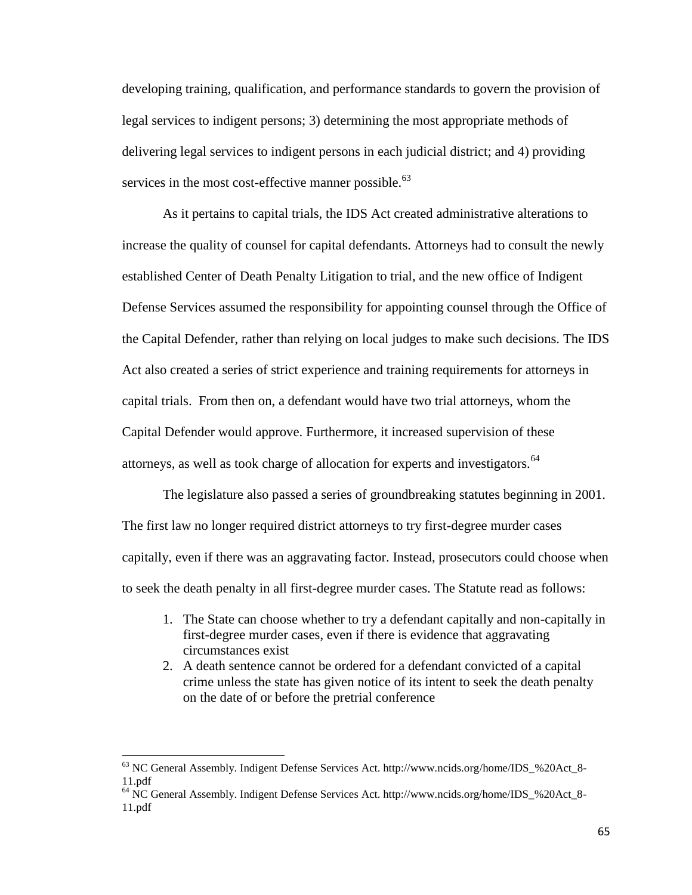developing training, qualification, and performance standards to govern the provision of legal services to indigent persons; 3) determining the most appropriate methods of delivering legal services to indigent persons in each judicial district; and 4) providing services in the most cost-effective manner possible.[63]

As it pertains to capital trials, the IDS Act created administrative alterations to increase the quality of counsel for capital defendants. Attorneys had to consult the newly established Center of Death Penalty Litigation to trial, and the new office of Indigent Defense Services assumed the responsibility for appointing counsel through the Office of the Capital Defender, rather than relying on local judges to make such decisions. The IDS Act also created a series of strict experience and training requirements for attorneys in capital trials. From then on, a defendant would have two trial attorneys, whom the Capital Defender would approve. Furthermore, it increased supervision of these attorneys, as well as took charge of allocation for experts and investigators.[64]

The legislature also passed a series of groundbreaking statutes beginning in 2001. The first law no longer required district attorneys to try first-degree murder cases capitally, even if there was an aggravating factor. Instead, prosecutors could choose when to seek the death penalty in all first-degree murder cases. The Statute read as follows:

1. The State can choose whether to try a defendant capitally and non-capitally in first-degree murder cases, even if there is evidence that aggravating circumstances exist
2. A death sentence cannot be ordered for a defendant convicted of a capital crime unless the state has given notice of its intent to seek the death penalty on the date of or before the pretrial conference

---

[63] NC General Assembly. Indigent Defense Services Act. http://www.ncids.org/home/IDS_%20Act_8-11.pdf

[64] NC General Assembly. Indigent Defense Services Act. http://www.ncids.org/home/IDS_%20Act_8-11.pdf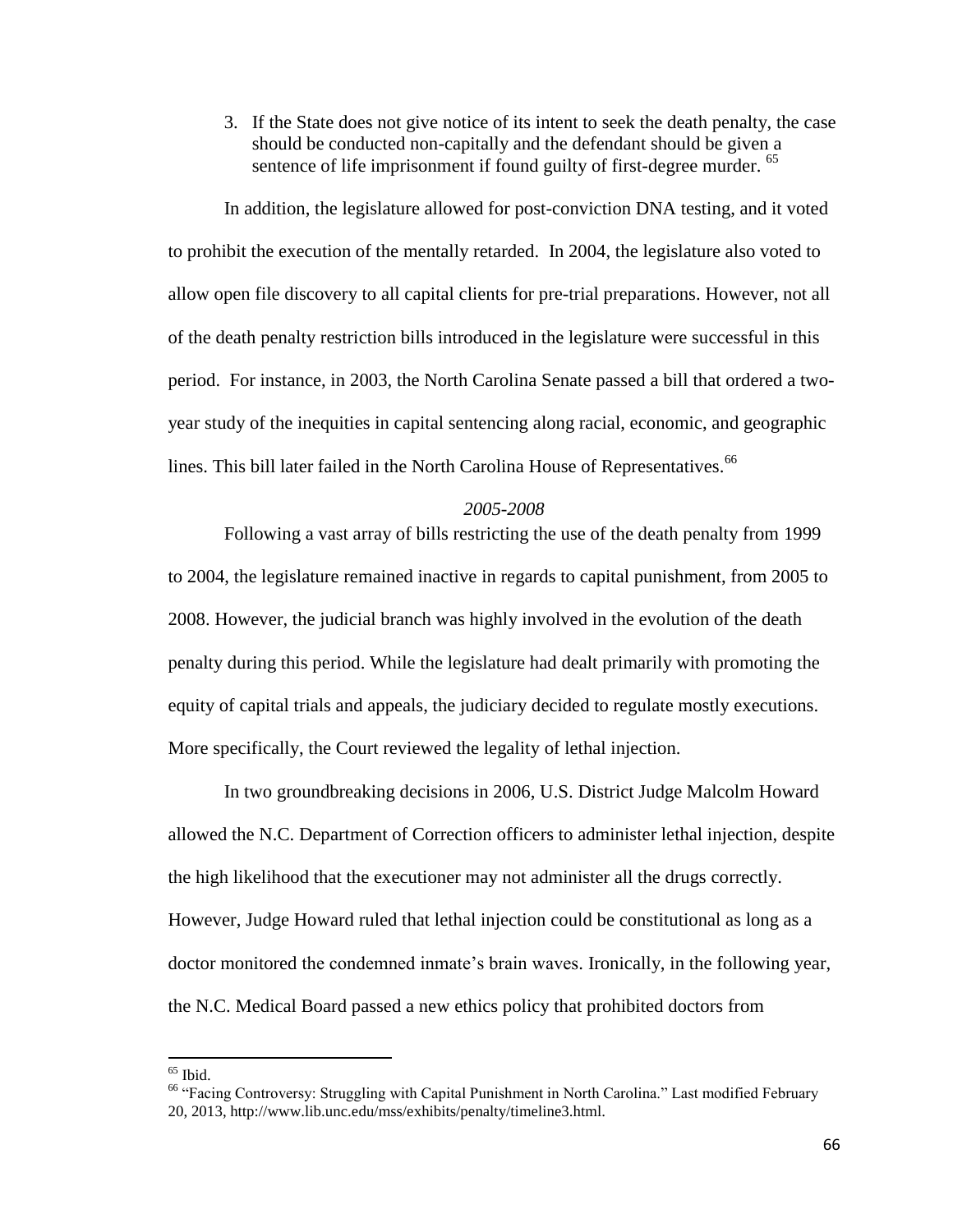3. If the State does not give notice of its intent to seek the death penalty, the case should be conducted non-capitally and the defendant should be given a sentence of life imprisonment if found guilty of first-degree murder. [65]

In addition, the legislature allowed for post-conviction DNA testing, and it voted to prohibit the execution of the mentally retarded. In 2004, the legislature also voted to allow open file discovery to all capital clients for pre-trial preparations. However, not all of the death penalty restriction bills introduced in the legislature were successful in this period. For instance, in 2003, the North Carolina Senate passed a bill that ordered a two-year study of the inequities in capital sentencing along racial, economic, and geographic lines. This bill later failed in the North Carolina House of Representatives.[66]

*2005-2008*

Following a vast array of bills restricting the use of the death penalty from 1999 to 2004, the legislature remained inactive in regards to capital punishment, from 2005 to 2008. However, the judicial branch was highly involved in the evolution of the death penalty during this period. While the legislature had dealt primarily with promoting the equity of capital trials and appeals, the judiciary decided to regulate mostly executions. More specifically, the Court reviewed the legality of lethal injection.

In two groundbreaking decisions in 2006, U.S. District Judge Malcolm Howard allowed the N.C. Department of Correction officers to administer lethal injection, despite the high likelihood that the executioner may not administer all the drugs correctly. However, Judge Howard ruled that lethal injection could be constitutional as long as a doctor monitored the condemned inmate's brain waves. Ironically, in the following year, the N.C. Medical Board passed a new ethics policy that prohibited doctors from

---

[65] Ibid.

[66] "Facing Controversy: Struggling with Capital Punishment in North Carolina." Last modified February 20, 2013, http://www.lib.unc.edu/mss/exhibits/penalty/timeline3.html.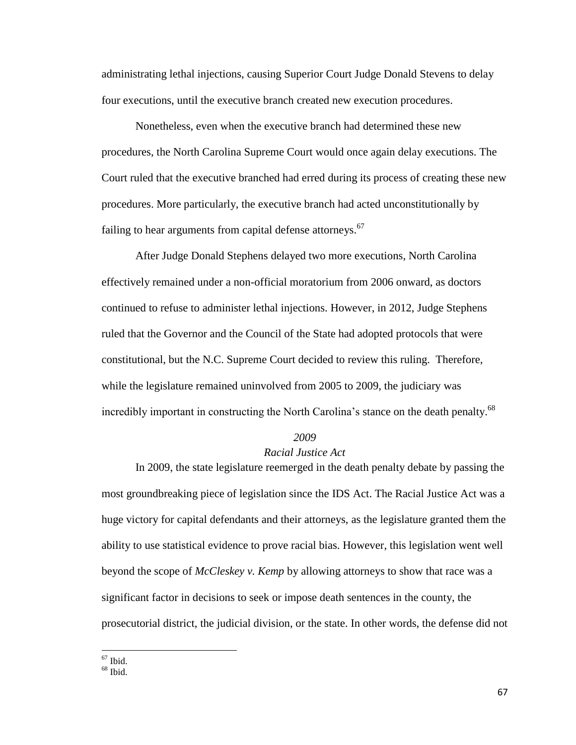administrating lethal injections, causing Superior Court Judge Donald Stevens to delay four executions, until the executive branch created new execution procedures.

Nonetheless, even when the executive branch had determined these new procedures, the North Carolina Supreme Court would once again delay executions. The Court ruled that the executive branched had erred during its process of creating these new procedures. More particularly, the executive branch had acted unconstitutionally by failing to hear arguments from capital defense attorneys.[67]

After Judge Donald Stephens delayed two more executions, North Carolina effectively remained under a non-official moratorium from 2006 onward, as doctors continued to refuse to administer lethal injections. However, in 2012, Judge Stephens ruled that the Governor and the Council of the State had adopted protocols that were constitutional, but the N.C. Supreme Court decided to review this ruling. Therefore, while the legislature remained uninvolved from 2005 to 2009, the judiciary was incredibly important in constructing the North Carolina's stance on the death penalty.[68]

### *2009*
### *Racial Justice Act*

In 2009, the state legislature reemerged in the death penalty debate by passing the most groundbreaking piece of legislation since the IDS Act. The Racial Justice Act was a huge victory for capital defendants and their attorneys, as the legislature granted them the ability to use statistical evidence to prove racial bias. However, this legislation went well beyond the scope of *McCleskey v. Kemp* by allowing attorneys to show that race was a significant factor in decisions to seek or impose death sentences in the county, the prosecutorial district, the judicial division, or the state. In other words, the defense did not

---

[67] Ibid.

[68] Ibid.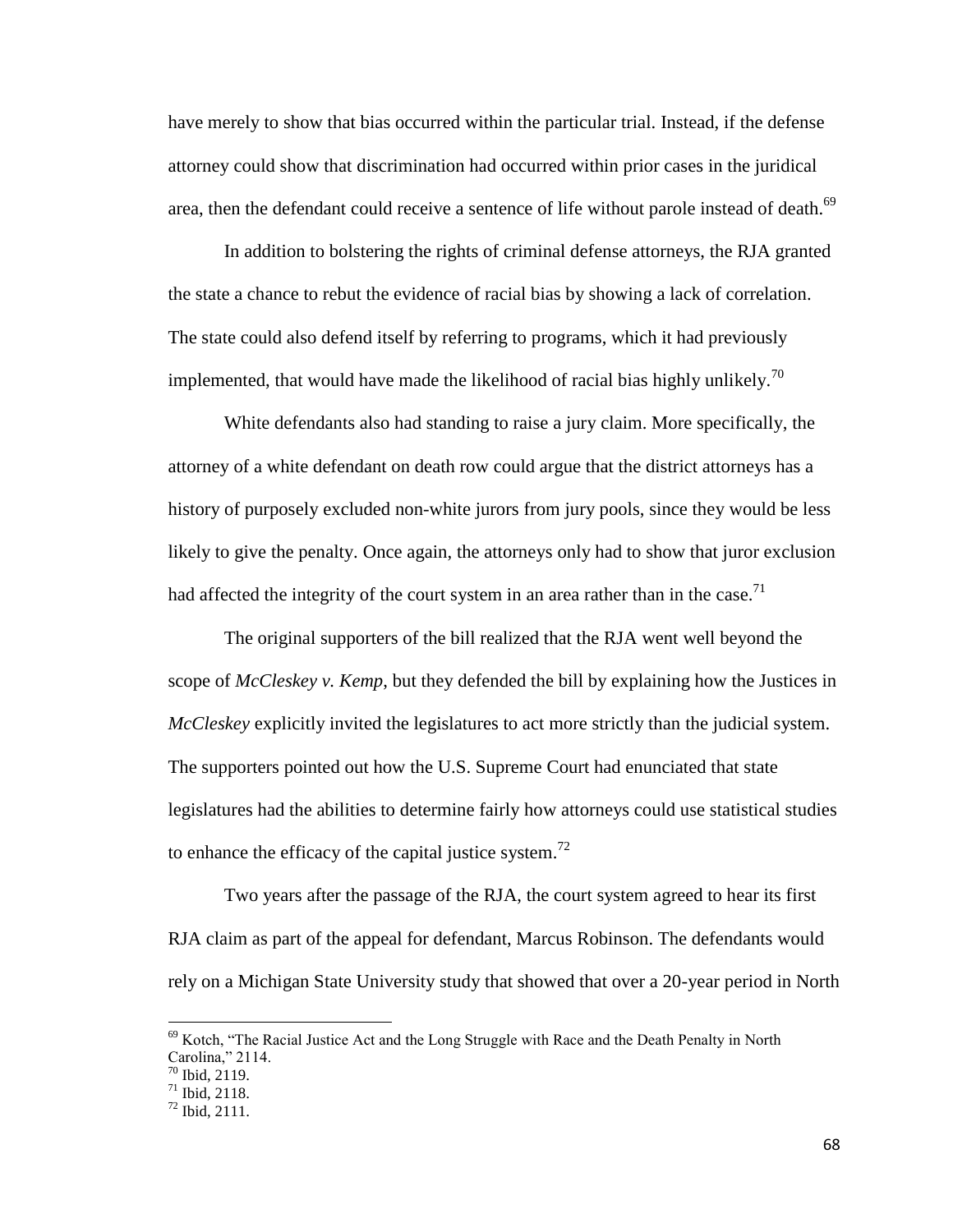have merely to show that bias occurred within the particular trial. Instead, if the defense attorney could show that discrimination had occurred within prior cases in the juridical area, then the defendant could receive a sentence of life without parole instead of death.[69]

In addition to bolstering the rights of criminal defense attorneys, the RJA granted the state a chance to rebut the evidence of racial bias by showing a lack of correlation. The state could also defend itself by referring to programs, which it had previously implemented, that would have made the likelihood of racial bias highly unlikely.[70]

White defendants also had standing to raise a jury claim. More specifically, the attorney of a white defendant on death row could argue that the district attorneys has a history of purposely excluded non-white jurors from jury pools, since they would be less likely to give the penalty. Once again, the attorneys only had to show that juror exclusion had affected the integrity of the court system in an area rather than in the case.[71]

The original supporters of the bill realized that the RJA went well beyond the scope of *McCleskey v. Kemp*, but they defended the bill by explaining how the Justices in *McCleskey* explicitly invited the legislatures to act more strictly than the judicial system. The supporters pointed out how the U.S. Supreme Court had enunciated that state legislatures had the abilities to determine fairly how attorneys could use statistical studies to enhance the efficacy of the capital justice system.[72]

Two years after the passage of the RJA, the court system agreed to hear its first RJA claim as part of the appeal for defendant, Marcus Robinson. The defendants would rely on a Michigan State University study that showed that over a 20-year period in North

---

[69] Kotch, "The Racial Justice Act and the Long Struggle with Race and the Death Penalty in North Carolina," 2114.

[70] Ibid, 2119.

[71] Ibid, 2118.

[72] Ibid, 2111.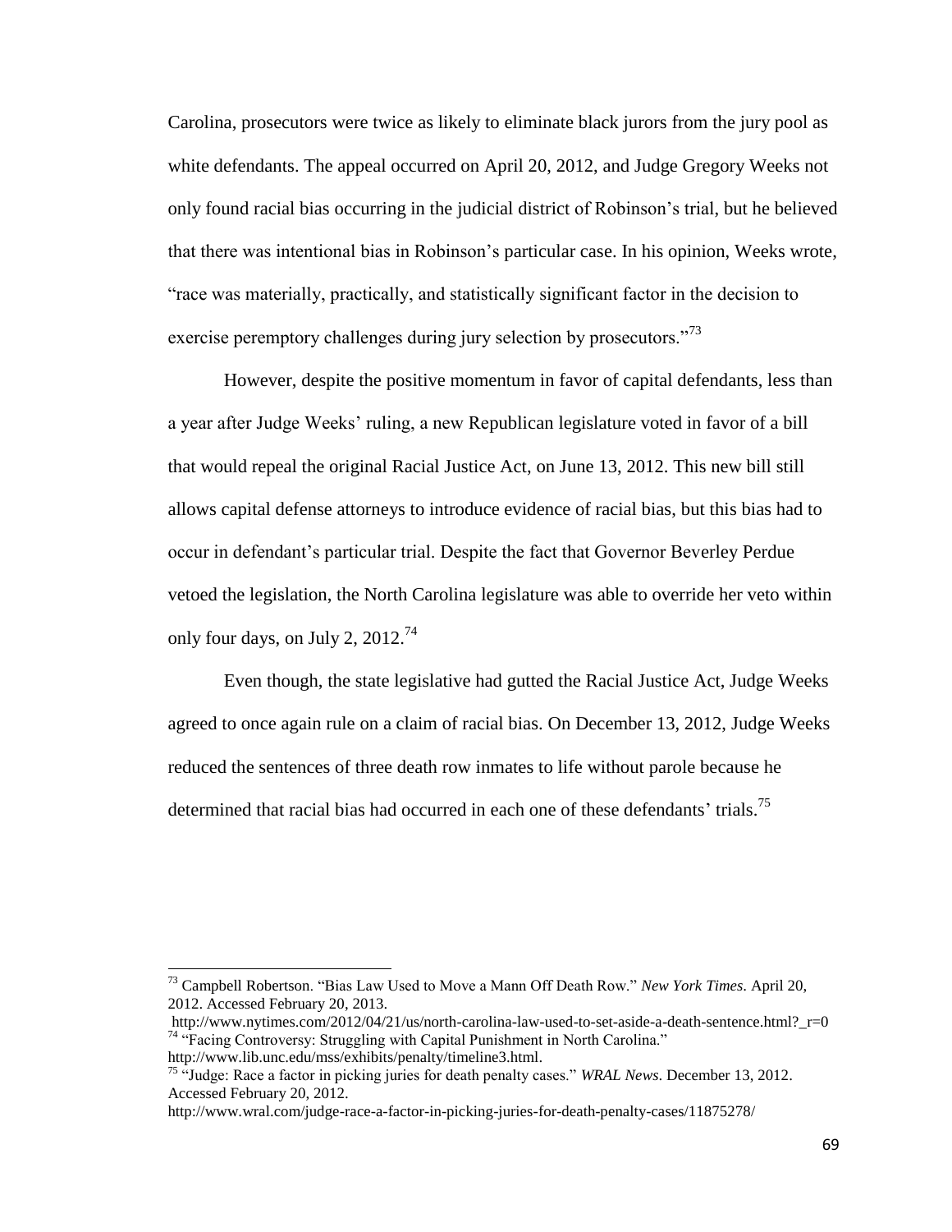Carolina, prosecutors were twice as likely to eliminate black jurors from the jury pool as white defendants. The appeal occurred on April 20, 2012, and Judge Gregory Weeks not only found racial bias occurring in the judicial district of Robinson's trial, but he believed that there was intentional bias in Robinson's particular case. In his opinion, Weeks wrote, "race was materially, practically, and statistically significant factor in the decision to exercise peremptory challenges during jury selection by prosecutors."[73]

However, despite the positive momentum in favor of capital defendants, less than a year after Judge Weeks' ruling, a new Republican legislature voted in favor of a bill that would repeal the original Racial Justice Act, on June 13, 2012. This new bill still allows capital defense attorneys to introduce evidence of racial bias, but this bias had to occur in defendant's particular trial. Despite the fact that Governor Beverley Perdue vetoed the legislation, the North Carolina legislature was able to override her veto within only four days, on July 2, 2012.[74]

Even though, the state legislative had gutted the Racial Justice Act, Judge Weeks agreed to once again rule on a claim of racial bias. On December 13, 2012, Judge Weeks reduced the sentences of three death row inmates to life without parole because he determined that racial bias had occurred in each one of these defendants' trials.[75]

---

[73] Campbell Robertson. "Bias Law Used to Move a Mann Off Death Row." *New York Times*. April 20, 2012. Accessed February 20, 2013.
http://www.nytimes.com/2012/04/21/us/north-carolina-law-used-to-set-aside-a-death-sentence.html?_r=0

[74] "Facing Controversy: Struggling with Capital Punishment in North Carolina."
http://www.lib.unc.edu/mss/exhibits/penalty/timeline3.html.

[75] "Judge: Race a factor in picking juries for death penalty cases." *WRAL News*. December 13, 2012. Accessed February 20, 2012.
http://www.wral.com/judge-race-a-factor-in-picking-juries-for-death-penalty-cases/11875278/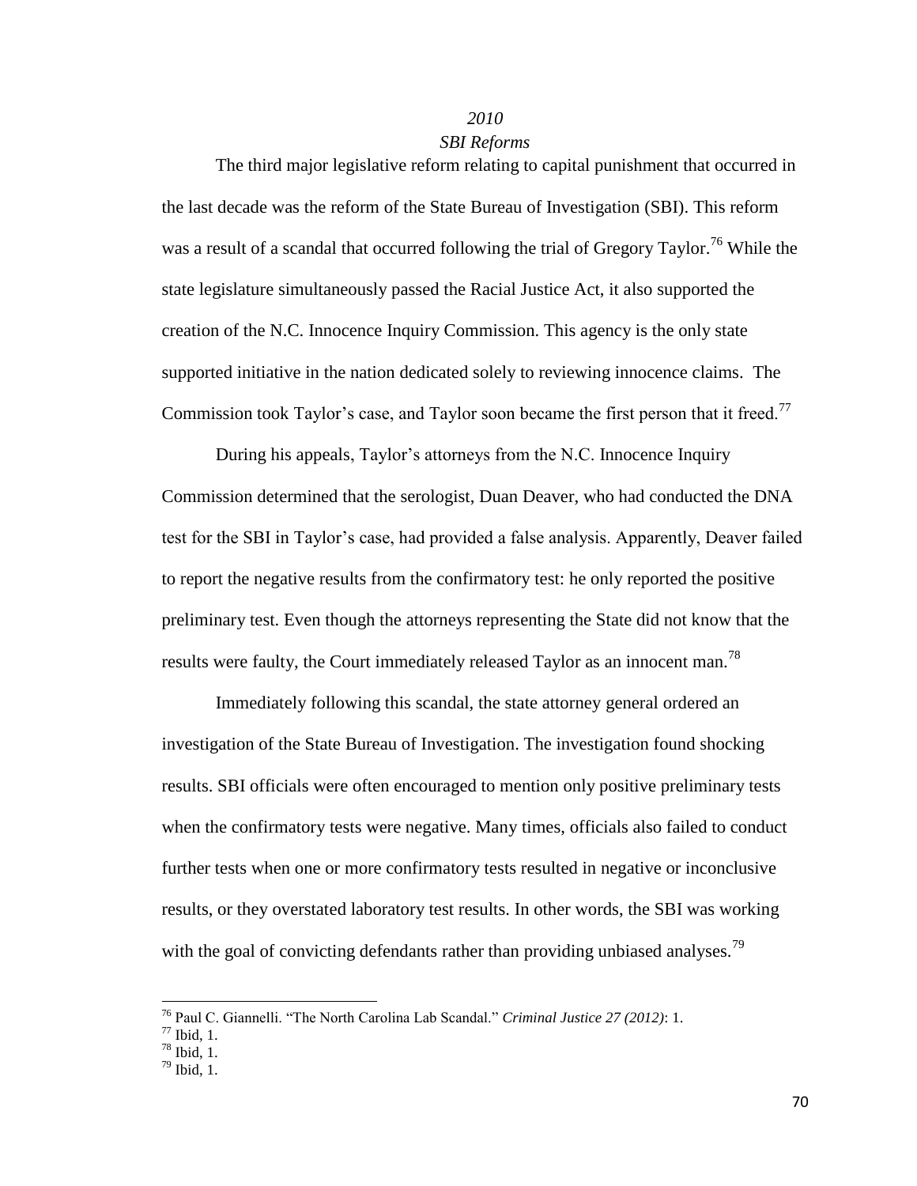### *2010*

### *SBI Reforms*

The third major legislative reform relating to capital punishment that occurred in the last decade was the reform of the State Bureau of Investigation (SBI). This reform was a result of a scandal that occurred following the trial of Gregory Taylor.[76] While the state legislature simultaneously passed the Racial Justice Act, it also supported the creation of the N.C. Innocence Inquiry Commission. This agency is the only state supported initiative in the nation dedicated solely to reviewing innocence claims. The Commission took Taylor's case, and Taylor soon became the first person that it freed.[77]

During his appeals, Taylor's attorneys from the N.C. Innocence Inquiry Commission determined that the serologist, Duan Deaver, who had conducted the DNA test for the SBI in Taylor's case, had provided a false analysis. Apparently, Deaver failed to report the negative results from the confirmatory test: he only reported the positive preliminary test. Even though the attorneys representing the State did not know that the results were faulty, the Court immediately released Taylor as an innocent man.[78]

Immediately following this scandal, the state attorney general ordered an investigation of the State Bureau of Investigation. The investigation found shocking results. SBI officials were often encouraged to mention only positive preliminary tests when the confirmatory tests were negative. Many times, officials also failed to conduct further tests when one or more confirmatory tests resulted in negative or inconclusive results, or they overstated laboratory test results. In other words, the SBI was working with the goal of convicting defendants rather than providing unbiased analyses.[79]

---

[76] Paul C. Giannelli. "The North Carolina Lab Scandal." *Criminal Justice 27 (2012)*: 1.

[77] Ibid, 1.

[78] Ibid, 1.

[79] Ibid, 1.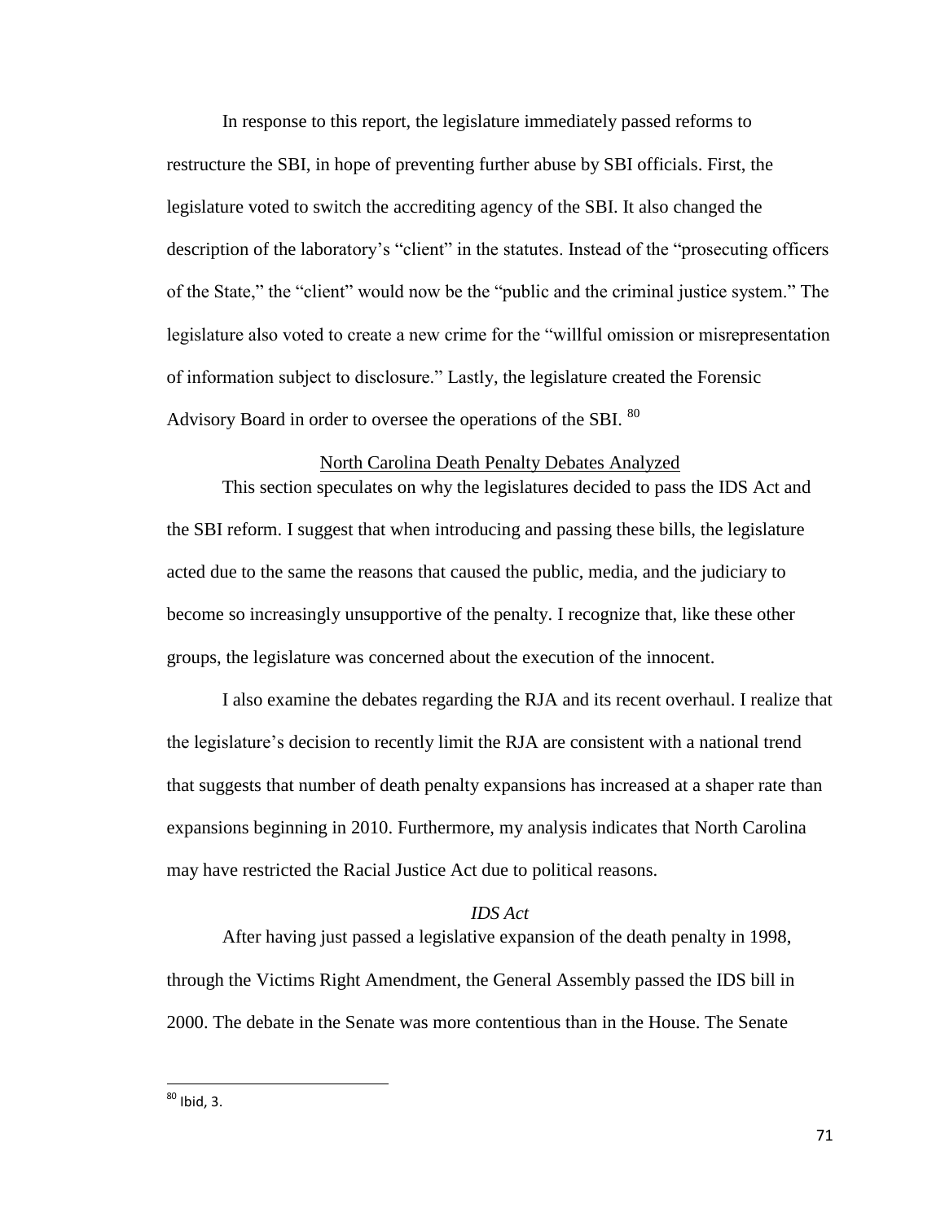In response to this report, the legislature immediately passed reforms to restructure the SBI, in hope of preventing further abuse by SBI officials. First, the legislature voted to switch the accrediting agency of the SBI. It also changed the description of the laboratory's "client" in the statutes. Instead of the "prosecuting officers of the State," the "client" would now be the "public and the criminal justice system." The legislature also voted to create a new crime for the "willful omission or misrepresentation of information subject to disclosure." Lastly, the legislature created the Forensic Advisory Board in order to oversee the operations of the SBI. [80]

## North Carolina Death Penalty Debates Analyzed

This section speculates on why the legislatures decided to pass the IDS Act and the SBI reform. I suggest that when introducing and passing these bills, the legislature acted due to the same the reasons that caused the public, media, and the judiciary to become so increasingly unsupportive of the penalty. I recognize that, like these other groups, the legislature was concerned about the execution of the innocent.

I also examine the debates regarding the RJA and its recent overhaul. I realize that the legislature's decision to recently limit the RJA are consistent with a national trend that suggests that number of death penalty expansions has increased at a shaper rate than expansions beginning in 2010. Furthermore, my analysis indicates that North Carolina may have restricted the Racial Justice Act due to political reasons.

### *IDS Act*

After having just passed a legislative expansion of the death penalty in 1998, through the Victims Right Amendment, the General Assembly passed the IDS bill in 2000. The debate in the Senate was more contentious than in the House. The Senate

---

[80] Ibid, 3.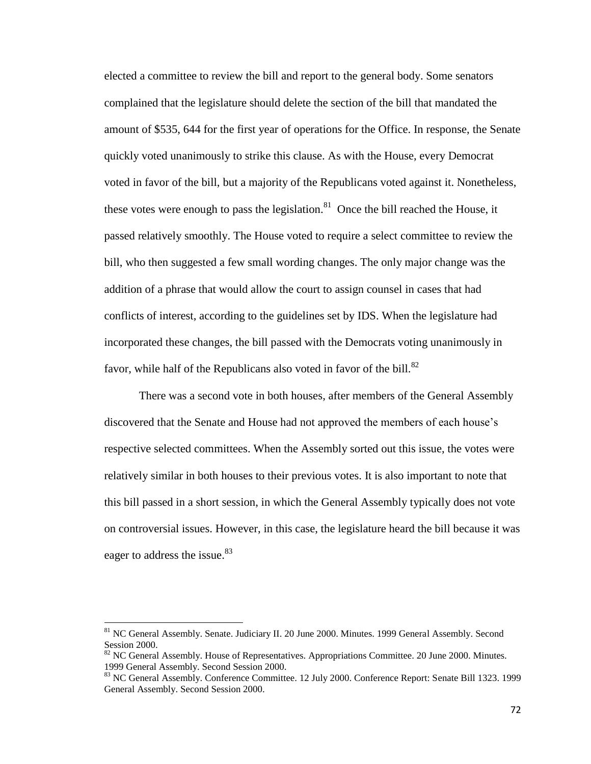elected a committee to review the bill and report to the general body. Some senators complained that the legislature should delete the section of the bill that mandated the amount of $535, 644 for the first year of operations for the Office. In response, the Senate quickly voted unanimously to strike this clause. As with the House, every Democrat voted in favor of the bill, but a majority of the Republicans voted against it. Nonetheless, these votes were enough to pass the legislation.[81] Once the bill reached the House, it passed relatively smoothly. The House voted to require a select committee to review the bill, who then suggested a few small wording changes. The only major change was the addition of a phrase that would allow the court to assign counsel in cases that had conflicts of interest, according to the guidelines set by IDS. When the legislature had incorporated these changes, the bill passed with the Democrats voting unanimously in favor, while half of the Republicans also voted in favor of the bill.[82]

There was a second vote in both houses, after members of the General Assembly discovered that the Senate and House had not approved the members of each house's respective selected committees. When the Assembly sorted out this issue, the votes were relatively similar in both houses to their previous votes. It is also important to note that this bill passed in a short session, in which the General Assembly typically does not vote on controversial issues. However, in this case, the legislature heard the bill because it was eager to address the issue.[83]

---

[81] NC General Assembly. Senate. Judiciary II. 20 June 2000. Minutes. 1999 General Assembly. Second Session 2000.

[82] NC General Assembly. House of Representatives. Appropriations Committee. 20 June 2000. Minutes. 1999 General Assembly. Second Session 2000.

[83] NC General Assembly. Conference Committee. 12 July 2000. Conference Report: Senate Bill 1323. 1999 General Assembly. Second Session 2000.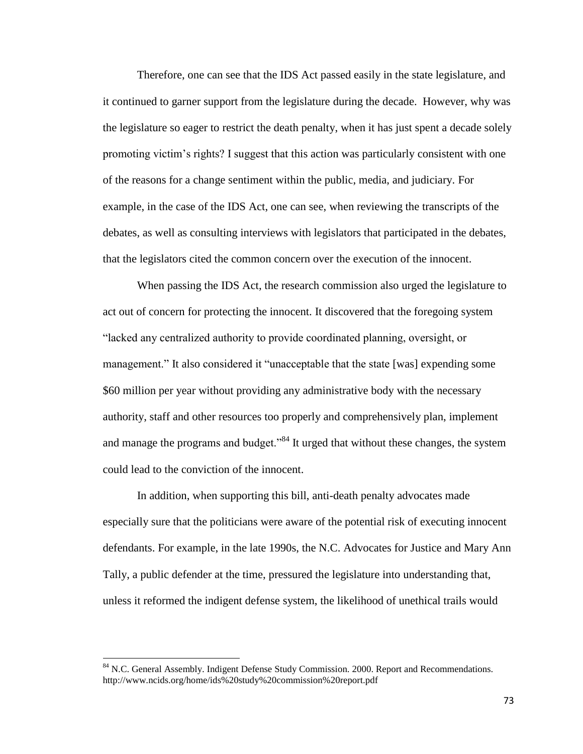Therefore, one can see that the IDS Act passed easily in the state legislature, and it continued to garner support from the legislature during the decade. However, why was the legislature so eager to restrict the death penalty, when it has just spent a decade solely promoting victim's rights? I suggest that this action was particularly consistent with one of the reasons for a change sentiment within the public, media, and judiciary. For example, in the case of the IDS Act, one can see, when reviewing the transcripts of the debates, as well as consulting interviews with legislators that participated in the debates, that the legislators cited the common concern over the execution of the innocent.

When passing the IDS Act, the research commission also urged the legislature to act out of concern for protecting the innocent. It discovered that the foregoing system "lacked any centralized authority to provide coordinated planning, oversight, or management." It also considered it "unacceptable that the state [was] expending some $60 million per year without providing any administrative body with the necessary authority, staff and other resources too properly and comprehensively plan, implement and manage the programs and budget."[84] It urged that without these changes, the system could lead to the conviction of the innocent.

In addition, when supporting this bill, anti-death penalty advocates made especially sure that the politicians were aware of the potential risk of executing innocent defendants. For example, in the late 1990s, the N.C. Advocates for Justice and Mary Ann Tally, a public defender at the time, pressured the legislature into understanding that, unless it reformed the indigent defense system, the likelihood of unethical trails would

---

[84] N.C. General Assembly. Indigent Defense Study Commission. 2000. Report and Recommendations. http://www.ncids.org/home/ids%20study%20commission%20report.pdf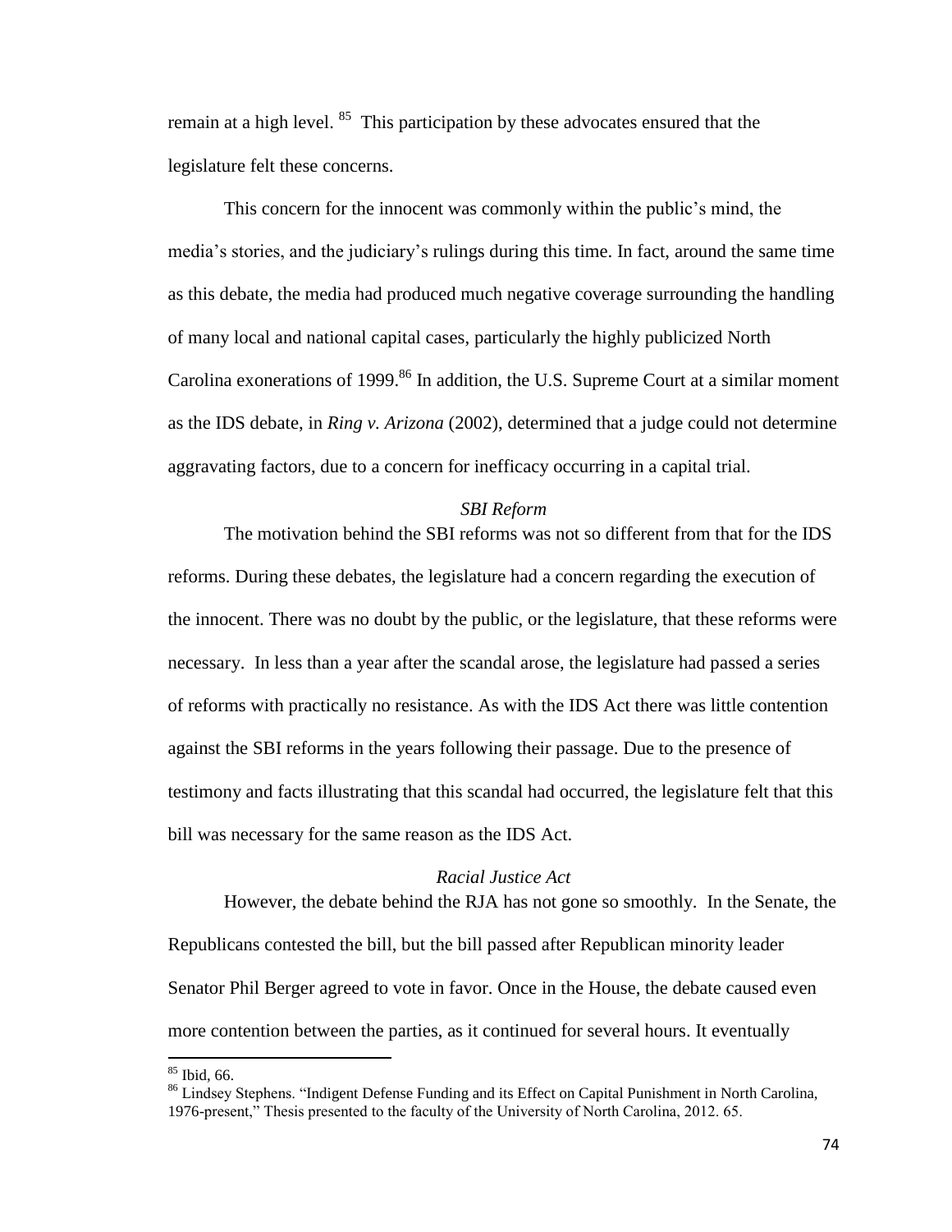remain at a high level. [85] This participation by these advocates ensured that the legislature felt these concerns.

This concern for the innocent was commonly within the public's mind, the media's stories, and the judiciary's rulings during this time. In fact, around the same time as this debate, the media had produced much negative coverage surrounding the handling of many local and national capital cases, particularly the highly publicized North Carolina exonerations of 1999.[86] In addition, the U.S. Supreme Court at a similar moment as the IDS debate, in *Ring v. Arizona* (2002), determined that a judge could not determine aggravating factors, due to a concern for inefficacy occurring in a capital trial.

### *SBI Reform*

The motivation behind the SBI reforms was not so different from that for the IDS reforms. During these debates, the legislature had a concern regarding the execution of the innocent. There was no doubt by the public, or the legislature, that these reforms were necessary. In less than a year after the scandal arose, the legislature had passed a series of reforms with practically no resistance. As with the IDS Act there was little contention against the SBI reforms in the years following their passage. Due to the presence of testimony and facts illustrating that this scandal had occurred, the legislature felt that this bill was necessary for the same reason as the IDS Act.

### *Racial Justice Act*

However, the debate behind the RJA has not gone so smoothly. In the Senate, the Republicans contested the bill, but the bill passed after Republican minority leader Senator Phil Berger agreed to vote in favor. Once in the House, the debate caused even more contention between the parties, as it continued for several hours. It eventually

---

[85] Ibid, 66.

[86] Lindsey Stephens. "Indigent Defense Funding and its Effect on Capital Punishment in North Carolina, 1976-present," Thesis presented to the faculty of the University of North Carolina, 2012. 65.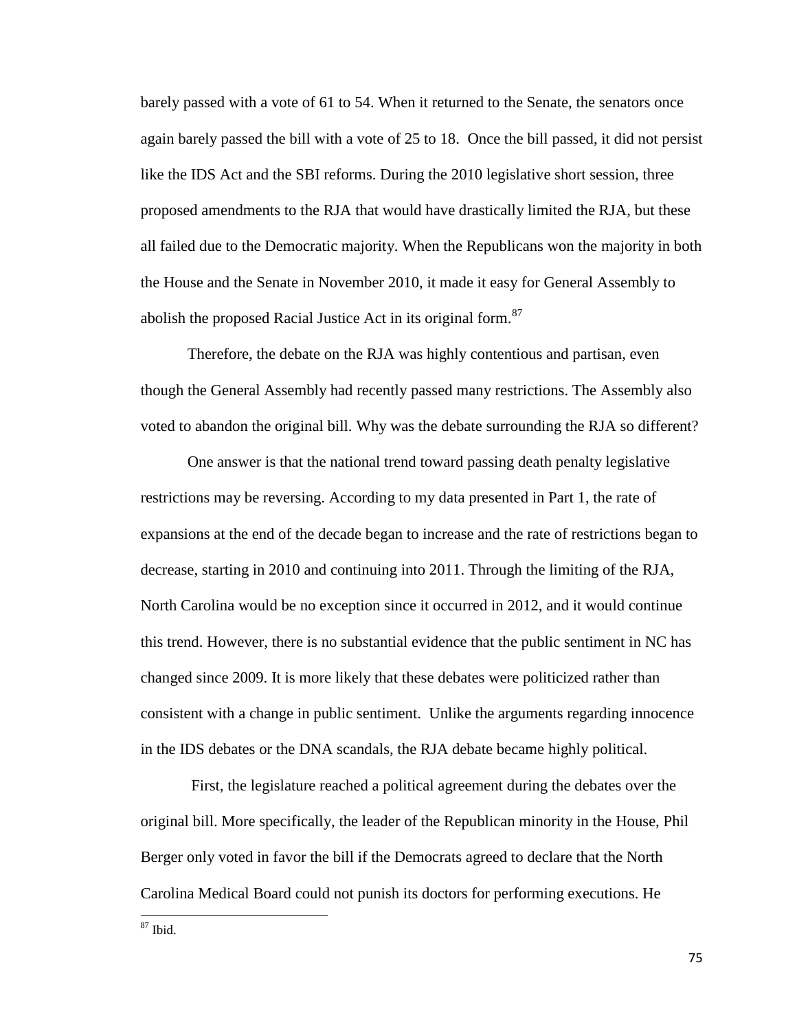barely passed with a vote of 61 to 54. When it returned to the Senate, the senators once again barely passed the bill with a vote of 25 to 18. Once the bill passed, it did not persist like the IDS Act and the SBI reforms. During the 2010 legislative short session, three proposed amendments to the RJA that would have drastically limited the RJA, but these all failed due to the Democratic majority. When the Republicans won the majority in both the House and the Senate in November 2010, it made it easy for General Assembly to abolish the proposed Racial Justice Act in its original form.[87]

Therefore, the debate on the RJA was highly contentious and partisan, even though the General Assembly had recently passed many restrictions. The Assembly also voted to abandon the original bill. Why was the debate surrounding the RJA so different?

One answer is that the national trend toward passing death penalty legislative restrictions may be reversing. According to my data presented in Part 1, the rate of expansions at the end of the decade began to increase and the rate of restrictions began to decrease, starting in 2010 and continuing into 2011. Through the limiting of the RJA, North Carolina would be no exception since it occurred in 2012, and it would continue this trend. However, there is no substantial evidence that the public sentiment in NC has changed since 2009. It is more likely that these debates were politicized rather than consistent with a change in public sentiment. Unlike the arguments regarding innocence in the IDS debates or the DNA scandals, the RJA debate became highly political.

First, the legislature reached a political agreement during the debates over the original bill. More specifically, the leader of the Republican minority in the House, Phil Berger only voted in favor the bill if the Democrats agreed to declare that the North Carolina Medical Board could not punish its doctors for performing executions. He

[87] Ibid.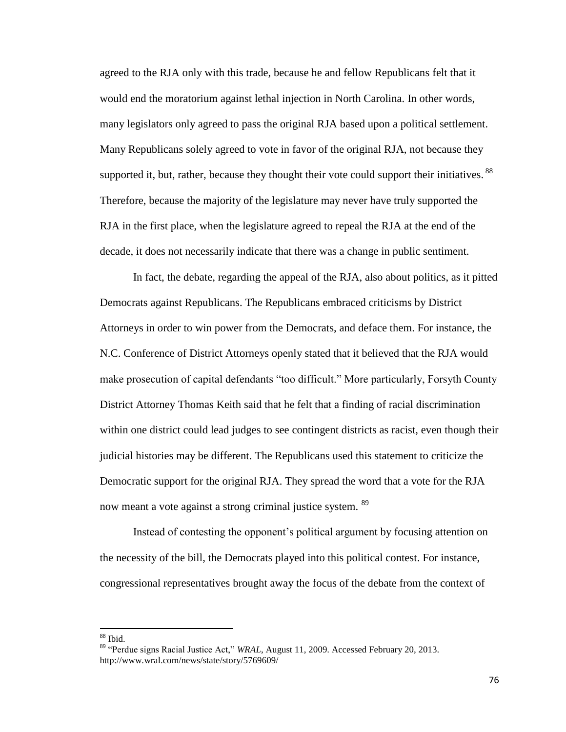agreed to the RJA only with this trade, because he and fellow Republicans felt that it would end the moratorium against lethal injection in North Carolina. In other words, many legislators only agreed to pass the original RJA based upon a political settlement. Many Republicans solely agreed to vote in favor of the original RJA, not because they supported it, but, rather, because they thought their vote could support their initiatives.[88] Therefore, because the majority of the legislature may never have truly supported the RJA in the first place, when the legislature agreed to repeal the RJA at the end of the decade, it does not necessarily indicate that there was a change in public sentiment.

In fact, the debate, regarding the appeal of the RJA, also about politics, as it pitted Democrats against Republicans. The Republicans embraced criticisms by District Attorneys in order to win power from the Democrats, and deface them. For instance, the N.C. Conference of District Attorneys openly stated that it believed that the RJA would make prosecution of capital defendants "too difficult." More particularly, Forsyth County District Attorney Thomas Keith said that he felt that a finding of racial discrimination within one district could lead judges to see contingent districts as racist, even though their judicial histories may be different. The Republicans used this statement to criticize the Democratic support for the original RJA. They spread the word that a vote for the RJA now meant a vote against a strong criminal justice system.[89]

Instead of contesting the opponent's political argument by focusing attention on the necessity of the bill, the Democrats played into this political contest. For instance, congressional representatives brought away the focus of the debate from the context of

---

[88] Ibid.

[89] "Perdue signs Racial Justice Act," *WRAL*, August 11, 2009. Accessed February 20, 2013. http://www.wral.com/news/state/story/5769609/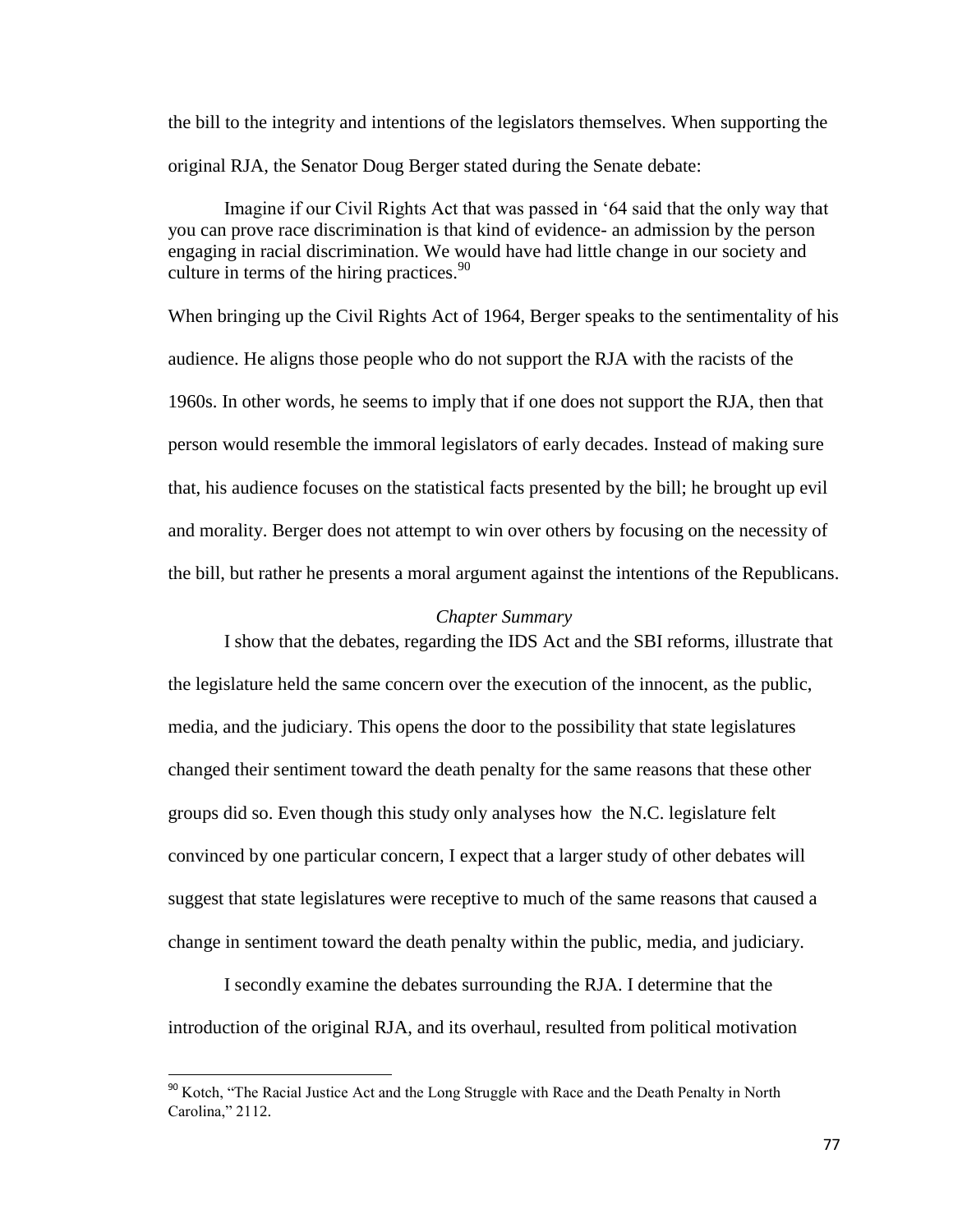the bill to the integrity and intentions of the legislators themselves. When supporting the original RJA, the Senator Doug Berger stated during the Senate debate:

> Imagine if our Civil Rights Act that was passed in '64 said that the only way that you can prove race discrimination is that kind of evidence- an admission by the person engaging in racial discrimination. We would have had little change in our society and culture in terms of the hiring practices.[90]

When bringing up the Civil Rights Act of 1964, Berger speaks to the sentimentality of his audience. He aligns those people who do not support the RJA with the racists of the 1960s. In other words, he seems to imply that if one does not support the RJA, then that person would resemble the immoral legislators of early decades. Instead of making sure that, his audience focuses on the statistical facts presented by the bill; he brought up evil and morality. Berger does not attempt to win over others by focusing on the necessity of the bill, but rather he presents a moral argument against the intentions of the Republicans.

### *Chapter Summary*

I show that the debates, regarding the IDS Act and the SBI reforms, illustrate that the legislature held the same concern over the execution of the innocent, as the public, media, and the judiciary. This opens the door to the possibility that state legislatures changed their sentiment toward the death penalty for the same reasons that these other groups did so. Even though this study only analyses how the N.C. legislature felt convinced by one particular concern, I expect that a larger study of other debates will suggest that state legislatures were receptive to much of the same reasons that caused a change in sentiment toward the death penalty within the public, media, and judiciary.

I secondly examine the debates surrounding the RJA. I determine that the introduction of the original RJA, and its overhaul, resulted from political motivation

---

[90] Kotch, "The Racial Justice Act and the Long Struggle with Race and the Death Penalty in North Carolina," 2112.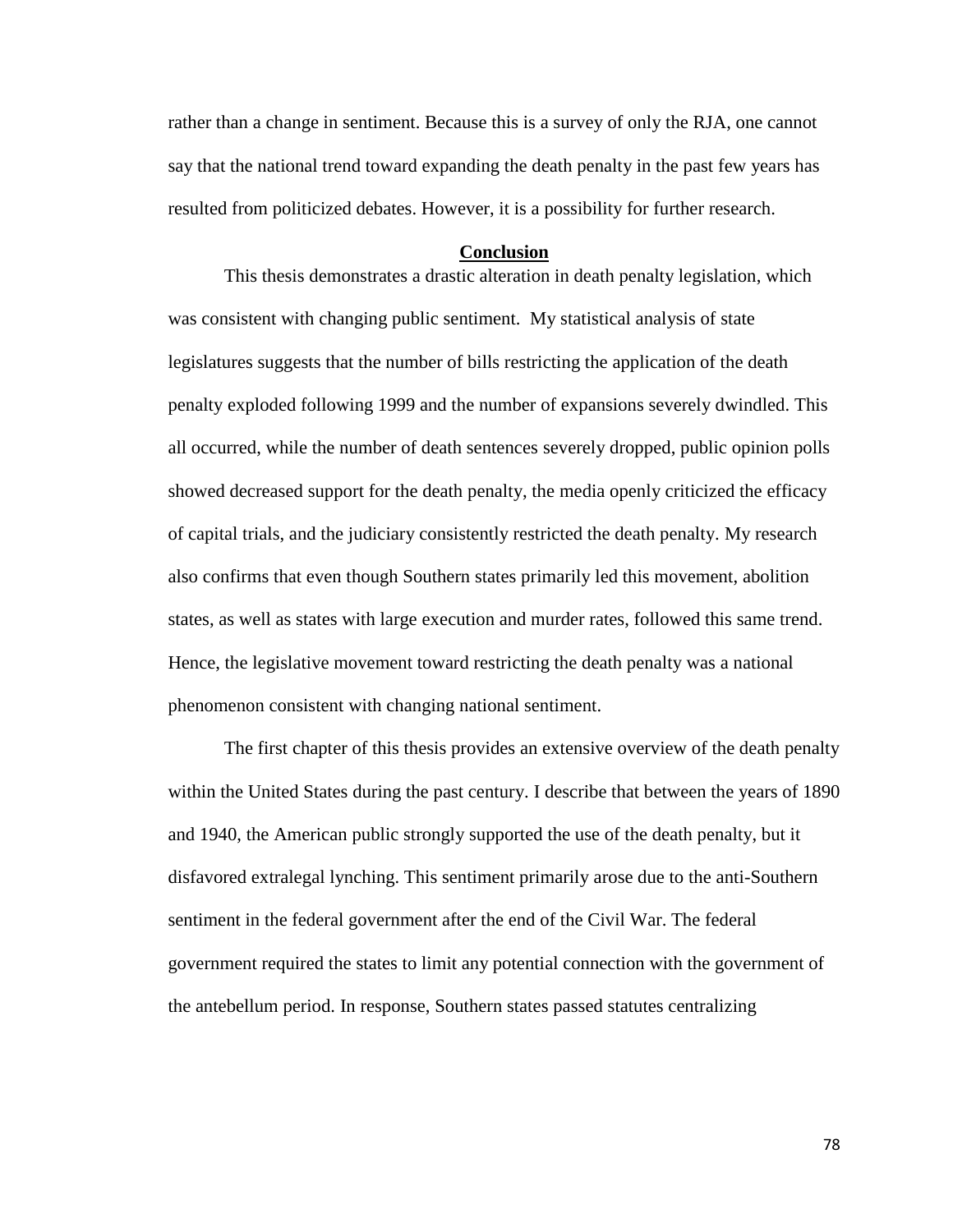rather than a change in sentiment. Because this is a survey of only the RJA, one cannot say that the national trend toward expanding the death penalty in the past few years has resulted from politicized debates. However, it is a possibility for further research.

## Conclusion

This thesis demonstrates a drastic alteration in death penalty legislation, which was consistent with changing public sentiment. My statistical analysis of state legislatures suggests that the number of bills restricting the application of the death penalty exploded following 1999 and the number of expansions severely dwindled. This all occurred, while the number of death sentences severely dropped, public opinion polls showed decreased support for the death penalty, the media openly criticized the efficacy of capital trials, and the judiciary consistently restricted the death penalty. My research also confirms that even though Southern states primarily led this movement, abolition states, as well as states with large execution and murder rates, followed this same trend. Hence, the legislative movement toward restricting the death penalty was a national phenomenon consistent with changing national sentiment.

The first chapter of this thesis provides an extensive overview of the death penalty within the United States during the past century. I describe that between the years of 1890 and 1940, the American public strongly supported the use of the death penalty, but it disfavored extralegal lynching. This sentiment primarily arose due to the anti-Southern sentiment in the federal government after the end of the Civil War. The federal government required the states to limit any potential connection with the government of the antebellum period. In response, Southern states passed statutes centralizing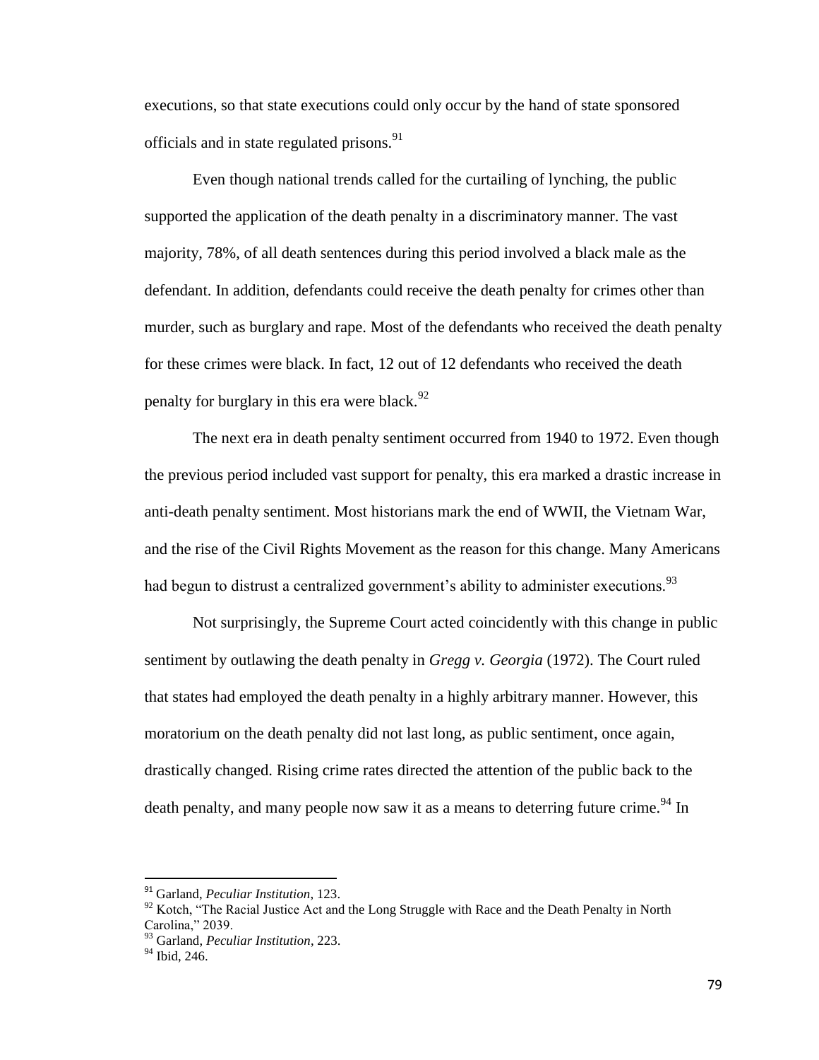executions, so that state executions could only occur by the hand of state sponsored officials and in state regulated prisons.[91]

Even though national trends called for the curtailing of lynching, the public supported the application of the death penalty in a discriminatory manner. The vast majority, 78%, of all death sentences during this period involved a black male as the defendant. In addition, defendants could receive the death penalty for crimes other than murder, such as burglary and rape. Most of the defendants who received the death penalty for these crimes were black. In fact, 12 out of 12 defendants who received the death penalty for burglary in this era were black.[92]

The next era in death penalty sentiment occurred from 1940 to 1972. Even though the previous period included vast support for penalty, this era marked a drastic increase in anti-death penalty sentiment. Most historians mark the end of WWII, the Vietnam War, and the rise of the Civil Rights Movement as the reason for this change. Many Americans had begun to distrust a centralized government's ability to administer executions.[93]

Not surprisingly, the Supreme Court acted coincidently with this change in public sentiment by outlawing the death penalty in *Gregg v. Georgia* (1972). The Court ruled that states had employed the death penalty in a highly arbitrary manner. However, this moratorium on the death penalty did not last long, as public sentiment, once again, drastically changed. Rising crime rates directed the attention of the public back to the death penalty, and many people now saw it as a means to deterring future crime.[94] In

---

[91] Garland, *Peculiar Institution*, 123.

[92] Kotch, "The Racial Justice Act and the Long Struggle with Race and the Death Penalty in North Carolina," 2039.

[93] Garland, *Peculiar Institution*, 223.

[94] Ibid, 246.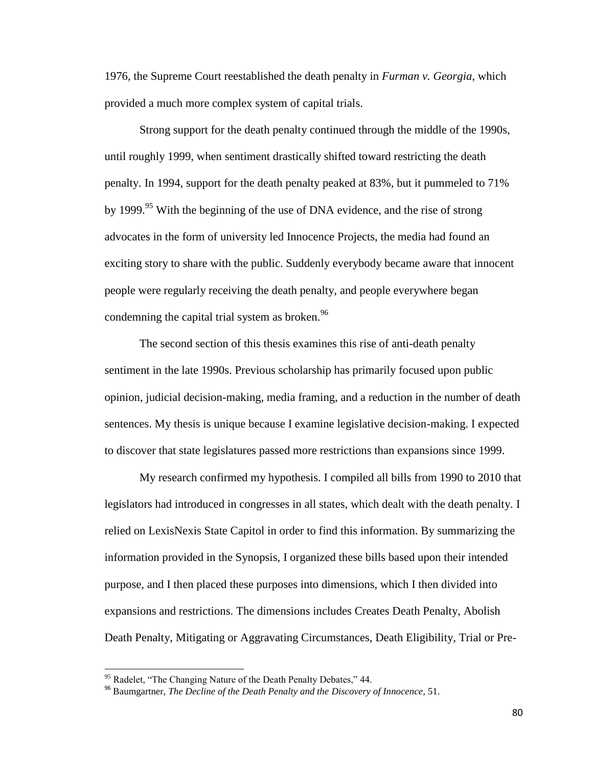1976, the Supreme Court reestablished the death penalty in *Furman v. Georgia*, which provided a much more complex system of capital trials.

Strong support for the death penalty continued through the middle of the 1990s, until roughly 1999, when sentiment drastically shifted toward restricting the death penalty. In 1994, support for the death penalty peaked at 83%, but it pummeled to 71% by 1999.[95] With the beginning of the use of DNA evidence, and the rise of strong advocates in the form of university led Innocence Projects, the media had found an exciting story to share with the public. Suddenly everybody became aware that innocent people were regularly receiving the death penalty, and people everywhere began condemning the capital trial system as broken.[96]

The second section of this thesis examines this rise of anti-death penalty sentiment in the late 1990s. Previous scholarship has primarily focused upon public opinion, judicial decision-making, media framing, and a reduction in the number of death sentences. My thesis is unique because I examine legislative decision-making. I expected to discover that state legislatures passed more restrictions than expansions since 1999.

My research confirmed my hypothesis. I compiled all bills from 1990 to 2010 that legislators had introduced in congresses in all states, which dealt with the death penalty. I relied on LexisNexis State Capitol in order to find this information. By summarizing the information provided in the Synopsis, I organized these bills based upon their intended purpose, and I then placed these purposes into dimensions, which I then divided into expansions and restrictions. The dimensions includes Creates Death Penalty, Abolish Death Penalty, Mitigating or Aggravating Circumstances, Death Eligibility, Trial or Pre-

---

[95] Radelet, "The Changing Nature of the Death Penalty Debates," 44.

[96] Baumgartner, *The Decline of the Death Penalty and the Discovery of Innocence*, 51.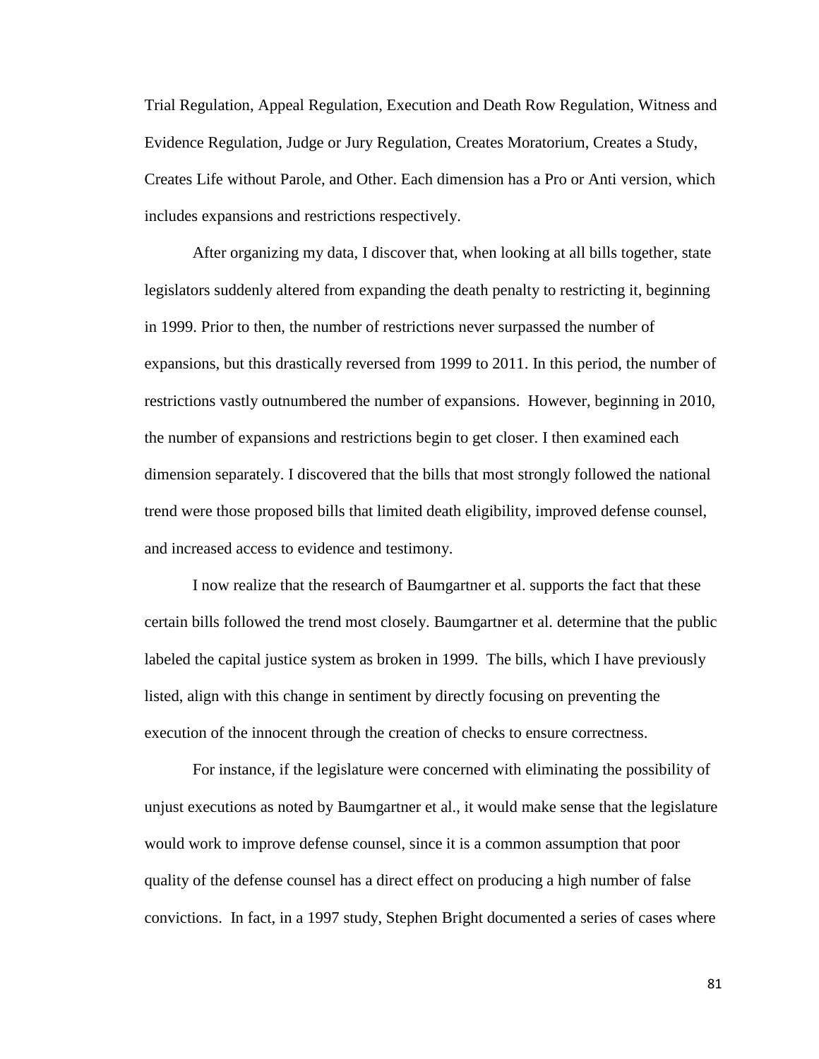Trial Regulation, Appeal Regulation, Execution and Death Row Regulation, Witness and Evidence Regulation, Judge or Jury Regulation, Creates Moratorium, Creates a Study, Creates Life without Parole, and Other. Each dimension has a Pro or Anti version, which includes expansions and restrictions respectively.

After organizing my data, I discover that, when looking at all bills together, state legislators suddenly altered from expanding the death penalty to restricting it, beginning in 1999. Prior to then, the number of restrictions never surpassed the number of expansions, but this drastically reversed from 1999 to 2011. In this period, the number of restrictions vastly outnumbered the number of expansions. However, beginning in 2010, the number of expansions and restrictions begin to get closer. I then examined each dimension separately. I discovered that the bills that most strongly followed the national trend were those proposed bills that limited death eligibility, improved defense counsel, and increased access to evidence and testimony.

I now realize that the research of Baumgartner et al. supports the fact that these certain bills followed the trend most closely. Baumgartner et al. determine that the public labeled the capital justice system as broken in 1999. The bills, which I have previously listed, align with this change in sentiment by directly focusing on preventing the execution of the innocent through the creation of checks to ensure correctness.

For instance, if the legislature were concerned with eliminating the possibility of unjust executions as noted by Baumgartner et al., it would make sense that the legislature would work to improve defense counsel, since it is a common assumption that poor quality of the defense counsel has a direct effect on producing a high number of false convictions. In fact, in a 1997 study, Stephen Bright documented a series of cases where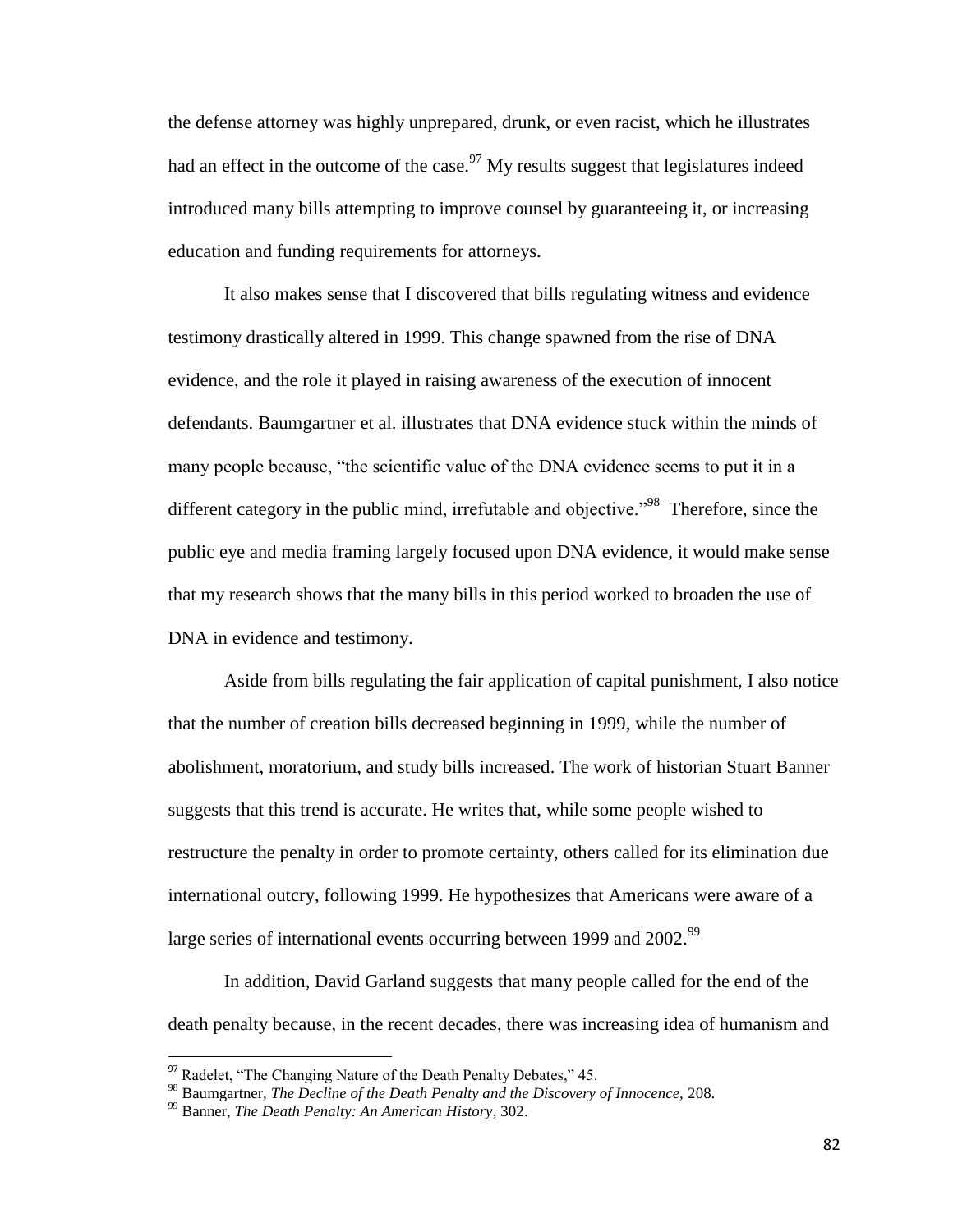the defense attorney was highly unprepared, drunk, or even racist, which he illustrates had an effect in the outcome of the case.[97] My results suggest that legislatures indeed introduced many bills attempting to improve counsel by guaranteeing it, or increasing education and funding requirements for attorneys.

It also makes sense that I discovered that bills regulating witness and evidence testimony drastically altered in 1999. This change spawned from the rise of DNA evidence, and the role it played in raising awareness of the execution of innocent defendants. Baumgartner et al. illustrates that DNA evidence stuck within the minds of many people because, "the scientific value of the DNA evidence seems to put it in a different category in the public mind, irrefutable and objective."[98] Therefore, since the public eye and media framing largely focused upon DNA evidence, it would make sense that my research shows that the many bills in this period worked to broaden the use of DNA in evidence and testimony.

Aside from bills regulating the fair application of capital punishment, I also notice that the number of creation bills decreased beginning in 1999, while the number of abolishment, moratorium, and study bills increased. The work of historian Stuart Banner suggests that this trend is accurate. He writes that, while some people wished to restructure the penalty in order to promote certainty, others called for its elimination due international outcry, following 1999. He hypothesizes that Americans were aware of a large series of international events occurring between 1999 and 2002.[99]

In addition, David Garland suggests that many people called for the end of the death penalty because, in the recent decades, there was increasing idea of humanism and

---

[97] Radelet, "The Changing Nature of the Death Penalty Debates," 45.

[98] Baumgartner, *The Decline of the Death Penalty and the Discovery of Innocence,* 208.

[99] Banner, *The Death Penalty: An American History*, 302.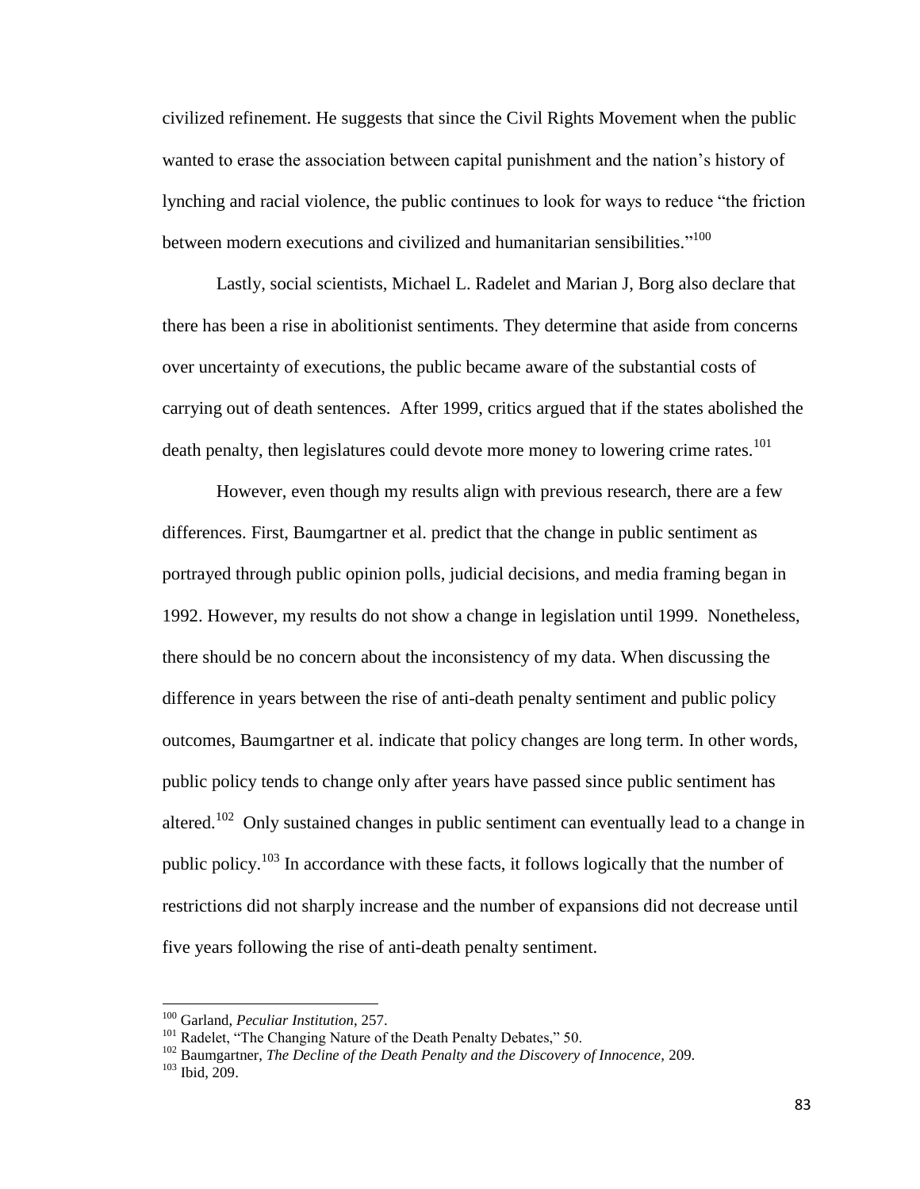civilized refinement. He suggests that since the Civil Rights Movement when the public wanted to erase the association between capital punishment and the nation's history of lynching and racial violence, the public continues to look for ways to reduce "the friction between modern executions and civilized and humanitarian sensibilities."[100]

Lastly, social scientists, Michael L. Radelet and Marian J, Borg also declare that there has been a rise in abolitionist sentiments. They determine that aside from concerns over uncertainty of executions, the public became aware of the substantial costs of carrying out of death sentences. After 1999, critics argued that if the states abolished the death penalty, then legislatures could devote more money to lowering crime rates.[101]

However, even though my results align with previous research, there are a few differences. First, Baumgartner et al. predict that the change in public sentiment as portrayed through public opinion polls, judicial decisions, and media framing began in 1992. However, my results do not show a change in legislation until 1999. Nonetheless, there should be no concern about the inconsistency of my data. When discussing the difference in years between the rise of anti-death penalty sentiment and public policy outcomes, Baumgartner et al. indicate that policy changes are long term. In other words, public policy tends to change only after years have passed since public sentiment has altered.[102] Only sustained changes in public sentiment can eventually lead to a change in public policy.[103] In accordance with these facts, it follows logically that the number of restrictions did not sharply increase and the number of expansions did not decrease until five years following the rise of anti-death penalty sentiment.

---

[100] Garland, *Peculiar Institution*, 257.

[101] Radelet, "The Changing Nature of the Death Penalty Debates," 50.

[102] Baumgartner, *The Decline of the Death Penalty and the Discovery of Innocence,* 209.

[103] Ibid, 209.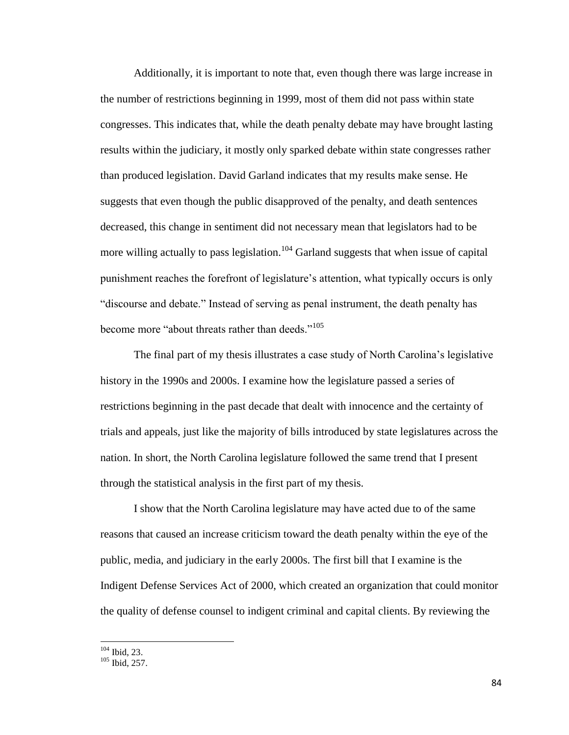Additionally, it is important to note that, even though there was large increase in the number of restrictions beginning in 1999, most of them did not pass within state congresses. This indicates that, while the death penalty debate may have brought lasting results within the judiciary, it mostly only sparked debate within state congresses rather than produced legislation. David Garland indicates that my results make sense. He suggests that even though the public disapproved of the penalty, and death sentences decreased, this change in sentiment did not necessary mean that legislators had to be more willing actually to pass legislation.[104] Garland suggests that when issue of capital punishment reaches the forefront of legislature's attention, what typically occurs is only "discourse and debate." Instead of serving as penal instrument, the death penalty has become more "about threats rather than deeds."[105]

The final part of my thesis illustrates a case study of North Carolina's legislative history in the 1990s and 2000s. I examine how the legislature passed a series of restrictions beginning in the past decade that dealt with innocence and the certainty of trials and appeals, just like the majority of bills introduced by state legislatures across the nation. In short, the North Carolina legislature followed the same trend that I present through the statistical analysis in the first part of my thesis.

I show that the North Carolina legislature may have acted due to of the same reasons that caused an increase criticism toward the death penalty within the eye of the public, media, and judiciary in the early 2000s. The first bill that I examine is the Indigent Defense Services Act of 2000, which created an organization that could monitor the quality of defense counsel to indigent criminal and capital clients. By reviewing the

---

[104] Ibid, 23.

[105] Ibid, 257.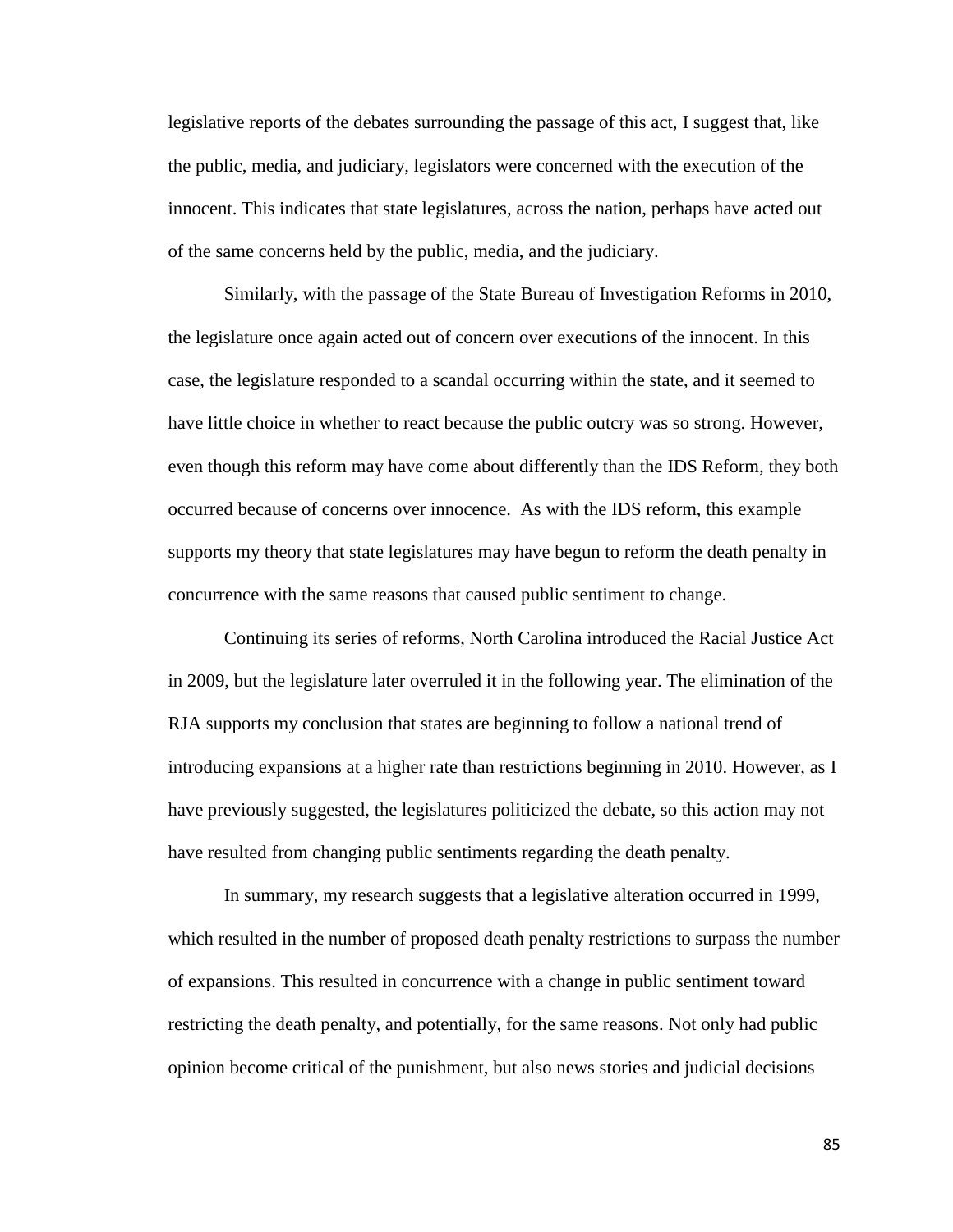legislative reports of the debates surrounding the passage of this act, I suggest that, like the public, media, and judiciary, legislators were concerned with the execution of the innocent. This indicates that state legislatures, across the nation, perhaps have acted out of the same concerns held by the public, media, and the judiciary.

Similarly, with the passage of the State Bureau of Investigation Reforms in 2010, the legislature once again acted out of concern over executions of the innocent. In this case, the legislature responded to a scandal occurring within the state, and it seemed to have little choice in whether to react because the public outcry was so strong. However, even though this reform may have come about differently than the IDS Reform, they both occurred because of concerns over innocence. As with the IDS reform, this example supports my theory that state legislatures may have begun to reform the death penalty in concurrence with the same reasons that caused public sentiment to change.

Continuing its series of reforms, North Carolina introduced the Racial Justice Act in 2009, but the legislature later overruled it in the following year. The elimination of the RJA supports my conclusion that states are beginning to follow a national trend of introducing expansions at a higher rate than restrictions beginning in 2010. However, as I have previously suggested, the legislatures politicized the debate, so this action may not have resulted from changing public sentiments regarding the death penalty.

In summary, my research suggests that a legislative alteration occurred in 1999, which resulted in the number of proposed death penalty restrictions to surpass the number of expansions. This resulted in concurrence with a change in public sentiment toward restricting the death penalty, and potentially, for the same reasons. Not only had public opinion become critical of the punishment, but also news stories and judicial decisions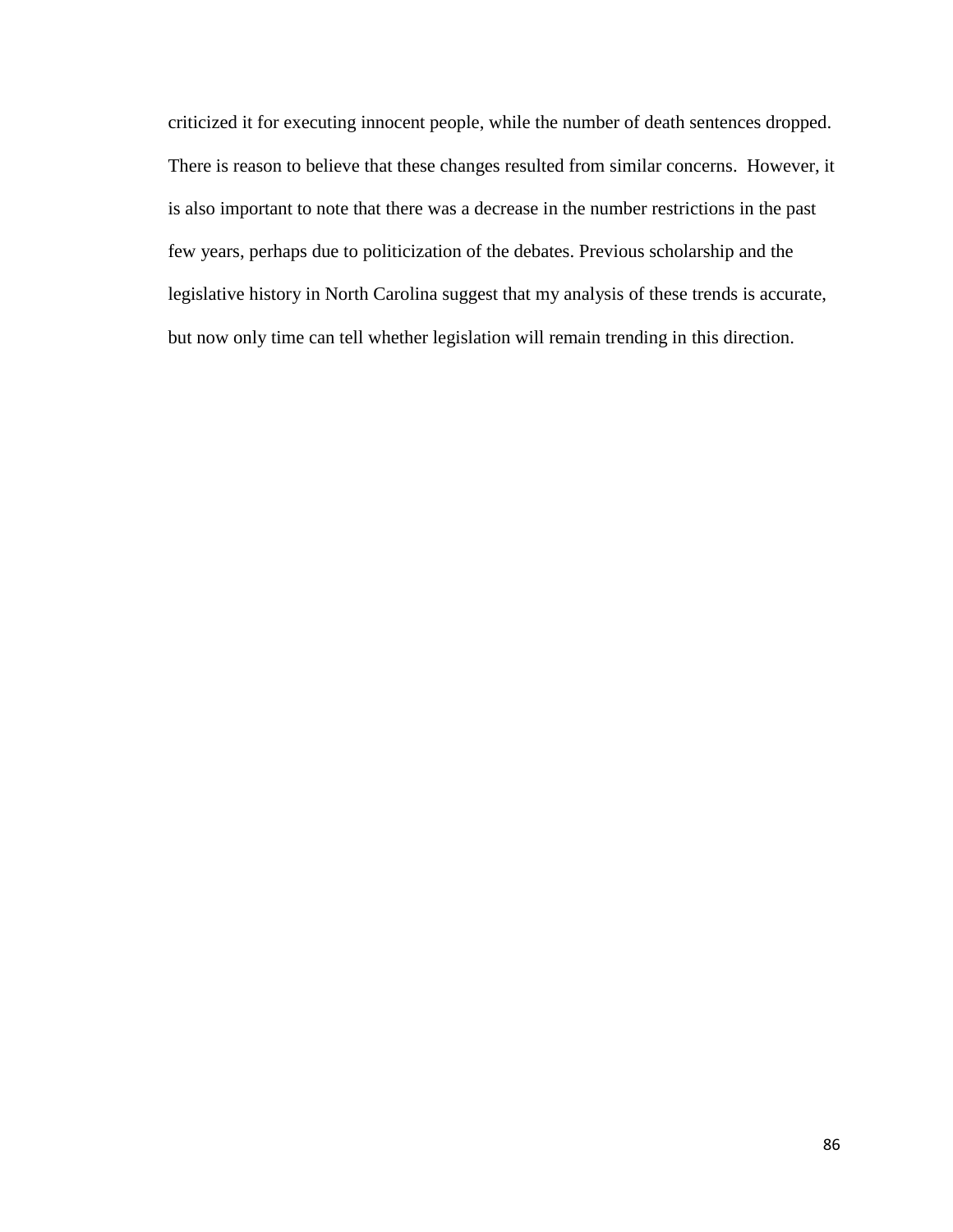criticized it for executing innocent people, while the number of death sentences dropped. There is reason to believe that these changes resulted from similar concerns. However, it is also important to note that there was a decrease in the number restrictions in the past few years, perhaps due to politicization of the debates. Previous scholarship and the legislative history in North Carolina suggest that my analysis of these trends is accurate, but now only time can tell whether legislation will remain trending in this direction.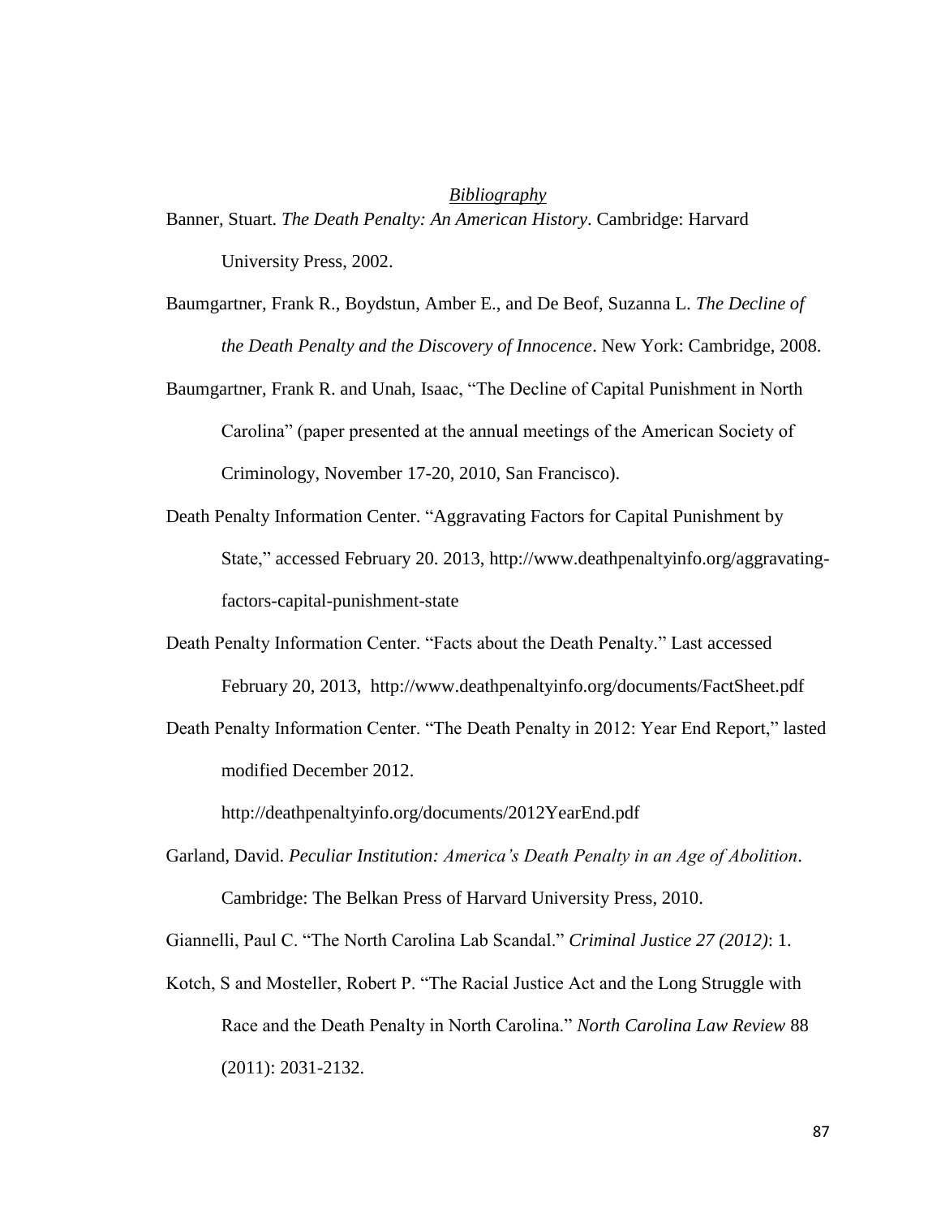## *Bibliography*

Banner, Stuart. *The Death Penalty: An American History*. Cambridge: Harvard University Press, 2002.

Baumgartner, Frank R., Boydstun, Amber E., and De Beof, Suzanna L. *The Decline of the Death Penalty and the Discovery of Innocence*. New York: Cambridge, 2008.

Baumgartner, Frank R. and Unah, Isaac, "The Decline of Capital Punishment in North Carolina" (paper presented at the annual meetings of the American Society of Criminology, November 17-20, 2010, San Francisco).

Death Penalty Information Center. "Aggravating Factors for Capital Punishment by State," accessed February 20. 2013, http://www.deathpenaltyinfo.org/aggravating-factors-capital-punishment-state

Death Penalty Information Center. "Facts about the Death Penalty." Last accessed February 20, 2013, http://www.deathpenaltyinfo.org/documents/FactSheet.pdf

Death Penalty Information Center. "The Death Penalty in 2012: Year End Report," lasted modified December 2012. http://deathpenaltyinfo.org/documents/2012YearEnd.pdf

Garland, David. *Peculiar Institution: America's Death Penalty in an Age of Abolition*. Cambridge: The Belkan Press of Harvard University Press, 2010.

Giannelli, Paul C. "The North Carolina Lab Scandal." *Criminal Justice 27 (2012)*: 1.

Kotch, S and Mosteller, Robert P. "The Racial Justice Act and the Long Struggle with Race and the Death Penalty in North Carolina." *North Carolina Law Review* 88 (2011): 2031-2132.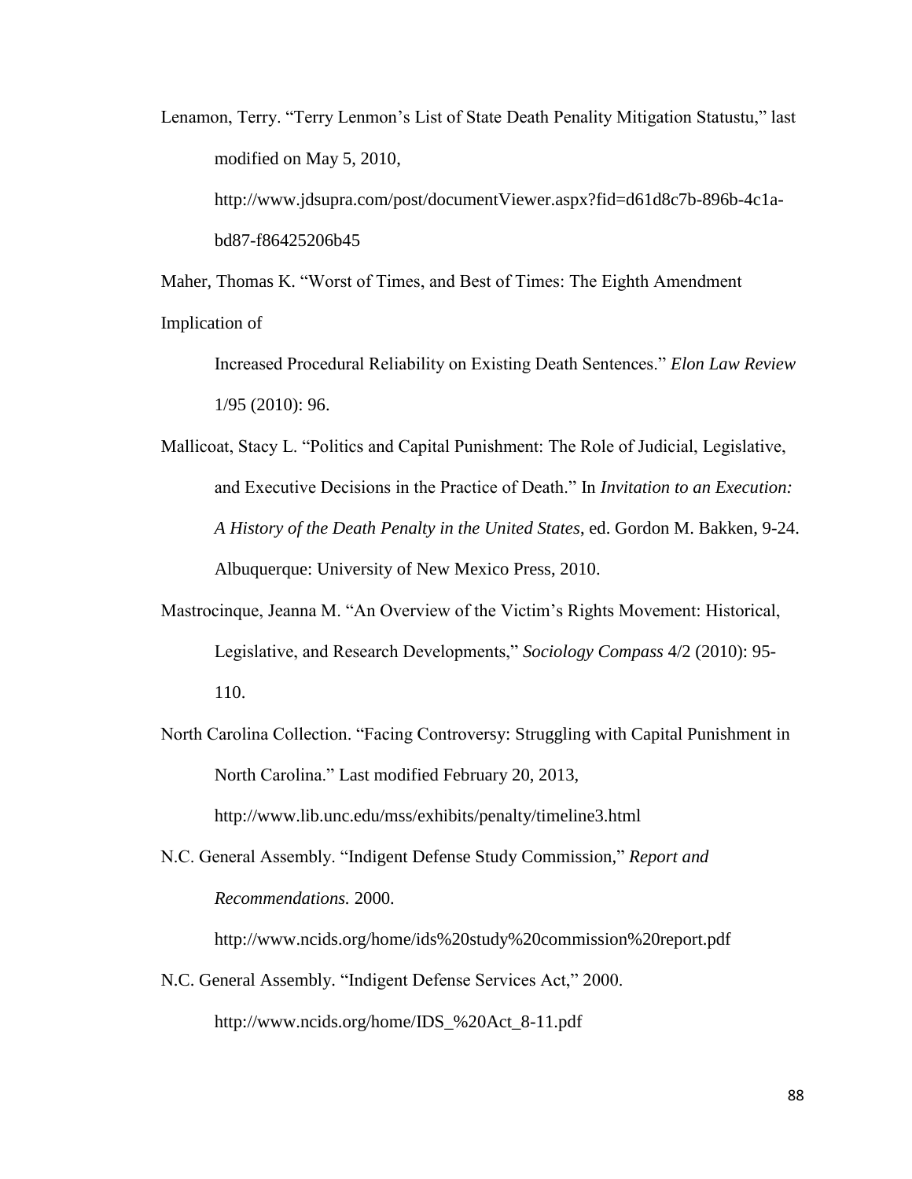Lenamon, Terry. "Terry Lenmon's List of State Death Penality Mitigation Statustu," last modified on May 5, 2010, http://www.jdsupra.com/post/documentViewer.aspx?fid=d61d8c7b-896b-4c1a-bd87-f86425206b45

Maher, Thomas K. "Worst of Times, and Best of Times: The Eighth Amendment Implication of Increased Procedural Reliability on Existing Death Sentences." *Elon Law Review* 1/95 (2010): 96.

Mallicoat, Stacy L. "Politics and Capital Punishment: The Role of Judicial, Legislative, and Executive Decisions in the Practice of Death." In *Invitation to an Execution: A History of the Death Penalty in the United States*, ed. Gordon M. Bakken, 9-24. Albuquerque: University of New Mexico Press, 2010.

Mastrocinque, Jeanna M. "An Overview of the Victim's Rights Movement: Historical, Legislative, and Research Developments," *Sociology Compass* 4/2 (2010): 95-110.

North Carolina Collection. "Facing Controversy: Struggling with Capital Punishment in North Carolina." Last modified February 20, 2013, http://www.lib.unc.edu/mss/exhibits/penalty/timeline3.html

N.C. General Assembly. "Indigent Defense Study Commission," *Report and Recommendations.* 2000. http://www.ncids.org/home/ids%20study%20commission%20report.pdf

N.C. General Assembly. "Indigent Defense Services Act," 2000. http://www.ncids.org/home/IDS_%20Act_8-11.pdf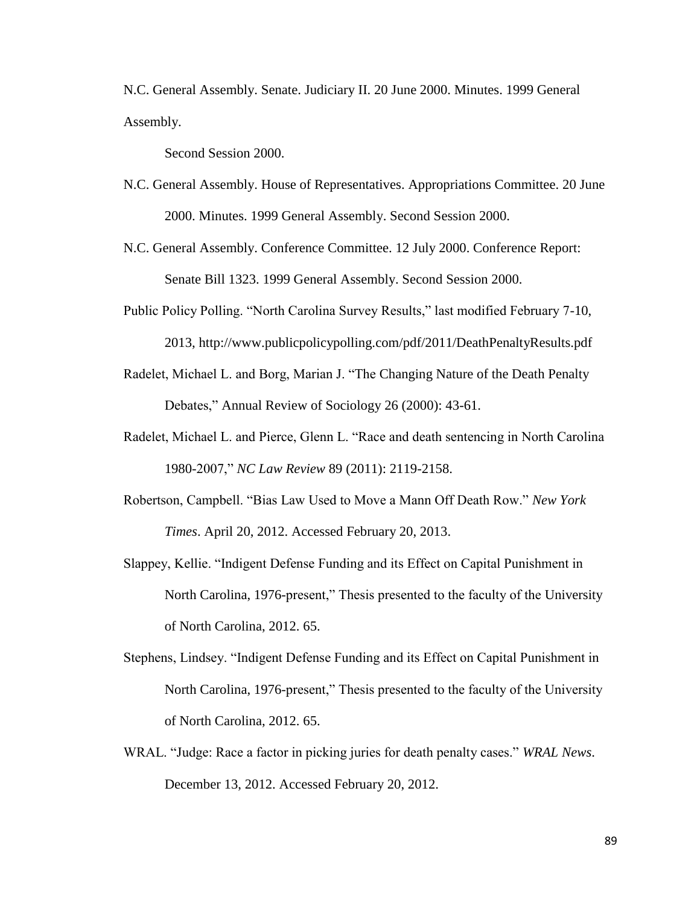N.C. General Assembly. Senate. Judiciary II. 20 June 2000. Minutes. 1999 General Assembly.

Second Session 2000.

N.C. General Assembly. House of Representatives. Appropriations Committee. 20 June 2000. Minutes. 1999 General Assembly. Second Session 2000.

N.C. General Assembly. Conference Committee. 12 July 2000. Conference Report: Senate Bill 1323. 1999 General Assembly. Second Session 2000.

Public Policy Polling. "North Carolina Survey Results," last modified February 7-10, 2013, http://www.publicpolicypolling.com/pdf/2011/DeathPenaltyResults.pdf

Radelet, Michael L. and Borg, Marian J. "The Changing Nature of the Death Penalty Debates," Annual Review of Sociology 26 (2000): 43-61.

Radelet, Michael L. and Pierce, Glenn L. "Race and death sentencing in North Carolina 1980-2007," *NC Law Review* 89 (2011): 2119-2158.

Robertson, Campbell. "Bias Law Used to Move a Mann Off Death Row." *New York Times*. April 20, 2012. Accessed February 20, 2013.

Slappey, Kellie. "Indigent Defense Funding and its Effect on Capital Punishment in North Carolina, 1976-present," Thesis presented to the faculty of the University of North Carolina, 2012. 65.

Stephens, Lindsey. "Indigent Defense Funding and its Effect on Capital Punishment in North Carolina, 1976-present," Thesis presented to the faculty of the University of North Carolina, 2012. 65.

WRAL. "Judge: Race a factor in picking juries for death penalty cases." *WRAL News*. December 13, 2012. Accessed February 20, 2012.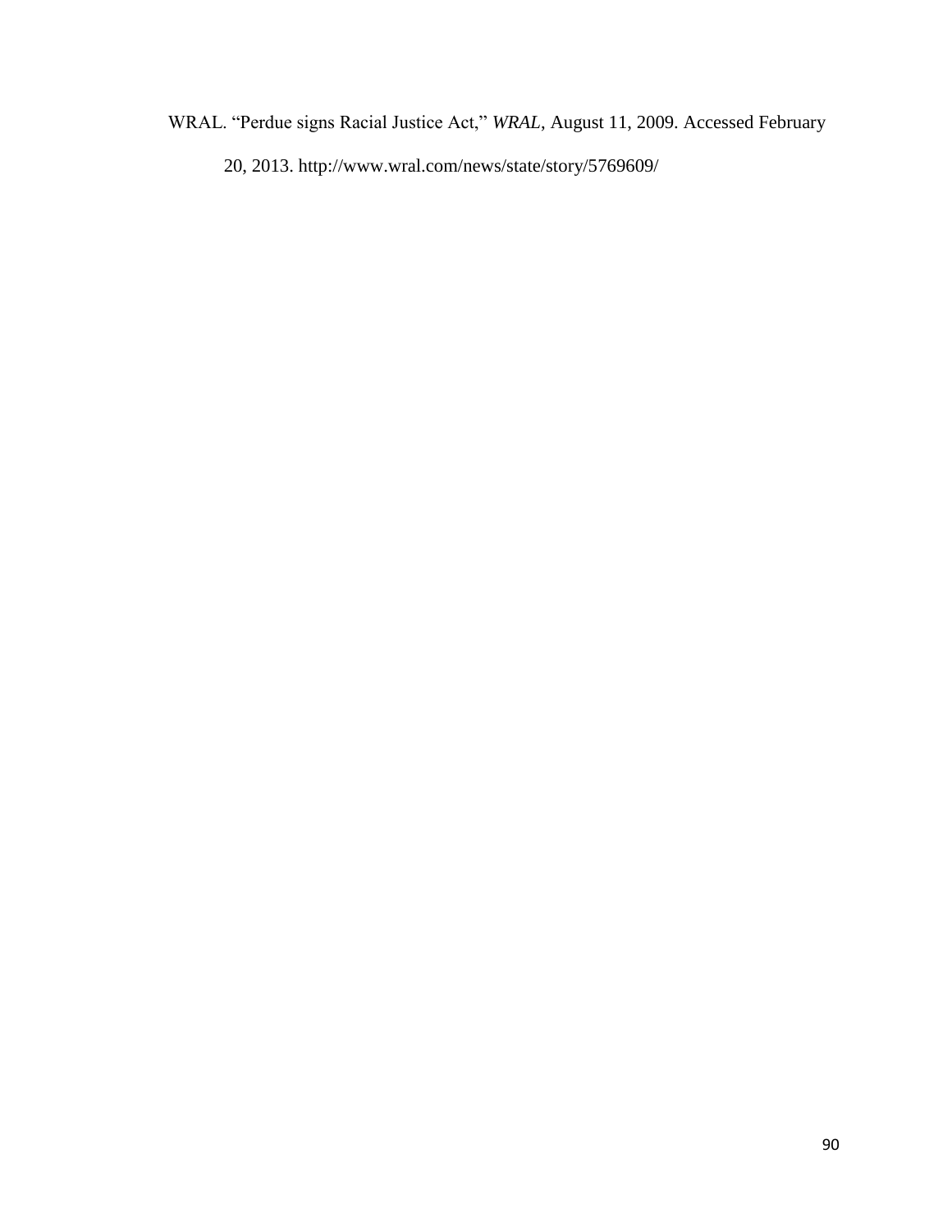WRAL. “Perdue signs Racial Justice Act,” *WRAL*, August 11, 2009. Accessed February 20, 2013. http://www.wral.com/news/state/story/5769609/